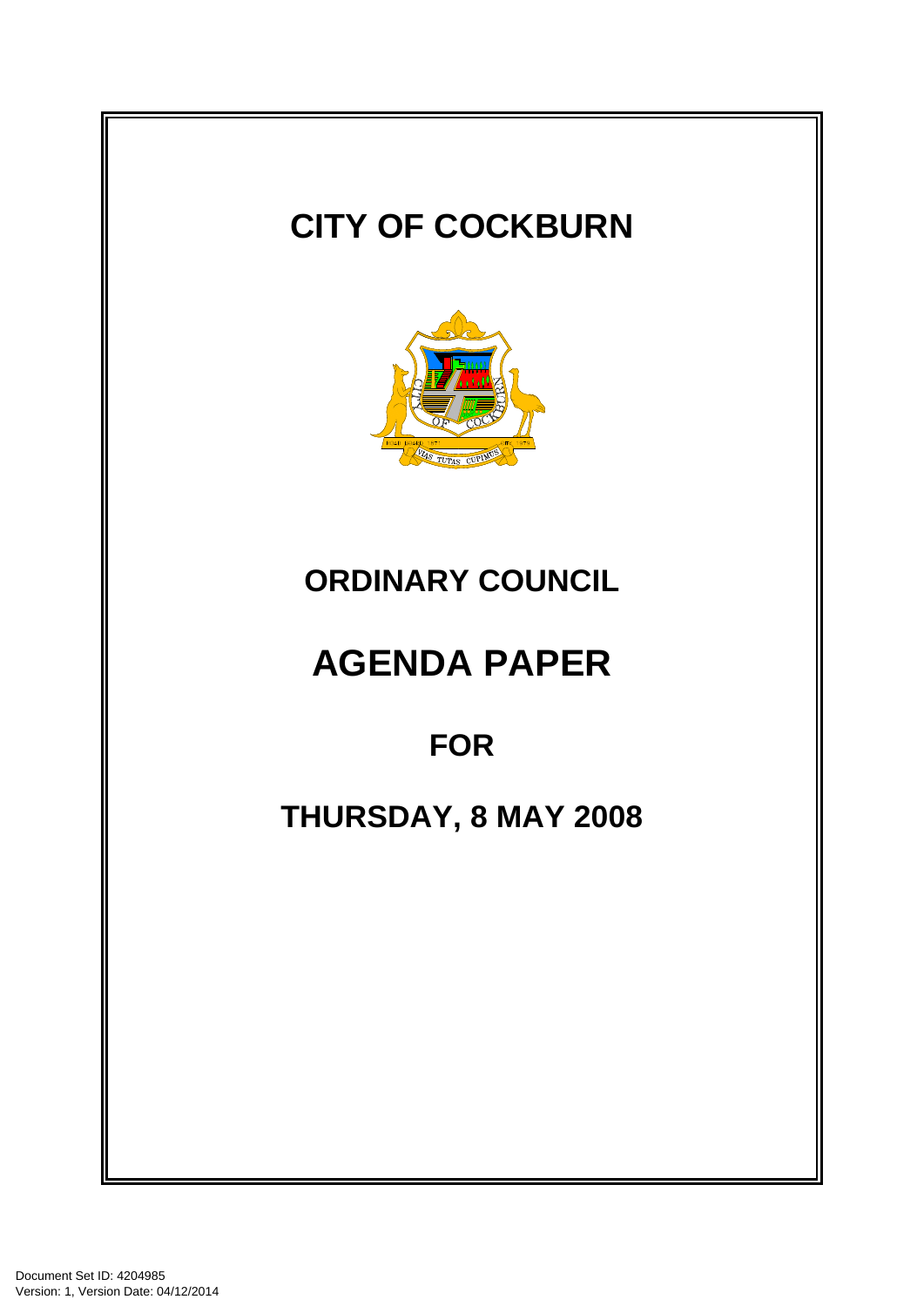# CITY OF COCKBURN

## ORDINARY COUNCIL

# AGENDA PAPER

## FOR

## THURSDAY, 8 MAY 2008

Document Set ID: 4204985
Version: 1, Version Date: 04/12/2014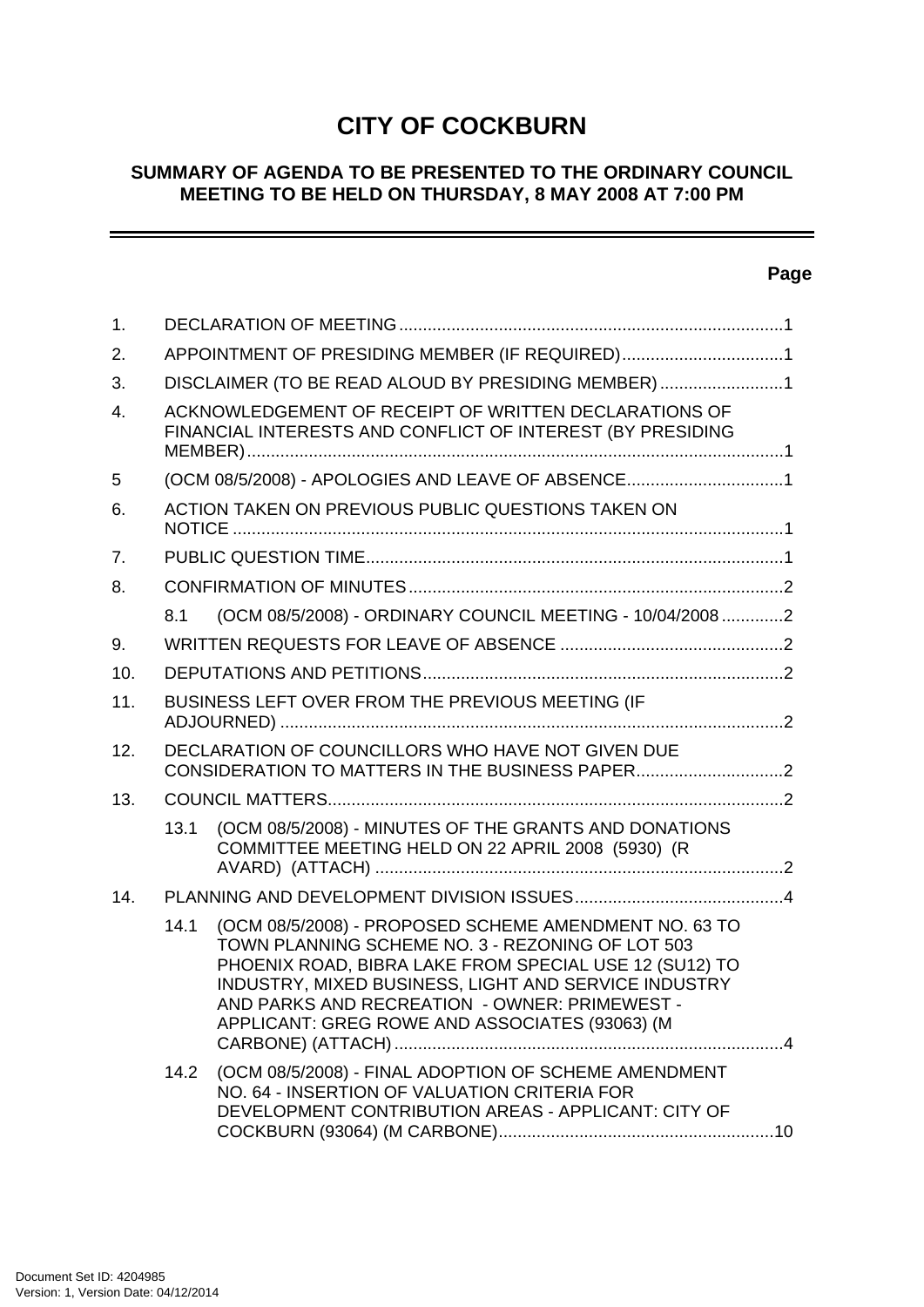# CITY OF COCKBURN

## SUMMARY OF AGENDA TO BE PRESENTED TO THE ORDINARY COUNCIL MEETING TO BE HELD ON THURSDAY, 8 MAY 2008 AT 7:00 PM

---

**Page**

1. DECLARATION OF MEETING ....................................................................................1
2. APPOINTMENT OF PRESIDING MEMBER (IF REQUIRED) ..................................1
3. DISCLAIMER (TO BE READ ALOUD BY PRESIDING MEMBER) ..........................1
4. ACKNOWLEDGEMENT OF RECEIPT OF WRITTEN DECLARATIONS OF FINANCIAL INTERESTS AND CONFLICT OF INTEREST (BY PRESIDING MEMBER) ....................................................................................................................1
5 (OCM 08/5/2008) - APOLOGIES AND LEAVE OF ABSENCE.................................1
6. ACTION TAKEN ON PREVIOUS PUBLIC QUESTIONS TAKEN ON NOTICE ......................................................................................................................1
7. PUBLIC QUESTION TIME.........................................................................................1
8. CONFIRMATION OF MINUTES ................................................................................2
   - 8.1 (OCM 08/5/2008) - ORDINARY COUNCIL MEETING - 10/04/2008 .............2
9. WRITTEN REQUESTS FOR LEAVE OF ABSENCE ...............................................2
10. DEPUTATIONS AND PETITIONS .............................................................................2
11. BUSINESS LEFT OVER FROM THE PREVIOUS MEETING (IF ADJOURNED) ...........................................................................................................2
12. DECLARATION OF COUNCILLORS WHO HAVE NOT GIVEN DUE CONSIDERATION TO MATTERS IN THE BUSINESS PAPER...............................2
13. COUNCIL MATTERS.................................................................................................2
   - 13.1 (OCM 08/5/2008) - MINUTES OF THE GRANTS AND DONATIONS COMMITTEE MEETING HELD ON 22 APRIL 2008 (5930) (R AVARD) (ATTACH) ......................................................................................2
14. PLANNING AND DEVELOPMENT DIVISION ISSUES ............................................4
   - 14.1 (OCM 08/5/2008) - PROPOSED SCHEME AMENDMENT NO. 63 TO TOWN PLANNING SCHEME NO. 3 - REZONING OF LOT 503 PHOENIX ROAD, BIBRA LAKE FROM SPECIAL USE 12 (SU12) TO INDUSTRY, MIXED BUSINESS, LIGHT AND SERVICE INDUSTRY AND PARKS AND RECREATION - OWNER: PRIMEWEST - APPLICANT: GREG ROWE AND ASSOCIATES (93063) (M CARBONE) (ATTACH) ..................................................................................4
   - 14.2 (OCM 08/5/2008) - FINAL ADOPTION OF SCHEME AMENDMENT NO. 64 - INSERTION OF VALUATION CRITERIA FOR DEVELOPMENT CONTRIBUTION AREAS - APPLICANT: CITY OF COCKBURN (93064) (M CARBONE)..........................................................10

Document Set ID: 4204985
Version: 1, Version Date: 04/12/2014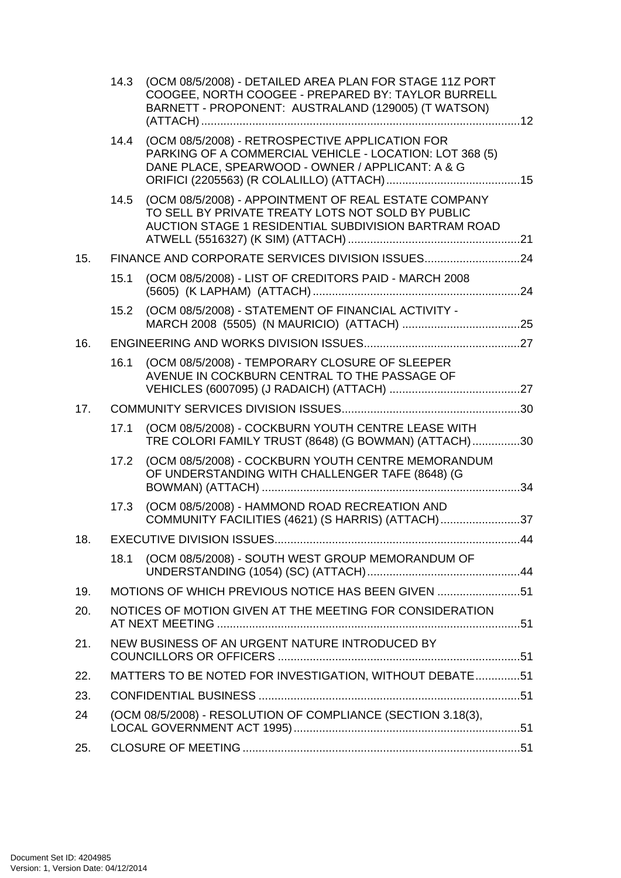14.3 (OCM 08/5/2008) - DETAILED AREA PLAN FOR STAGE 11Z PORT COOGEE, NORTH COOGEE - PREPARED BY: TAYLOR BURRELL BARNETT - PROPONENT: AUSTRALAND (129005) (T WATSON) (ATTACH) ....................................................................................................12

14.4 (OCM 08/5/2008) - RETROSPECTIVE APPLICATION FOR PARKING OF A COMMERCIAL VEHICLE - LOCATION: LOT 368 (5) DANE PLACE, SPEARWOOD - OWNER / APPLICANT: A & G ORIFICI (2205563) (R COLALILLO) (ATTACH)..........................................15

14.5 (OCM 08/5/2008) - APPOINTMENT OF REAL ESTATE COMPANY TO SELL BY PRIVATE TREATY LOTS NOT SOLD BY PUBLIC AUCTION STAGE 1 RESIDENTIAL SUBDIVISION BARTRAM ROAD ATWELL (5516327) (K SIM) (ATTACH) ......................................................21

15. FINANCE AND CORPORATE SERVICES DIVISION ISSUES..............................24

15.1 (OCM 08/5/2008) - LIST OF CREDITORS PAID - MARCH 2008 (5605) (K LAPHAM) (ATTACH) .................................................................24

15.2 (OCM 08/5/2008) - STATEMENT OF FINANCIAL ACTIVITY - MARCH 2008 (5505) (N MAURICIO) (ATTACH) .....................................25

16. ENGINEERING AND WORKS DIVISION ISSUES.................................................27

16.1 (OCM 08/5/2008) - TEMPORARY CLOSURE OF SLEEPER AVENUE IN COCKBURN CENTRAL TO THE PASSAGE OF VEHICLES (6007095) (J RADAICH) (ATTACH) .........................................27

17. COMMUNITY SERVICES DIVISION ISSUES........................................................30

17.1 (OCM 08/5/2008) - COCKBURN YOUTH CENTRE LEASE WITH TRE COLORI FAMILY TRUST (8648) (G BOWMAN) (ATTACH)...............30

17.2 (OCM 08/5/2008) - COCKBURN YOUTH CENTRE MEMORANDUM OF UNDERSTANDING WITH CHALLENGER TAFE (8648) (G BOWMAN) (ATTACH) .................................................................................34

17.3 (OCM 08/5/2008) - HAMMOND ROAD RECREATION AND COMMUNITY FACILITIES (4621) (S HARRIS) (ATTACH).........................37

18. EXECUTIVE DIVISION ISSUES.............................................................................44

18.1 (OCM 08/5/2008) - SOUTH WEST GROUP MEMORANDUM OF UNDERSTANDING (1054) (SC) (ATTACH)................................................44

19. MOTIONS OF WHICH PREVIOUS NOTICE HAS BEEN GIVEN ..........................51

20. NOTICES OF MOTION GIVEN AT THE MEETING FOR CONSIDERATION AT NEXT MEETING ...............................................................................................51

21. NEW BUSINESS OF AN URGENT NATURE INTRODUCED BY COUNCILLORS OR OFFICERS ............................................................................51

22. MATTERS TO BE NOTED FOR INVESTIGATION, WITHOUT DEBATE..............51

23. CONFIDENTIAL BUSINESS ..................................................................................51

24 (OCM 08/5/2008) - RESOLUTION OF COMPLIANCE (SECTION 3.18(3), LOCAL GOVERNMENT ACT 1995).......................................................................51

25. CLOSURE OF MEETING .......................................................................................51

Document Set ID: 4204985
Version: 1, Version Date: 04/12/2014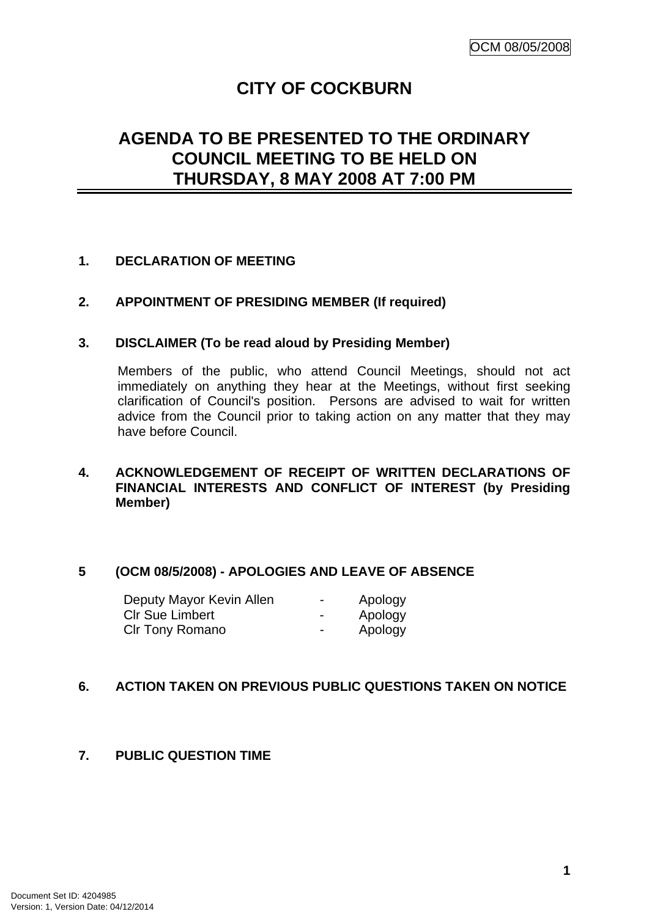OCM 08/05/2008

# CITY OF COCKBURN

## AGENDA TO BE PRESENTED TO THE ORDINARY COUNCIL MEETING TO BE HELD ON THURSDAY, 8 MAY 2008 AT 7:00 PM

**1. DECLARATION OF MEETING**

**2. APPOINTMENT OF PRESIDING MEMBER (If required)**

**3. DISCLAIMER (To be read aloud by Presiding Member)**

Members of the public, who attend Council Meetings, should not act immediately on anything they hear at the Meetings, without first seeking clarification of Council's position. Persons are advised to wait for written advice from the Council prior to taking action on any matter that they may have before Council.

**4. ACKNOWLEDGEMENT OF RECEIPT OF WRITTEN DECLARATIONS OF FINANCIAL INTERESTS AND CONFLICT OF INTEREST (by Presiding Member)**

**5 (OCM 08/5/2008) - APOLOGIES AND LEAVE OF ABSENCE**

| | | |
|---|---|---|
| Deputy Mayor Kevin Allen | - | Apology |
| Clr Sue Limbert | - | Apology |
| Clr Tony Romano | - | Apology |

**6. ACTION TAKEN ON PREVIOUS PUBLIC QUESTIONS TAKEN ON NOTICE**

**7. PUBLIC QUESTION TIME**

Document Set ID: 4204985
Version: 1, Version Date: 04/12/2014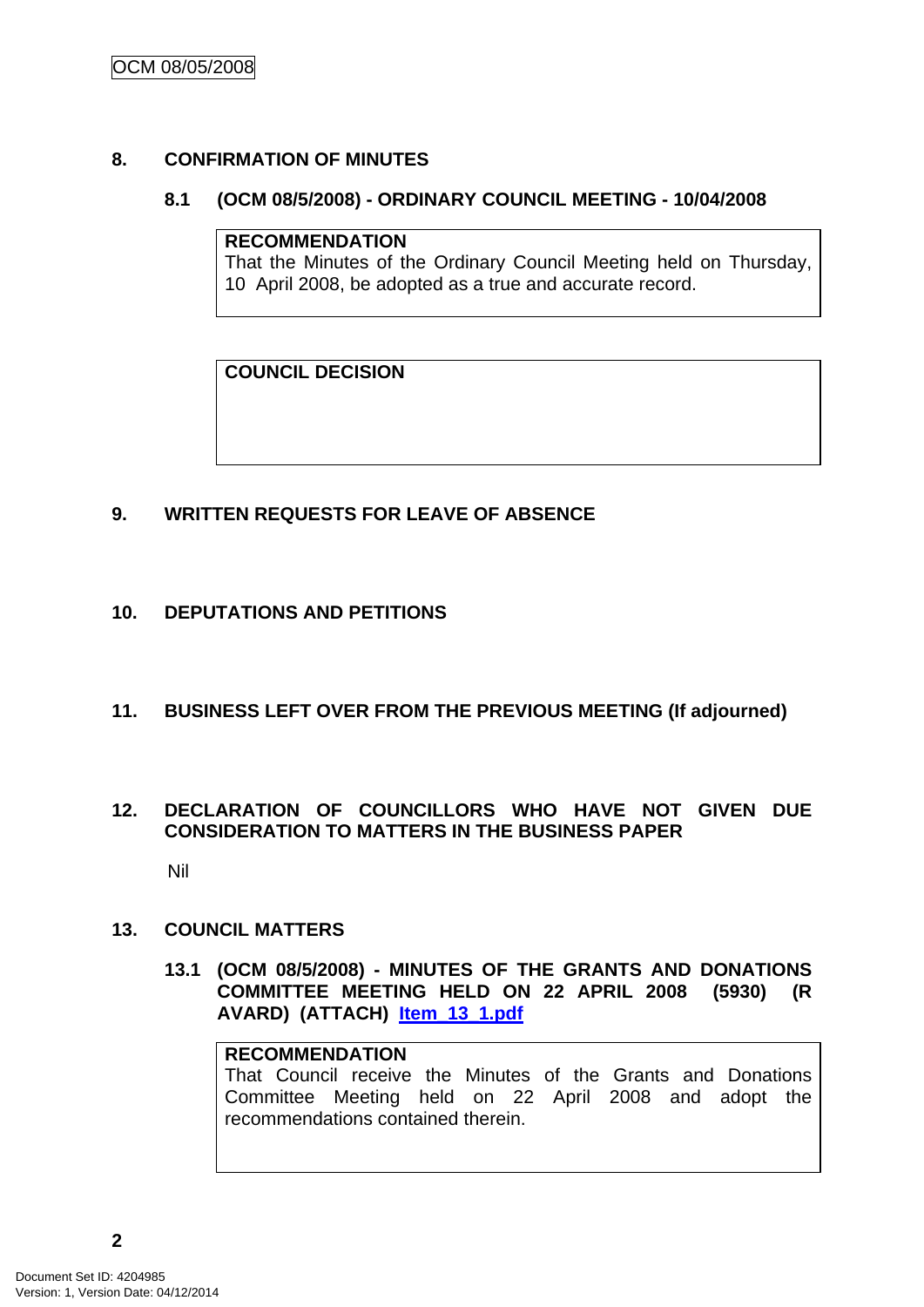## 8. CONFIRMATION OF MINUTES

### 8.1 (OCM 08/5/2008) - ORDINARY COUNCIL MEETING - 10/04/2008

**RECOMMENDATION**
That the Minutes of the Ordinary Council Meeting held on Thursday, 10 April 2008, be adopted as a true and accurate record.

**COUNCIL DECISION**

## 9. WRITTEN REQUESTS FOR LEAVE OF ABSENCE

## 10. DEPUTATIONS AND PETITIONS

## 11. BUSINESS LEFT OVER FROM THE PREVIOUS MEETING (If adjourned)

## 12. DECLARATION OF COUNCILLORS WHO HAVE NOT GIVEN DUE CONSIDERATION TO MATTERS IN THE BUSINESS PAPER

Nil

## 13. COUNCIL MATTERS

### 13.1 (OCM 08/5/2008) - MINUTES OF THE GRANTS AND DONATIONS COMMITTEE MEETING HELD ON 22 APRIL 2008 (5930) (R AVARD) (ATTACH) Item_13_1.pdf

**RECOMMENDATION**
That Council receive the Minutes of the Grants and Donations Committee Meeting held on 22 April 2008 and adopt the recommendations contained therein.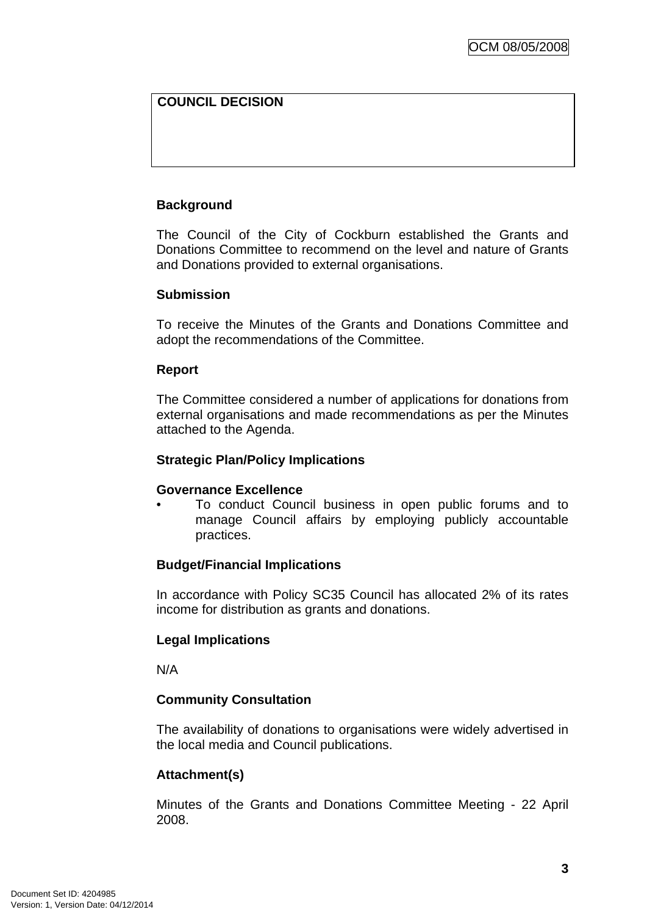| COUNCIL DECISION |
| --- |
| |

**Background**

The Council of the City of Cockburn established the Grants and Donations Committee to recommend on the level and nature of Grants and Donations provided to external organisations.

**Submission**

To receive the Minutes of the Grants and Donations Committee and adopt the recommendations of the Committee.

**Report**

The Committee considered a number of applications for donations from external organisations and made recommendations as per the Minutes attached to the Agenda.

**Strategic Plan/Policy Implications**

**Governance Excellence**

- To conduct Council business in open public forums and to manage Council affairs by employing publicly accountable practices.

**Budget/Financial Implications**

In accordance with Policy SC35 Council has allocated 2% of its rates income for distribution as grants and donations.

**Legal Implications**

N/A

**Community Consultation**

The availability of donations to organisations were widely advertised in the local media and Council publications.

**Attachment(s)**

Minutes of the Grants and Donations Committee Meeting - 22 April 2008.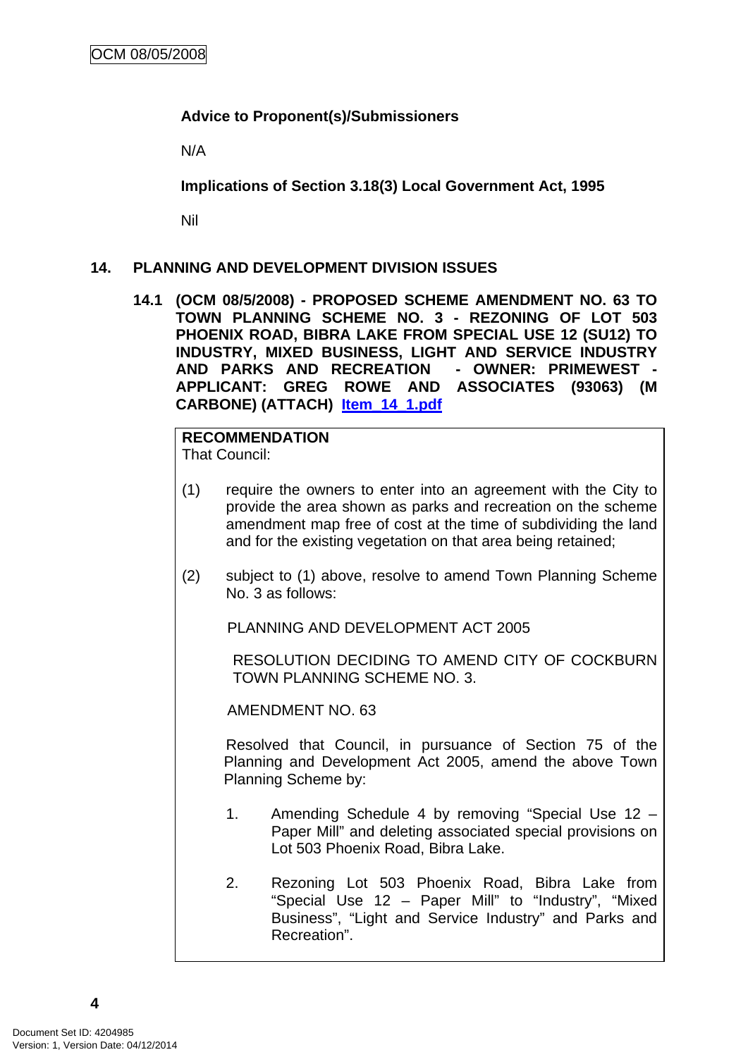**Advice to Proponent(s)/Submissioners**

N/A

**Implications of Section 3.18(3) Local Government Act, 1995**

Nil

## 14. PLANNING AND DEVELOPMENT DIVISION ISSUES

### 14.1 (OCM 08/5/2008) - PROPOSED SCHEME AMENDMENT NO. 63 TO TOWN PLANNING SCHEME NO. 3 - REZONING OF LOT 503 PHOENIX ROAD, BIBRA LAKE FROM SPECIAL USE 12 (SU12) TO INDUSTRY, MIXED BUSINESS, LIGHT AND SERVICE INDUSTRY AND PARKS AND RECREATION - OWNER: PRIMEWEST - APPLICANT: GREG ROWE AND ASSOCIATES (93063) (M CARBONE) (ATTACH) Item_14_1.pdf

**RECOMMENDATION**
That Council:

(1) require the owners to enter into an agreement with the City to provide the area shown as parks and recreation on the scheme amendment map free of cost at the time of subdividing the land and for the existing vegetation on that area being retained;

(2) subject to (1) above, resolve to amend Town Planning Scheme No. 3 as follows:

PLANNING AND DEVELOPMENT ACT 2005

RESOLUTION DECIDING TO AMEND CITY OF COCKBURN TOWN PLANNING SCHEME NO. 3.

AMENDMENT NO. 63

Resolved that Council, in pursuance of Section 75 of the Planning and Development Act 2005, amend the above Town Planning Scheme by:

1. Amending Schedule 4 by removing "Special Use 12 – Paper Mill" and deleting associated special provisions on Lot 503 Phoenix Road, Bibra Lake.

2. Rezoning Lot 503 Phoenix Road, Bibra Lake from "Special Use 12 – Paper Mill" to "Industry", "Mixed Business", "Light and Service Industry" and Parks and Recreation".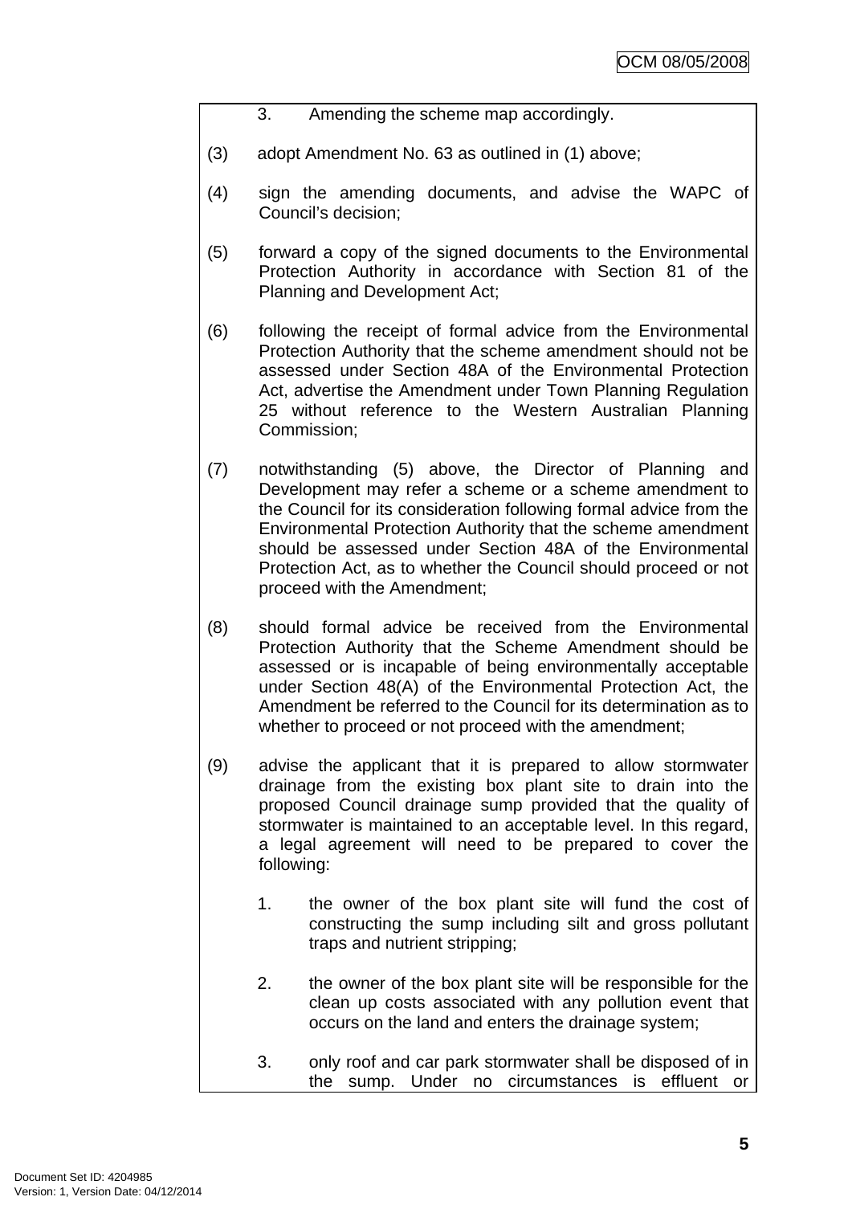3. Amending the scheme map accordingly.

(3) adopt Amendment No. 63 as outlined in (1) above;

(4) sign the amending documents, and advise the WAPC of Council's decision;

(5) forward a copy of the signed documents to the Environmental Protection Authority in accordance with Section 81 of the Planning and Development Act;

(6) following the receipt of formal advice from the Environmental Protection Authority that the scheme amendment should not be assessed under Section 48A of the Environmental Protection Act, advertise the Amendment under Town Planning Regulation 25 without reference to the Western Australian Planning Commission;

(7) notwithstanding (5) above, the Director of Planning and Development may refer a scheme or a scheme amendment to the Council for its consideration following formal advice from the Environmental Protection Authority that the scheme amendment should be assessed under Section 48A of the Environmental Protection Act, as to whether the Council should proceed or not proceed with the Amendment;

(8) should formal advice be received from the Environmental Protection Authority that the Scheme Amendment should be assessed or is incapable of being environmentally acceptable under Section 48(A) of the Environmental Protection Act, the Amendment be referred to the Council for its determination as to whether to proceed or not proceed with the amendment;

(9) advise the applicant that it is prepared to allow stormwater drainage from the existing box plant site to drain into the proposed Council drainage sump provided that the quality of stormwater is maintained to an acceptable level. In this regard, a legal agreement will need to be prepared to cover the following:

   1. the owner of the box plant site will fund the cost of constructing the sump including silt and gross pollutant traps and nutrient stripping;

   2. the owner of the box plant site will be responsible for the clean up costs associated with any pollution event that occurs on the land and enters the drainage system;

   3. only roof and car park stormwater shall be disposed of in the sump. Under no circumstances is effluent or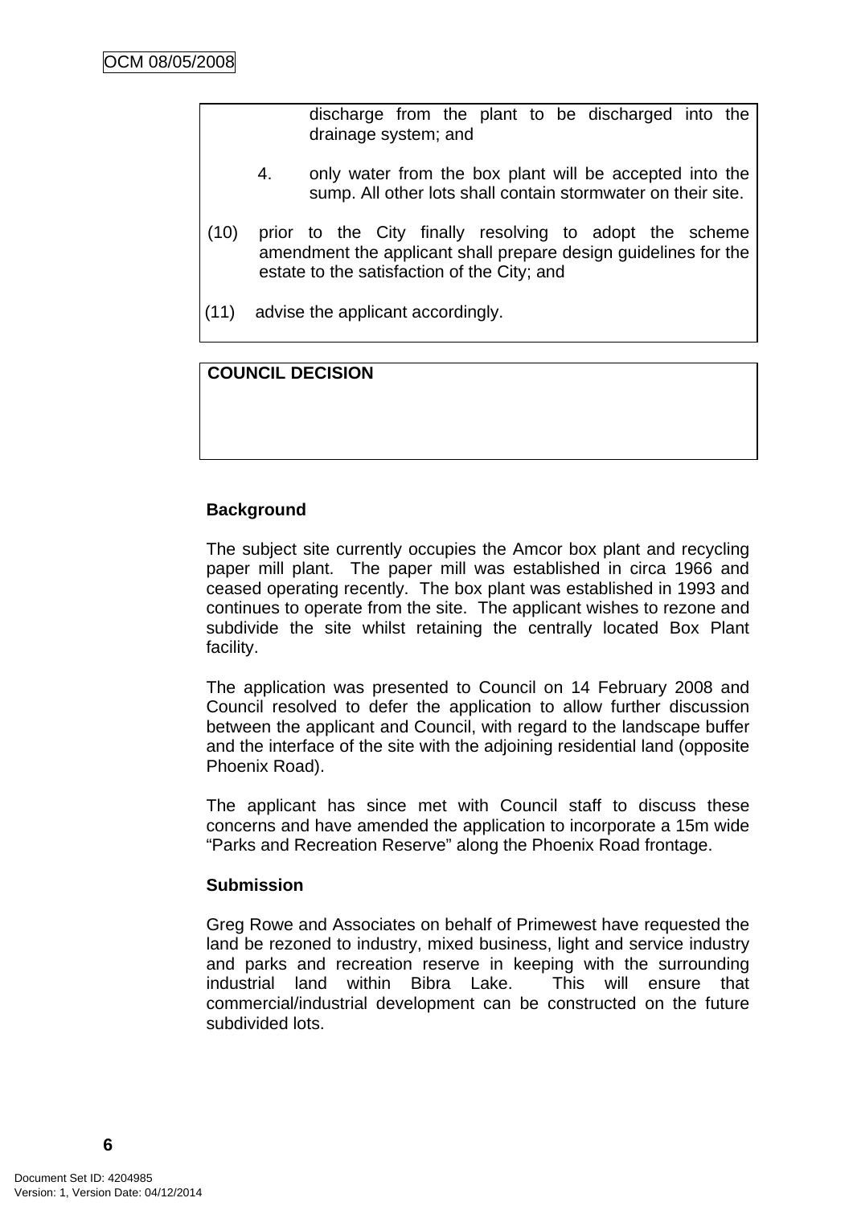discharge from the plant to be discharged into the drainage system; and

4. only water from the box plant will be accepted into the sump. All other lots shall contain stormwater on their site.

(10) prior to the City finally resolving to adopt the scheme amendment the applicant shall prepare design guidelines for the estate to the satisfaction of the City; and

(11) advise the applicant accordingly.

**COUNCIL DECISION**

**Background**

The subject site currently occupies the Amcor box plant and recycling paper mill plant. The paper mill was established in circa 1966 and ceased operating recently. The box plant was established in 1993 and continues to operate from the site. The applicant wishes to rezone and subdivide the site whilst retaining the centrally located Box Plant facility.

The application was presented to Council on 14 February 2008 and Council resolved to defer the application to allow further discussion between the applicant and Council, with regard to the landscape buffer and the interface of the site with the adjoining residential land (opposite Phoenix Road).

The applicant has since met with Council staff to discuss these concerns and have amended the application to incorporate a 15m wide "Parks and Recreation Reserve" along the Phoenix Road frontage.

**Submission**

Greg Rowe and Associates on behalf of Primewest have requested the land be rezoned to industry, mixed business, light and service industry and parks and recreation reserve in keeping with the surrounding industrial land within Bibra Lake. This will ensure that commercial/industrial development can be constructed on the future subdivided lots.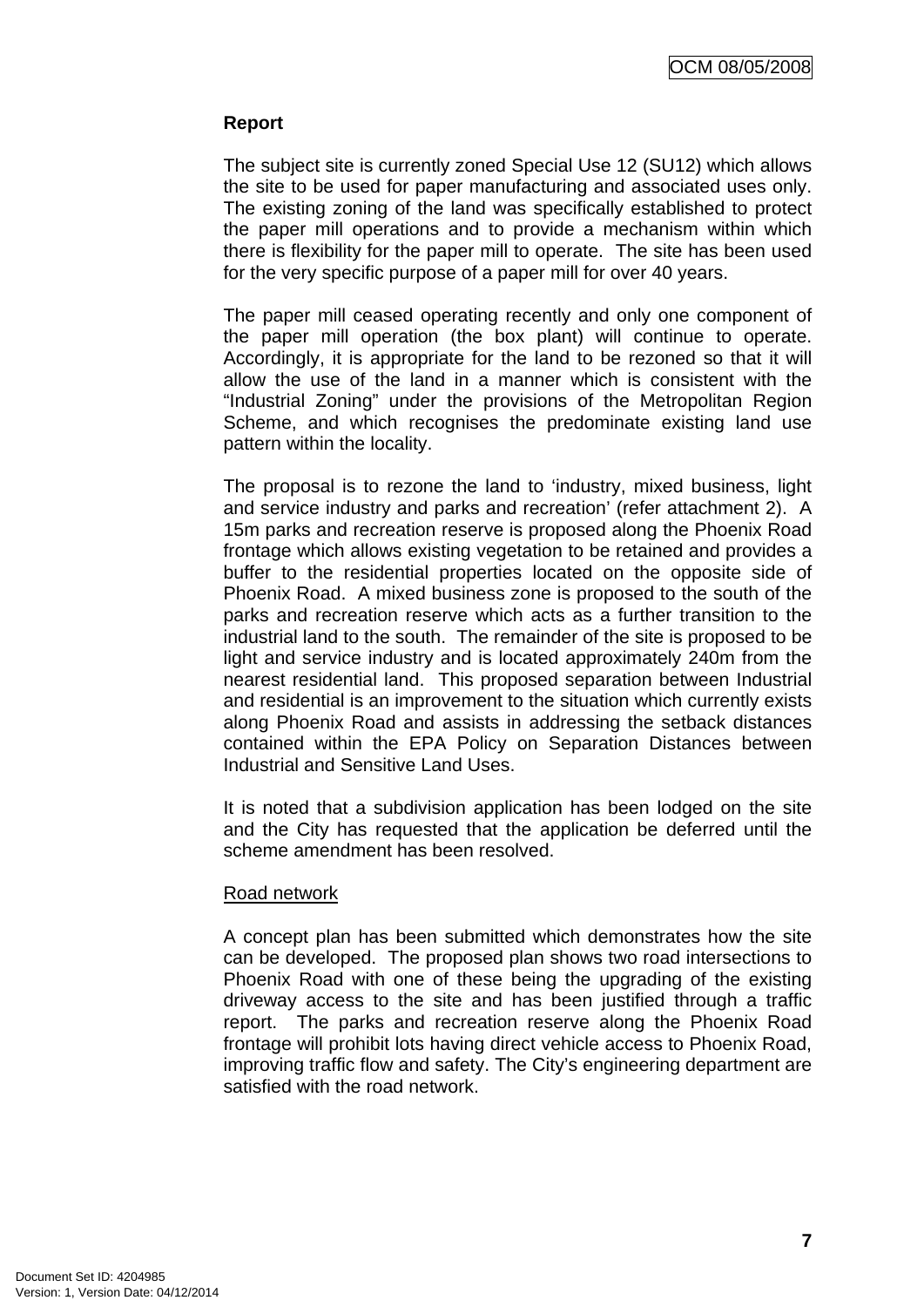**Report**

The subject site is currently zoned Special Use 12 (SU12) which allows the site to be used for paper manufacturing and associated uses only. The existing zoning of the land was specifically established to protect the paper mill operations and to provide a mechanism within which there is flexibility for the paper mill to operate. The site has been used for the very specific purpose of a paper mill for over 40 years.

The paper mill ceased operating recently and only one component of the paper mill operation (the box plant) will continue to operate. Accordingly, it is appropriate for the land to be rezoned so that it will allow the use of the land in a manner which is consistent with the "Industrial Zoning" under the provisions of the Metropolitan Region Scheme, and which recognises the predominate existing land use pattern within the locality.

The proposal is to rezone the land to 'industry, mixed business, light and service industry and parks and recreation' (refer attachment 2). A 15m parks and recreation reserve is proposed along the Phoenix Road frontage which allows existing vegetation to be retained and provides a buffer to the residential properties located on the opposite side of Phoenix Road. A mixed business zone is proposed to the south of the parks and recreation reserve which acts as a further transition to the industrial land to the south. The remainder of the site is proposed to be light and service industry and is located approximately 240m from the nearest residential land. This proposed separation between Industrial and residential is an improvement to the situation which currently exists along Phoenix Road and assists in addressing the setback distances contained within the EPA Policy on Separation Distances between Industrial and Sensitive Land Uses.

It is noted that a subdivision application has been lodged on the site and the City has requested that the application be deferred until the scheme amendment has been resolved.

Road network

A concept plan has been submitted which demonstrates how the site can be developed. The proposed plan shows two road intersections to Phoenix Road with one of these being the upgrading of the existing driveway access to the site and has been justified through a traffic report. The parks and recreation reserve along the Phoenix Road frontage will prohibit lots having direct vehicle access to Phoenix Road, improving traffic flow and safety. The City's engineering department are satisfied with the road network.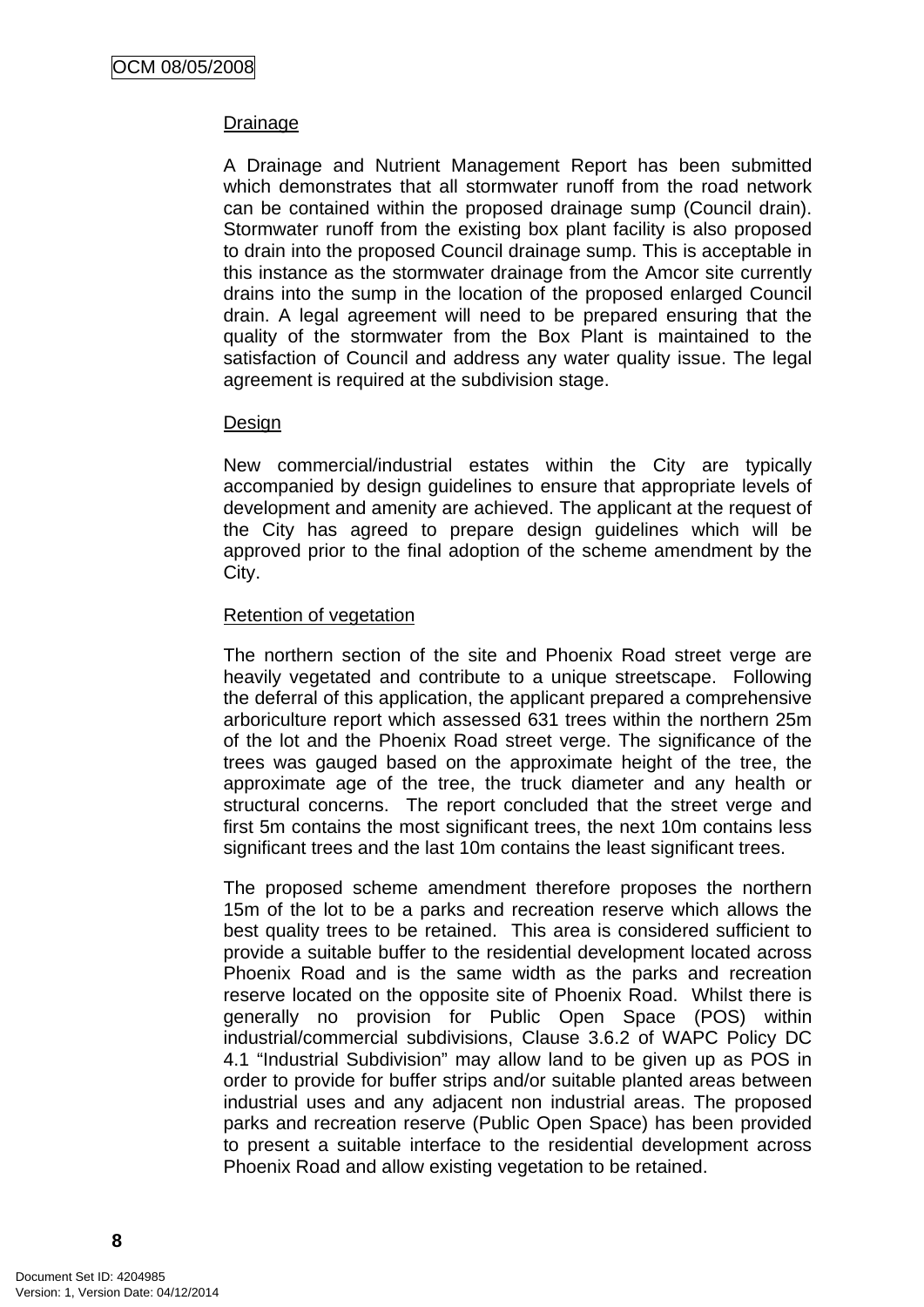Drainage

A Drainage and Nutrient Management Report has been submitted which demonstrates that all stormwater runoff from the road network can be contained within the proposed drainage sump (Council drain). Stormwater runoff from the existing box plant facility is also proposed to drain into the proposed Council drainage sump. This is acceptable in this instance as the stormwater drainage from the Amcor site currently drains into the sump in the location of the proposed enlarged Council drain. A legal agreement will need to be prepared ensuring that the quality of the stormwater from the Box Plant is maintained to the satisfaction of Council and address any water quality issue. The legal agreement is required at the subdivision stage.

Design

New commercial/industrial estates within the City are typically accompanied by design guidelines to ensure that appropriate levels of development and amenity are achieved. The applicant at the request of the City has agreed to prepare design guidelines which will be approved prior to the final adoption of the scheme amendment by the City.

Retention of vegetation

The northern section of the site and Phoenix Road street verge are heavily vegetated and contribute to a unique streetscape. Following the deferral of this application, the applicant prepared a comprehensive arboriculture report which assessed 631 trees within the northern 25m of the lot and the Phoenix Road street verge. The significance of the trees was gauged based on the approximate height of the tree, the approximate age of the tree, the truck diameter and any health or structural concerns. The report concluded that the street verge and first 5m contains the most significant trees, the next 10m contains less significant trees and the last 10m contains the least significant trees.

The proposed scheme amendment therefore proposes the northern 15m of the lot to be a parks and recreation reserve which allows the best quality trees to be retained. This area is considered sufficient to provide a suitable buffer to the residential development located across Phoenix Road and is the same width as the parks and recreation reserve located on the opposite site of Phoenix Road. Whilst there is generally no provision for Public Open Space (POS) within industrial/commercial subdivisions, Clause 3.6.2 of WAPC Policy DC 4.1 "Industrial Subdivision" may allow land to be given up as POS in order to provide for buffer strips and/or suitable planted areas between industrial uses and any adjacent non industrial areas. The proposed parks and recreation reserve (Public Open Space) has been provided to present a suitable interface to the residential development across Phoenix Road and allow existing vegetation to be retained.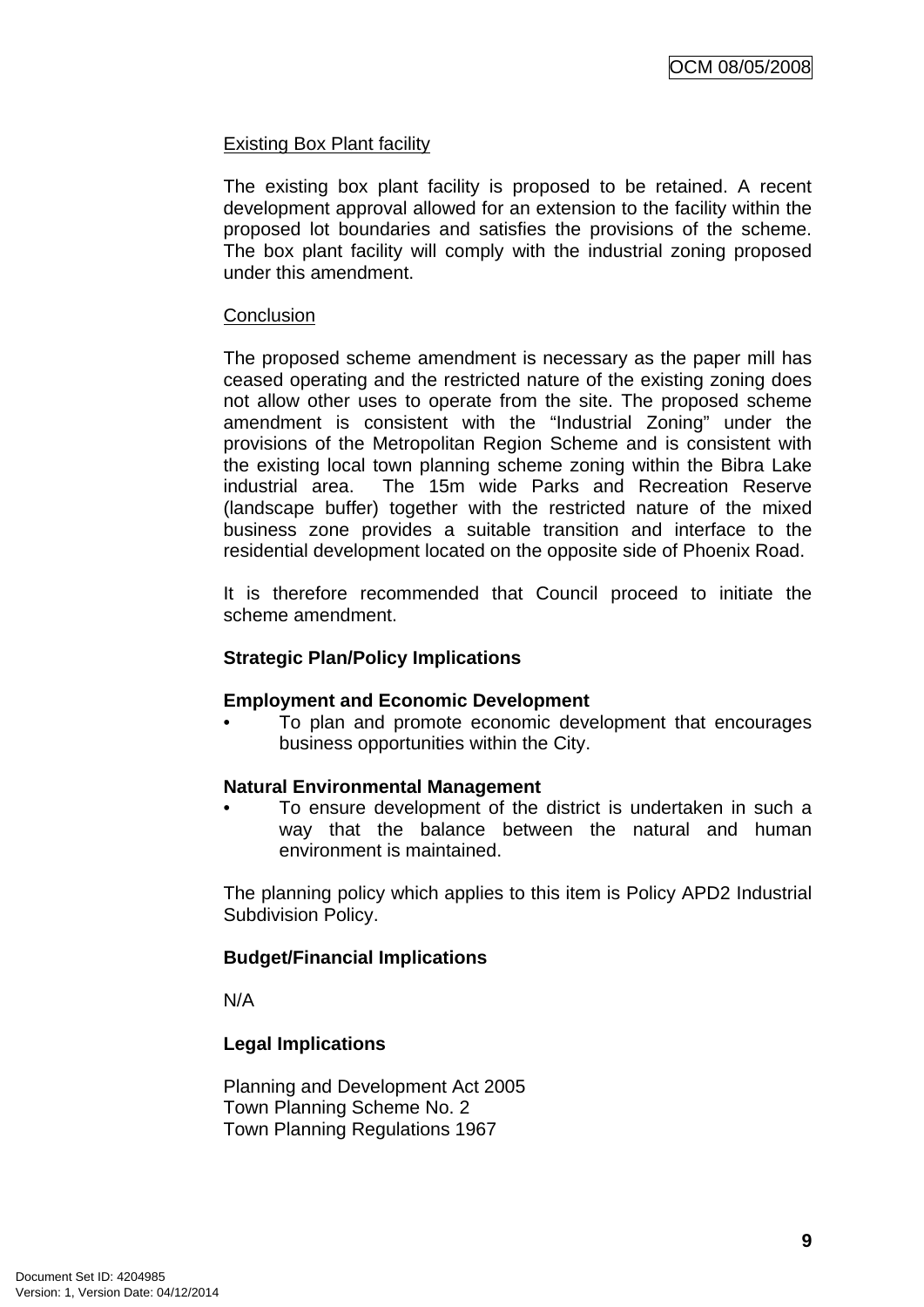Existing Box Plant facility

The existing box plant facility is proposed to be retained. A recent development approval allowed for an extension to the facility within the proposed lot boundaries and satisfies the provisions of the scheme. The box plant facility will comply with the industrial zoning proposed under this amendment.

Conclusion

The proposed scheme amendment is necessary as the paper mill has ceased operating and the restricted nature of the existing zoning does not allow other uses to operate from the site. The proposed scheme amendment is consistent with the "Industrial Zoning" under the provisions of the Metropolitan Region Scheme and is consistent with the existing local town planning scheme zoning within the Bibra Lake industrial area. The 15m wide Parks and Recreation Reserve (landscape buffer) together with the restricted nature of the mixed business zone provides a suitable transition and interface to the residential development located on the opposite side of Phoenix Road.

It is therefore recommended that Council proceed to initiate the scheme amendment.

**Strategic Plan/Policy Implications**

**Employment and Economic Development**

- To plan and promote economic development that encourages business opportunities within the City.

**Natural Environmental Management**

- To ensure development of the district is undertaken in such a way that the balance between the natural and human environment is maintained.

The planning policy which applies to this item is Policy APD2 Industrial Subdivision Policy.

**Budget/Financial Implications**

N/A

**Legal Implications**

Planning and Development Act 2005
Town Planning Scheme No. 2
Town Planning Regulations 1967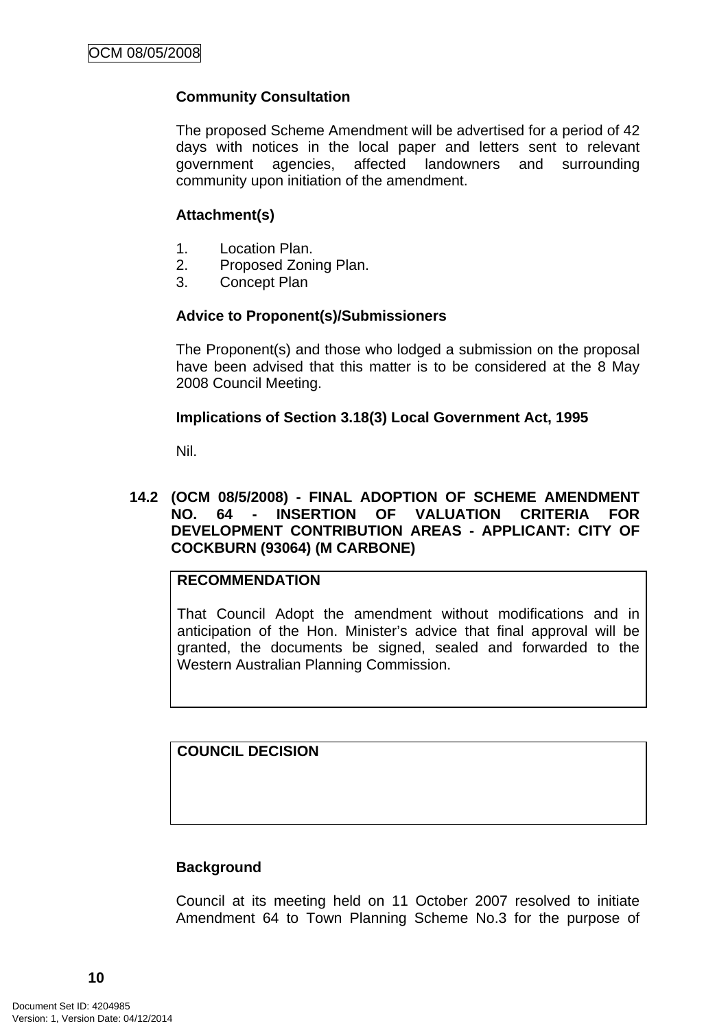**Community Consultation**

The proposed Scheme Amendment will be advertised for a period of 42 days with notices in the local paper and letters sent to relevant government agencies, affected landowners and surrounding community upon initiation of the amendment.

**Attachment(s)**

1. Location Plan.
2. Proposed Zoning Plan.
3. Concept Plan

**Advice to Proponent(s)/Submissioners**

The Proponent(s) and those who lodged a submission on the proposal have been advised that this matter is to be considered at the 8 May 2008 Council Meeting.

**Implications of Section 3.18(3) Local Government Act, 1995**

Nil.

## 14.2 (OCM 08/5/2008) - FINAL ADOPTION OF SCHEME AMENDMENT NO. 64 - INSERTION OF VALUATION CRITERIA FOR DEVELOPMENT CONTRIBUTION AREAS - APPLICANT: CITY OF COCKBURN (93064) (M CARBONE)

**RECOMMENDATION**

That Council Adopt the amendment without modifications and in anticipation of the Hon. Minister's advice that final approval will be granted, the documents be signed, sealed and forwarded to the Western Australian Planning Commission.

**COUNCIL DECISION**

**Background**

Council at its meeting held on 11 October 2007 resolved to initiate Amendment 64 to Town Planning Scheme No.3 for the purpose of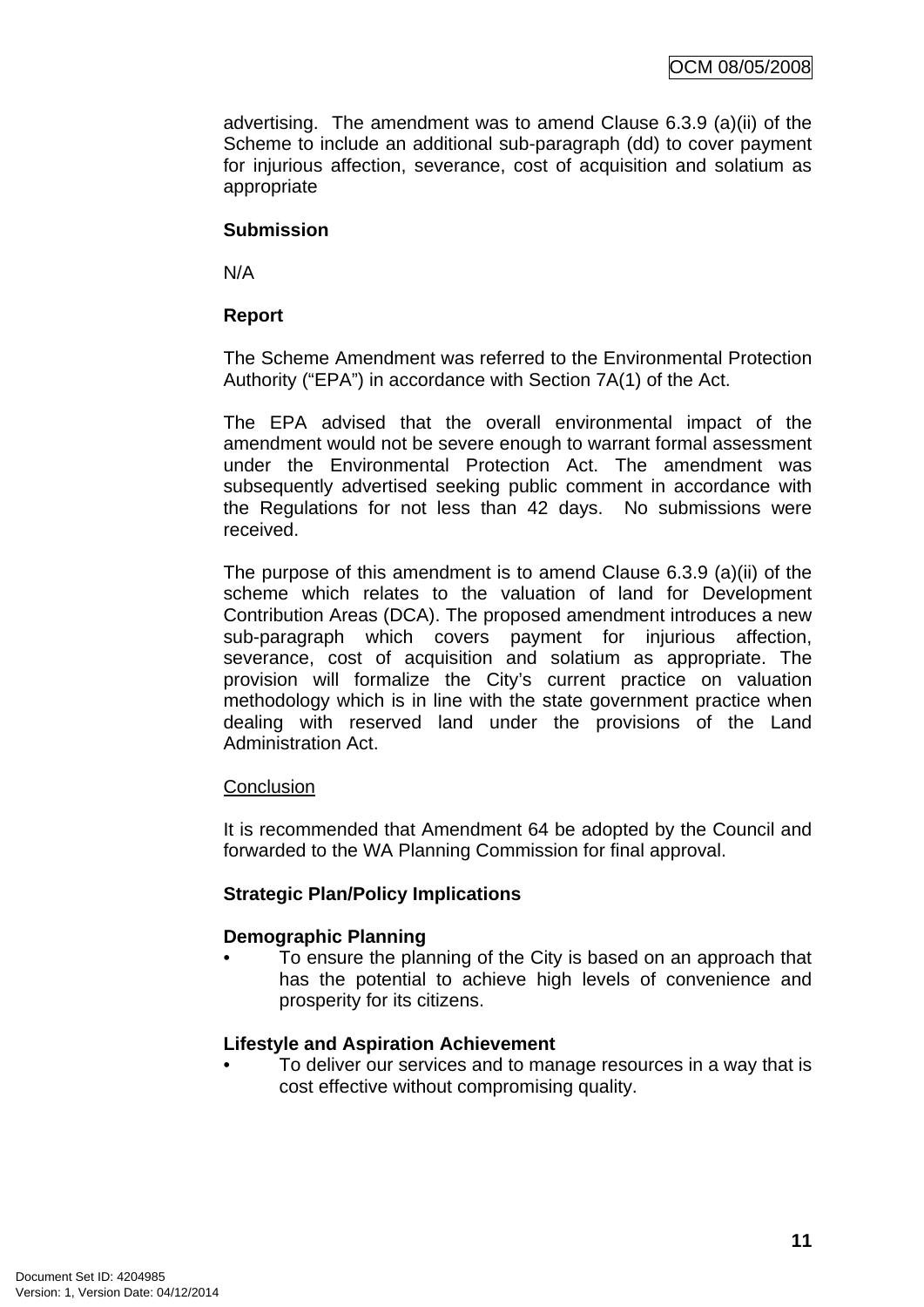advertising. The amendment was to amend Clause 6.3.9 (a)(ii) of the Scheme to include an additional sub-paragraph (dd) to cover payment for injurious affection, severance, cost of acquisition and solatium as appropriate

**Submission**

N/A

**Report**

The Scheme Amendment was referred to the Environmental Protection Authority ("EPA") in accordance with Section 7A(1) of the Act.

The EPA advised that the overall environmental impact of the amendment would not be severe enough to warrant formal assessment under the Environmental Protection Act. The amendment was subsequently advertised seeking public comment in accordance with the Regulations for not less than 42 days. No submissions were received.

The purpose of this amendment is to amend Clause 6.3.9 (a)(ii) of the scheme which relates to the valuation of land for Development Contribution Areas (DCA). The proposed amendment introduces a new sub-paragraph which covers payment for injurious affection, severance, cost of acquisition and solatium as appropriate. The provision will formalize the City's current practice on valuation methodology which is in line with the state government practice when dealing with reserved land under the provisions of the Land Administration Act.

<u>Conclusion</u>

It is recommended that Amendment 64 be adopted by the Council and forwarded to the WA Planning Commission for final approval.

**Strategic Plan/Policy Implications**

**Demographic Planning**

- To ensure the planning of the City is based on an approach that has the potential to achieve high levels of convenience and prosperity for its citizens.

**Lifestyle and Aspiration Achievement**

- To deliver our services and to manage resources in a way that is cost effective without compromising quality.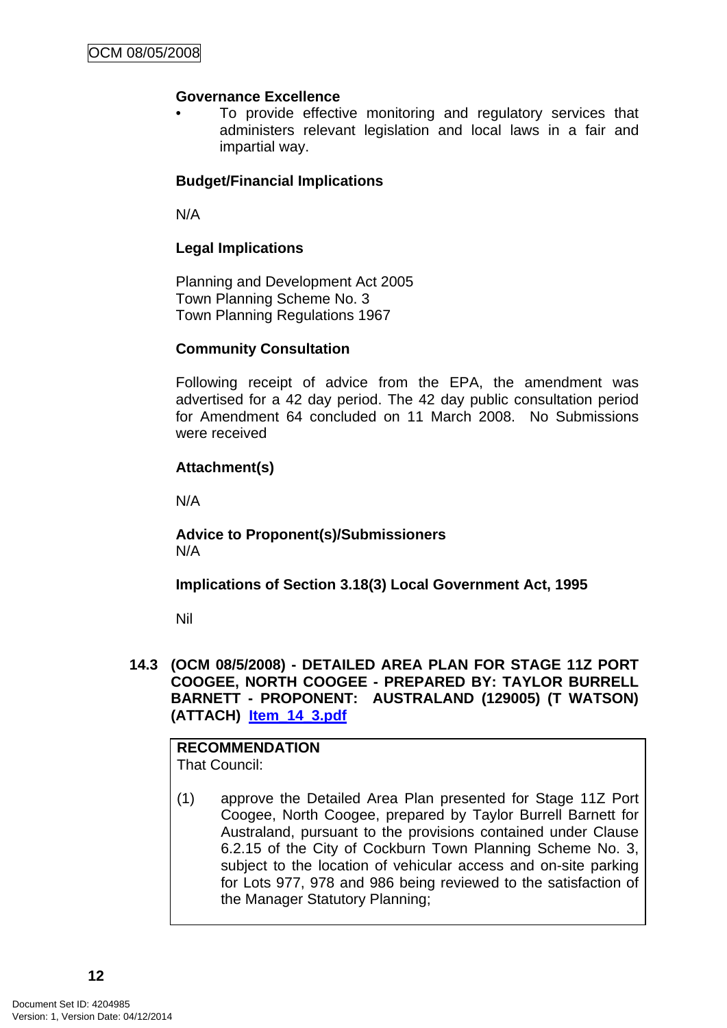**Governance Excellence**

- To provide effective monitoring and regulatory services that administers relevant legislation and local laws in a fair and impartial way.

**Budget/Financial Implications**

N/A

**Legal Implications**

Planning and Development Act 2005
Town Planning Scheme No. 3
Town Planning Regulations 1967

**Community Consultation**

Following receipt of advice from the EPA, the amendment was advertised for a 42 day period. The 42 day public consultation period for Amendment 64 concluded on 11 March 2008. No Submissions were received

**Attachment(s)**

N/A

**Advice to Proponent(s)/Submissioners**
N/A

**Implications of Section 3.18(3) Local Government Act, 1995**

Nil

**14.3 (OCM 08/5/2008) - DETAILED AREA PLAN FOR STAGE 11Z PORT COOGEE, NORTH COOGEE - PREPARED BY: TAYLOR BURRELL BARNETT - PROPONENT: AUSTRALAND (129005) (T WATSON) (ATTACH) Item_14_3.pdf**

**RECOMMENDATION**
That Council:

(1) approve the Detailed Area Plan presented for Stage 11Z Port Coogee, North Coogee, prepared by Taylor Burrell Barnett for Australand, pursuant to the provisions contained under Clause 6.2.15 of the City of Cockburn Town Planning Scheme No. 3, subject to the location of vehicular access and on-site parking for Lots 977, 978 and 986 being reviewed to the satisfaction of the Manager Statutory Planning;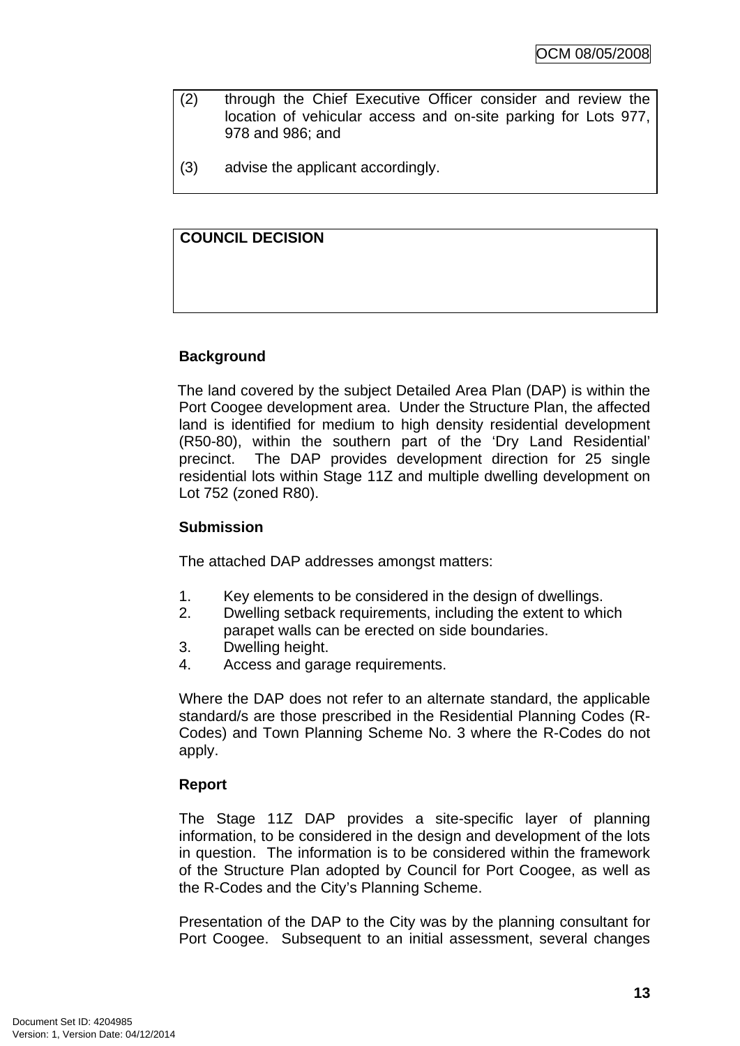(2) through the Chief Executive Officer consider and review the location of vehicular access and on-site parking for Lots 977, 978 and 986; and

(3) advise the applicant accordingly.

| COUNCIL DECISION |
| --- |
| |

**Background**

The land covered by the subject Detailed Area Plan (DAP) is within the Port Coogee development area. Under the Structure Plan, the affected land is identified for medium to high density residential development (R50-80), within the southern part of the 'Dry Land Residential' precinct. The DAP provides development direction for 25 single residential lots within Stage 11Z and multiple dwelling development on Lot 752 (zoned R80).

**Submission**

The attached DAP addresses amongst matters:

1. Key elements to be considered in the design of dwellings.
2. Dwelling setback requirements, including the extent to which parapet walls can be erected on side boundaries.
3. Dwelling height.
4. Access and garage requirements.

Where the DAP does not refer to an alternate standard, the applicable standard/s are those prescribed in the Residential Planning Codes (R-Codes) and Town Planning Scheme No. 3 where the R-Codes do not apply.

**Report**

The Stage 11Z DAP provides a site-specific layer of planning information, to be considered in the design and development of the lots in question. The information is to be considered within the framework of the Structure Plan adopted by Council for Port Coogee, as well as the R-Codes and the City's Planning Scheme.

Presentation of the DAP to the City was by the planning consultant for Port Coogee. Subsequent to an initial assessment, several changes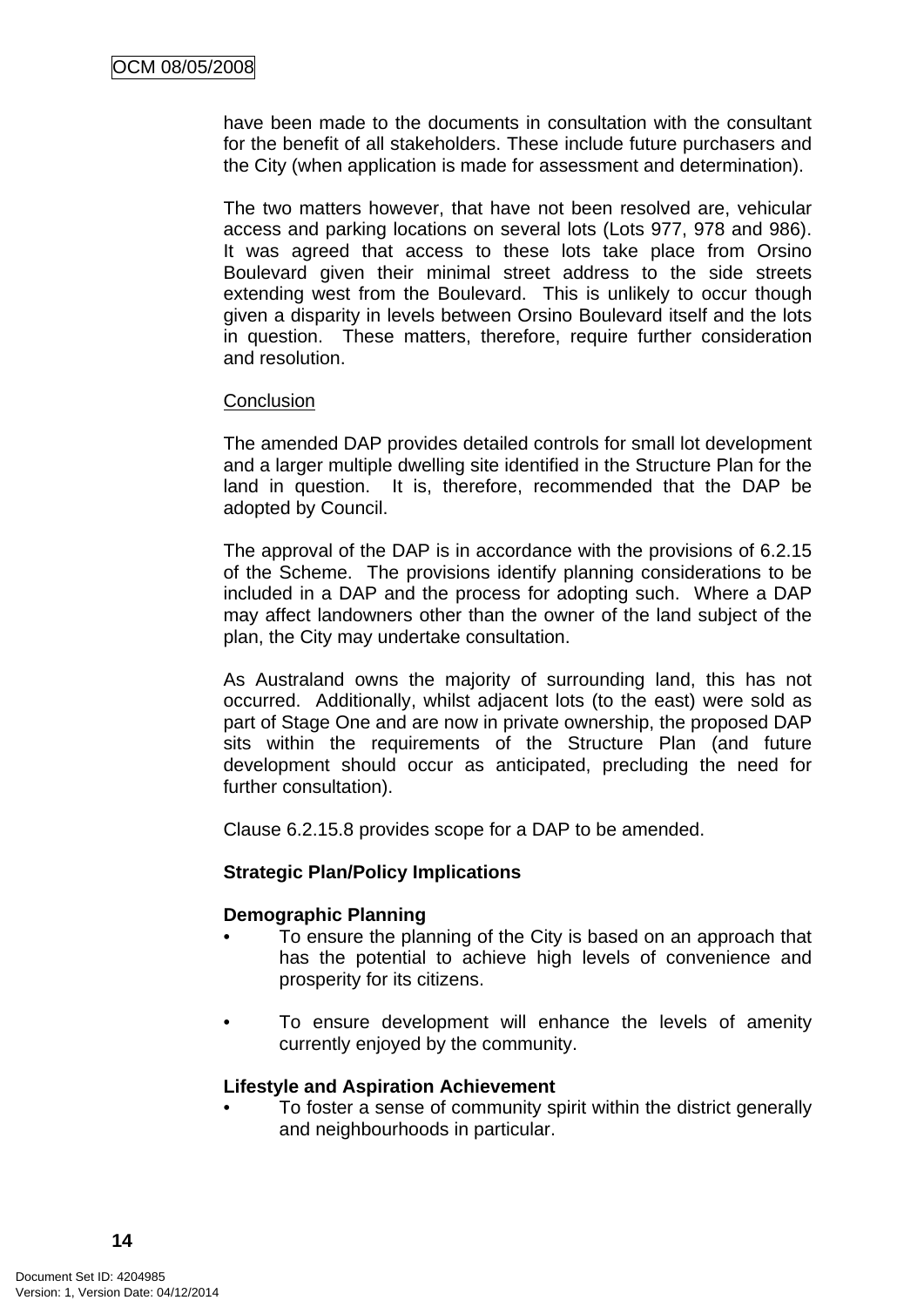have been made to the documents in consultation with the consultant for the benefit of all stakeholders. These include future purchasers and the City (when application is made for assessment and determination).

The two matters however, that have not been resolved are, vehicular access and parking locations on several lots (Lots 977, 978 and 986). It was agreed that access to these lots take place from Orsino Boulevard given their minimal street address to the side streets extending west from the Boulevard. This is unlikely to occur though given a disparity in levels between Orsino Boulevard itself and the lots in question. These matters, therefore, require further consideration and resolution.

Conclusion

The amended DAP provides detailed controls for small lot development and a larger multiple dwelling site identified in the Structure Plan for the land in question. It is, therefore, recommended that the DAP be adopted by Council.

The approval of the DAP is in accordance with the provisions of 6.2.15 of the Scheme. The provisions identify planning considerations to be included in a DAP and the process for adopting such. Where a DAP may affect landowners other than the owner of the land subject of the plan, the City may undertake consultation.

As Australand owns the majority of surrounding land, this has not occurred. Additionally, whilst adjacent lots (to the east) were sold as part of Stage One and are now in private ownership, the proposed DAP sits within the requirements of the Structure Plan (and future development should occur as anticipated, precluding the need for further consultation).

Clause 6.2.15.8 provides scope for a DAP to be amended.

**Strategic Plan/Policy Implications**

**Demographic Planning**

- To ensure the planning of the City is based on an approach that has the potential to achieve high levels of convenience and prosperity for its citizens.

- To ensure development will enhance the levels of amenity currently enjoyed by the community.

**Lifestyle and Aspiration Achievement**

- To foster a sense of community spirit within the district generally and neighbourhoods in particular.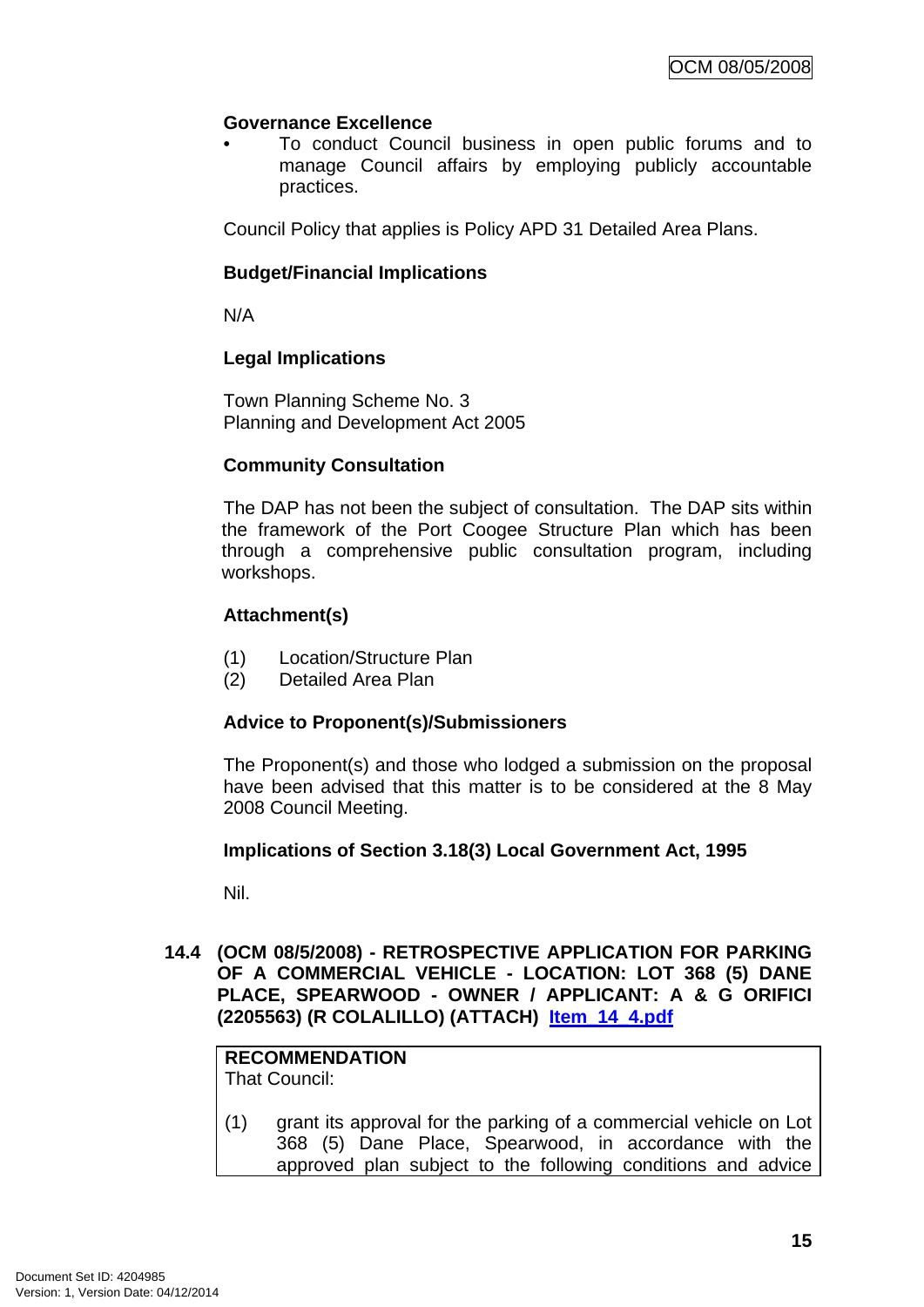**Governance Excellence**

- To conduct Council business in open public forums and to manage Council affairs by employing publicly accountable practices.

Council Policy that applies is Policy APD 31 Detailed Area Plans.

**Budget/Financial Implications**

N/A

**Legal Implications**

Town Planning Scheme No. 3
Planning and Development Act 2005

**Community Consultation**

The DAP has not been the subject of consultation. The DAP sits within the framework of the Port Coogee Structure Plan which has been through a comprehensive public consultation program, including workshops.

**Attachment(s)**

(1) Location/Structure Plan
(2) Detailed Area Plan

**Advice to Proponent(s)/Submissioners**

The Proponent(s) and those who lodged a submission on the proposal have been advised that this matter is to be considered at the 8 May 2008 Council Meeting.

**Implications of Section 3.18(3) Local Government Act, 1995**

Nil.

## 14.4 (OCM 08/5/2008) - RETROSPECTIVE APPLICATION FOR PARKING OF A COMMERCIAL VEHICLE - LOCATION: LOT 368 (5) DANE PLACE, SPEARWOOD - OWNER / APPLICANT: A & G ORIFICI (2205563) (R COLALILLO) (ATTACH) Item_14_4.pdf

**RECOMMENDATION**
That Council:

(1) grant its approval for the parking of a commercial vehicle on Lot 368 (5) Dane Place, Spearwood, in accordance with the approved plan subject to the following conditions and advice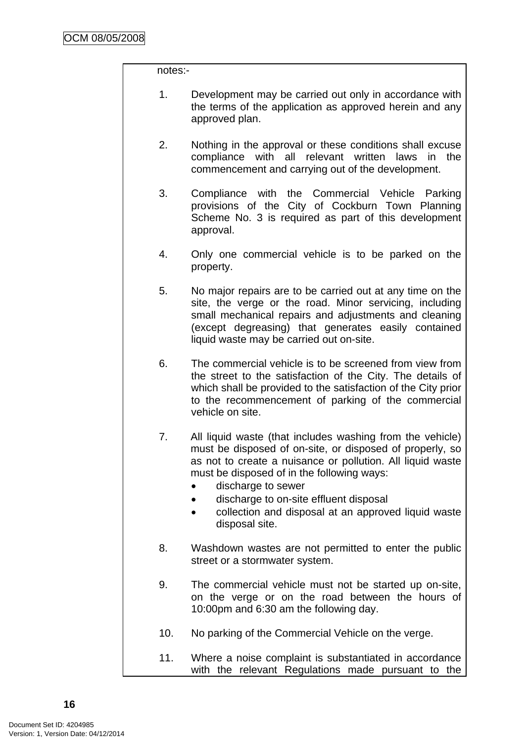notes:-

1. Development may be carried out only in accordance with the terms of the application as approved herein and any approved plan.

2. Nothing in the approval or these conditions shall excuse compliance with all relevant written laws in the commencement and carrying out of the development.

3. Compliance with the Commercial Vehicle Parking provisions of the City of Cockburn Town Planning Scheme No. 3 is required as part of this development approval.

4. Only one commercial vehicle is to be parked on the property.

5. No major repairs are to be carried out at any time on the site, the verge or the road. Minor servicing, including small mechanical repairs and adjustments and cleaning (except degreasing) that generates easily contained liquid waste may be carried out on-site.

6. The commercial vehicle is to be screened from view from the street to the satisfaction of the City. The details of which shall be provided to the satisfaction of the City prior to the recommencement of parking of the commercial vehicle on site.

7. All liquid waste (that includes washing from the vehicle) must be disposed of on-site, or disposed of properly, so as not to create a nuisance or pollution. All liquid waste must be disposed of in the following ways:
   - discharge to sewer
   - discharge to on-site effluent disposal
   - collection and disposal at an approved liquid waste disposal site.

8. Washdown wastes are not permitted to enter the public street or a stormwater system.

9. The commercial vehicle must not be started up on-site, on the verge or on the road between the hours of 10:00pm and 6:30 am the following day.

10. No parking of the Commercial Vehicle on the verge.

11. Where a noise complaint is substantiated in accordance with the relevant Regulations made pursuant to the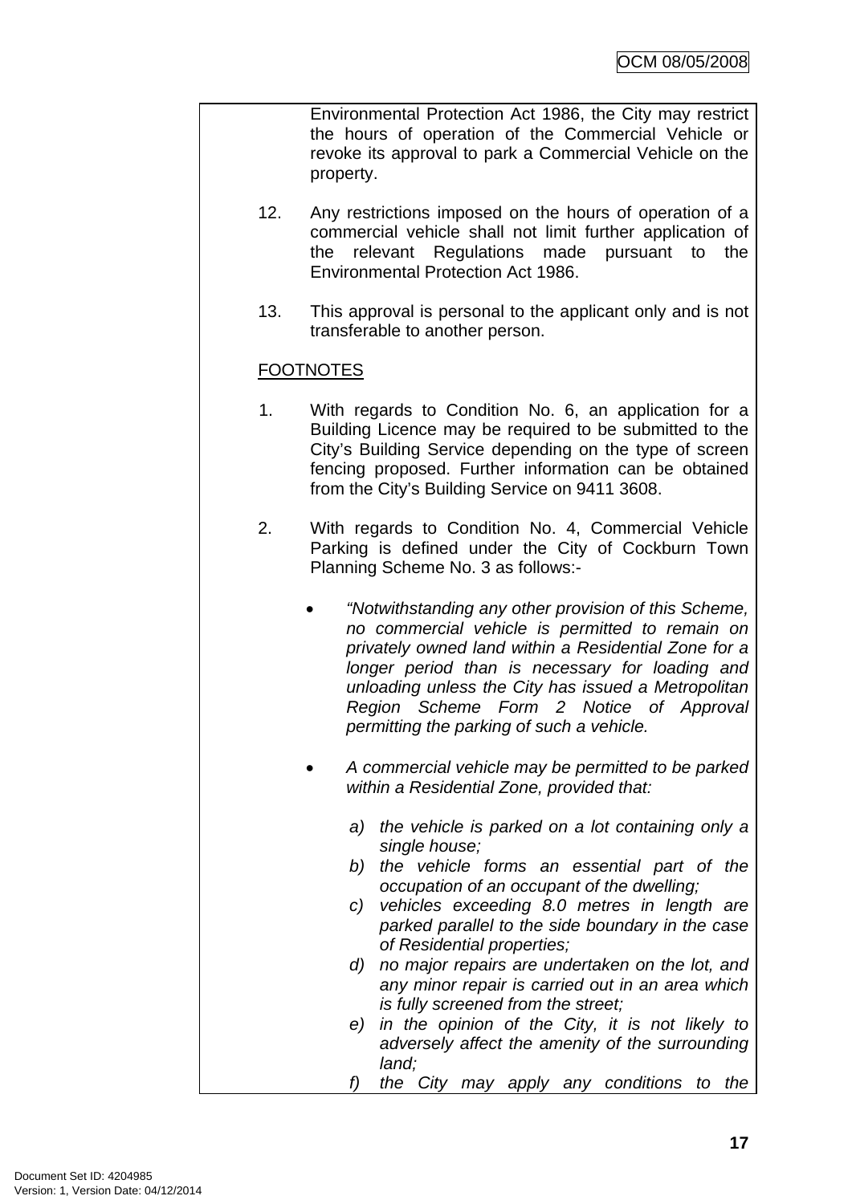Environmental Protection Act 1986, the City may restrict the hours of operation of the Commercial Vehicle or revoke its approval to park a Commercial Vehicle on the property.

12. Any restrictions imposed on the hours of operation of a commercial vehicle shall not limit further application of the relevant Regulations made pursuant to the Environmental Protection Act 1986.

13. This approval is personal to the applicant only and is not transferable to another person.

<u>FOOTNOTES</u>

1. With regards to Condition No. 6, an application for a Building Licence may be required to be submitted to the City's Building Service depending on the type of screen fencing proposed. Further information can be obtained from the City's Building Service on 9411 3608.

2. With regards to Condition No. 4, Commercial Vehicle Parking is defined under the City of Cockburn Town Planning Scheme No. 3 as follows:-

   - *"Notwithstanding any other provision of this Scheme, no commercial vehicle is permitted to remain on privately owned land within a Residential Zone for a longer period than is necessary for loading and unloading unless the City has issued a Metropolitan Region Scheme Form 2 Notice of Approval permitting the parking of such a vehicle.*

   - *A commercial vehicle may be permitted to be parked within a Residential Zone, provided that:*

     *a) the vehicle is parked on a lot containing only a single house;*
     *b) the vehicle forms an essential part of the occupation of an occupant of the dwelling;*
     *c) vehicles exceeding 8.0 metres in length are parked parallel to the side boundary in the case of Residential properties;*
     *d) no major repairs are undertaken on the lot, and any minor repair is carried out in an area which is fully screened from the street;*
     *e) in the opinion of the City, it is not likely to adversely affect the amenity of the surrounding land;*
     *f) the City may apply any conditions to the*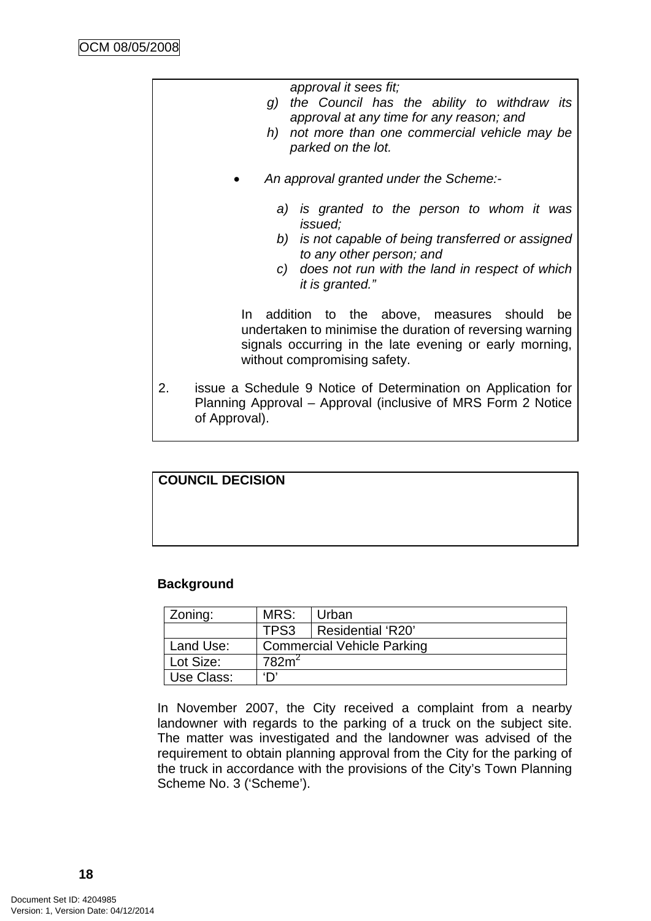*approval it sees fit;*

*g) the Council has the ability to withdraw its approval at any time for any reason; and*

*h) not more than one commercial vehicle may be parked on the lot.*

- *An approval granted under the Scheme:-*

  *a) is granted to the person to whom it was issued;*

  *b) is not capable of being transferred or assigned to any other person; and*

  *c) does not run with the land in respect of which it is granted."*

In addition to the above, measures should be undertaken to minimise the duration of reversing warning signals occurring in the late evening or early morning, without compromising safety.

2. issue a Schedule 9 Notice of Determination on Application for Planning Approval – Approval (inclusive of MRS Form 2 Notice of Approval).

**COUNCIL DECISION**

**Background**

| Zoning: | MRS: | Urban |
|---|---|---|
| | TPS3 | Residential 'R20' |
| Land Use: | Commercial Vehicle Parking | |
| Lot Size: | 782m$^2$ | |
| Use Class: | 'D' | |

In November 2007, the City received a complaint from a nearby landowner with regards to the parking of a truck on the subject site. The matter was investigated and the landowner was advised of the requirement to obtain planning approval from the City for the parking of the truck in accordance with the provisions of the City's Town Planning Scheme No. 3 ('Scheme').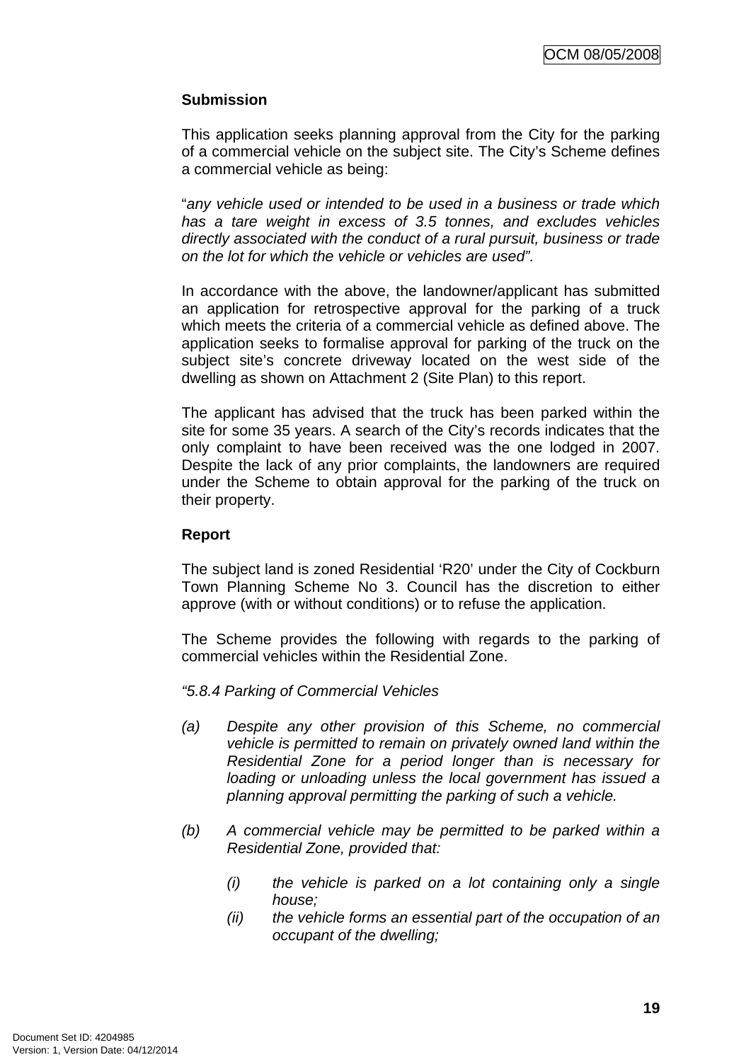**Submission**

This application seeks planning approval from the City for the parking of a commercial vehicle on the subject site. The City's Scheme defines a commercial vehicle as being:

"*any vehicle used or intended to be used in a business or trade which has a tare weight in excess of 3.5 tonnes, and excludes vehicles directly associated with the conduct of a rural pursuit, business or trade on the lot for which the vehicle or vehicles are used".*

In accordance with the above, the landowner/applicant has submitted an application for retrospective approval for the parking of a truck which meets the criteria of a commercial vehicle as defined above. The application seeks to formalise approval for parking of the truck on the subject site's concrete driveway located on the west side of the dwelling as shown on Attachment 2 (Site Plan) to this report.

The applicant has advised that the truck has been parked within the site for some 35 years. A search of the City's records indicates that the only complaint to have been received was the one lodged in 2007. Despite the lack of any prior complaints, the landowners are required under the Scheme to obtain approval for the parking of the truck on their property.

**Report**

The subject land is zoned Residential 'R20' under the City of Cockburn Town Planning Scheme No 3. Council has the discretion to either approve (with or without conditions) or to refuse the application.

The Scheme provides the following with regards to the parking of commercial vehicles within the Residential Zone.

*"5.8.4 Parking of Commercial Vehicles*

*(a) Despite any other provision of this Scheme, no commercial vehicle is permitted to remain on privately owned land within the Residential Zone for a period longer than is necessary for loading or unloading unless the local government has issued a planning approval permitting the parking of such a vehicle.*

*(b) A commercial vehicle may be permitted to be parked within a Residential Zone, provided that:*

*(i) the vehicle is parked on a lot containing only a single house;*
*(ii) the vehicle forms an essential part of the occupation of an occupant of the dwelling;*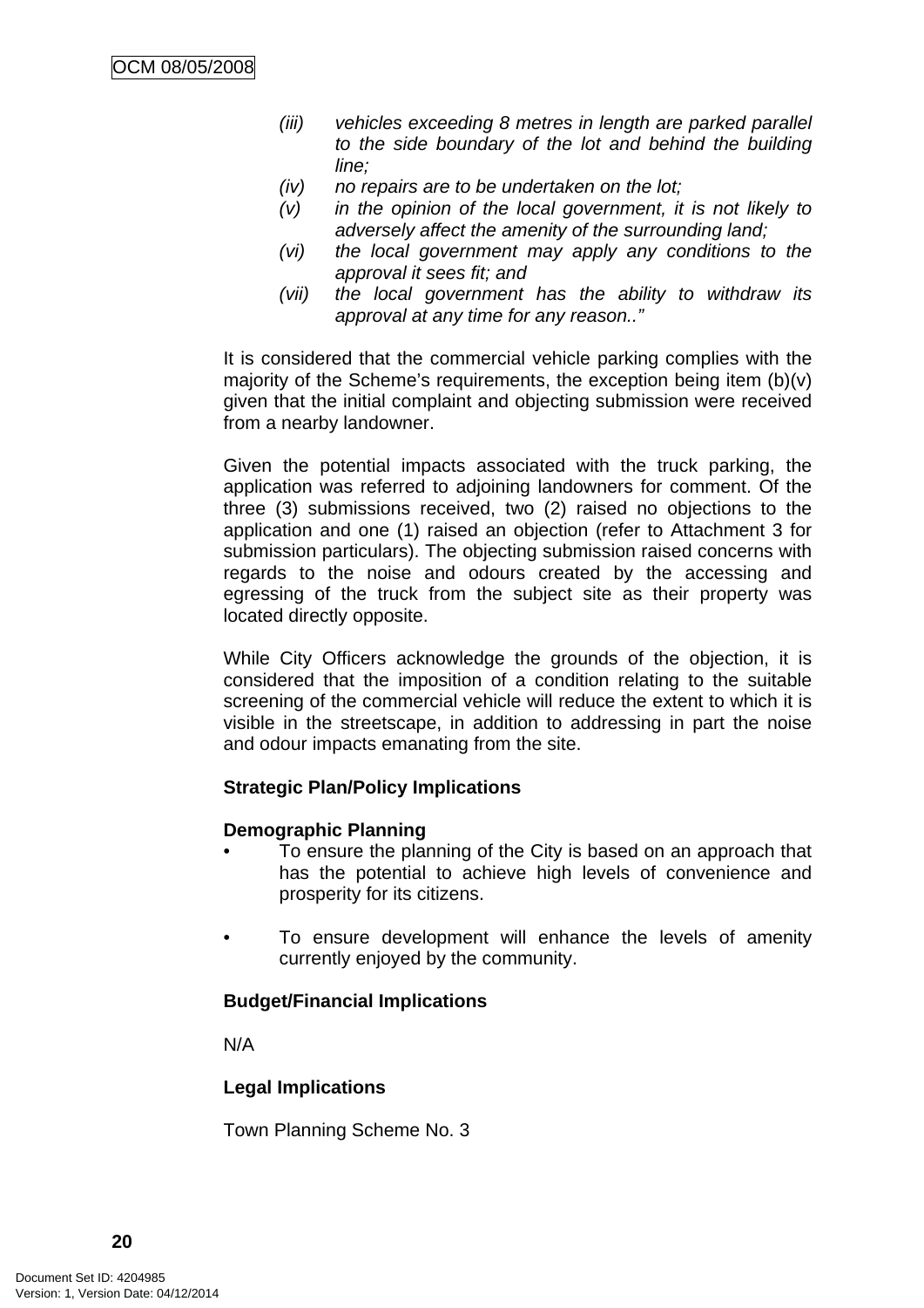*(iii) vehicles exceeding 8 metres in length are parked parallel to the side boundary of the lot and behind the building line;*

*(iv) no repairs are to be undertaken on the lot;*

*(v) in the opinion of the local government, it is not likely to adversely affect the amenity of the surrounding land;*

*(vi) the local government may apply any conditions to the approval it sees fit; and*

*(vii) the local government has the ability to withdraw its approval at any time for any reason.."*

It is considered that the commercial vehicle parking complies with the majority of the Scheme's requirements, the exception being item (b)(v) given that the initial complaint and objecting submission were received from a nearby landowner.

Given the potential impacts associated with the truck parking, the application was referred to adjoining landowners for comment. Of the three (3) submissions received, two (2) raised no objections to the application and one (1) raised an objection (refer to Attachment 3 for submission particulars). The objecting submission raised concerns with regards to the noise and odours created by the accessing and egressing of the truck from the subject site as their property was located directly opposite.

While City Officers acknowledge the grounds of the objection, it is considered that the imposition of a condition relating to the suitable screening of the commercial vehicle will reduce the extent to which it is visible in the streetscape, in addition to addressing in part the noise and odour impacts emanating from the site.

**Strategic Plan/Policy Implications**

**Demographic Planning**

- To ensure the planning of the City is based on an approach that has the potential to achieve high levels of convenience and prosperity for its citizens.

- To ensure development will enhance the levels of amenity currently enjoyed by the community.

**Budget/Financial Implications**

N/A

**Legal Implications**

Town Planning Scheme No. 3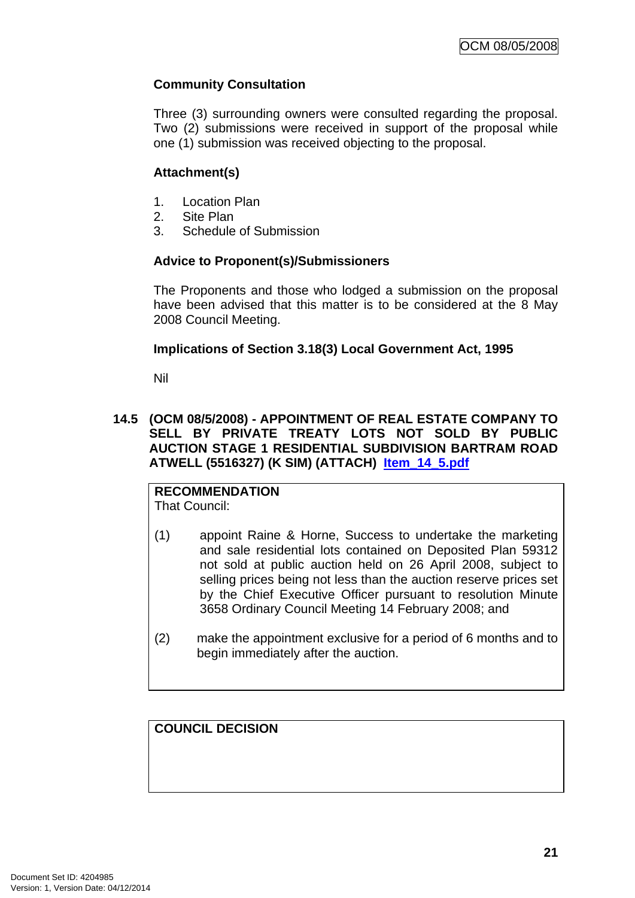**Community Consultation**

Three (3) surrounding owners were consulted regarding the proposal. Two (2) submissions were received in support of the proposal while one (1) submission was received objecting to the proposal.

**Attachment(s)**

1. Location Plan
2. Site Plan
3. Schedule of Submission

**Advice to Proponent(s)/Submissioners**

The Proponents and those who lodged a submission on the proposal have been advised that this matter is to be considered at the 8 May 2008 Council Meeting.

**Implications of Section 3.18(3) Local Government Act, 1995**

Nil

## 14.5 (OCM 08/5/2008) - APPOINTMENT OF REAL ESTATE COMPANY TO SELL BY PRIVATE TREATY LOTS NOT SOLD BY PUBLIC AUCTION STAGE 1 RESIDENTIAL SUBDIVISION BARTRAM ROAD ATWELL (5516327) (K SIM) (ATTACH) Item_14_5.pdf

**RECOMMENDATION**
That Council:

(1) appoint Raine & Horne, Success to undertake the marketing and sale residential lots contained on Deposited Plan 59312 not sold at public auction held on 26 April 2008, subject to selling prices being not less than the auction reserve prices set by the Chief Executive Officer pursuant to resolution Minute 3658 Ordinary Council Meeting 14 February 2008; and

(2) make the appointment exclusive for a period of 6 months and to begin immediately after the auction.

**COUNCIL DECISION**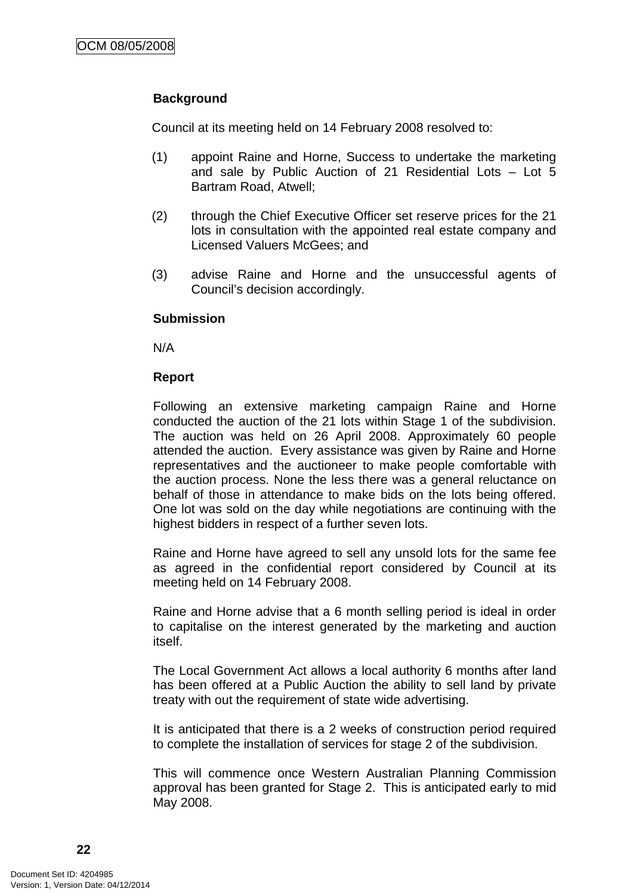**Background**

Council at its meeting held on 14 February 2008 resolved to:

(1) appoint Raine and Horne, Success to undertake the marketing and sale by Public Auction of 21 Residential Lots – Lot 5 Bartram Road, Atwell;

(2) through the Chief Executive Officer set reserve prices for the 21 lots in consultation with the appointed real estate company and Licensed Valuers McGees; and

(3) advise Raine and Horne and the unsuccessful agents of Council's decision accordingly.

**Submission**

N/A

**Report**

Following an extensive marketing campaign Raine and Horne conducted the auction of the 21 lots within Stage 1 of the subdivision. The auction was held on 26 April 2008. Approximately 60 people attended the auction. Every assistance was given by Raine and Horne representatives and the auctioneer to make people comfortable with the auction process. None the less there was a general reluctance on behalf of those in attendance to make bids on the lots being offered. One lot was sold on the day while negotiations are continuing with the highest bidders in respect of a further seven lots.

Raine and Horne have agreed to sell any unsold lots for the same fee as agreed in the confidential report considered by Council at its meeting held on 14 February 2008.

Raine and Horne advise that a 6 month selling period is ideal in order to capitalise on the interest generated by the marketing and auction itself.

The Local Government Act allows a local authority 6 months after land has been offered at a Public Auction the ability to sell land by private treaty with out the requirement of state wide advertising.

It is anticipated that there is a 2 weeks of construction period required to complete the installation of services for stage 2 of the subdivision.

This will commence once Western Australian Planning Commission approval has been granted for Stage 2. This is anticipated early to mid May 2008.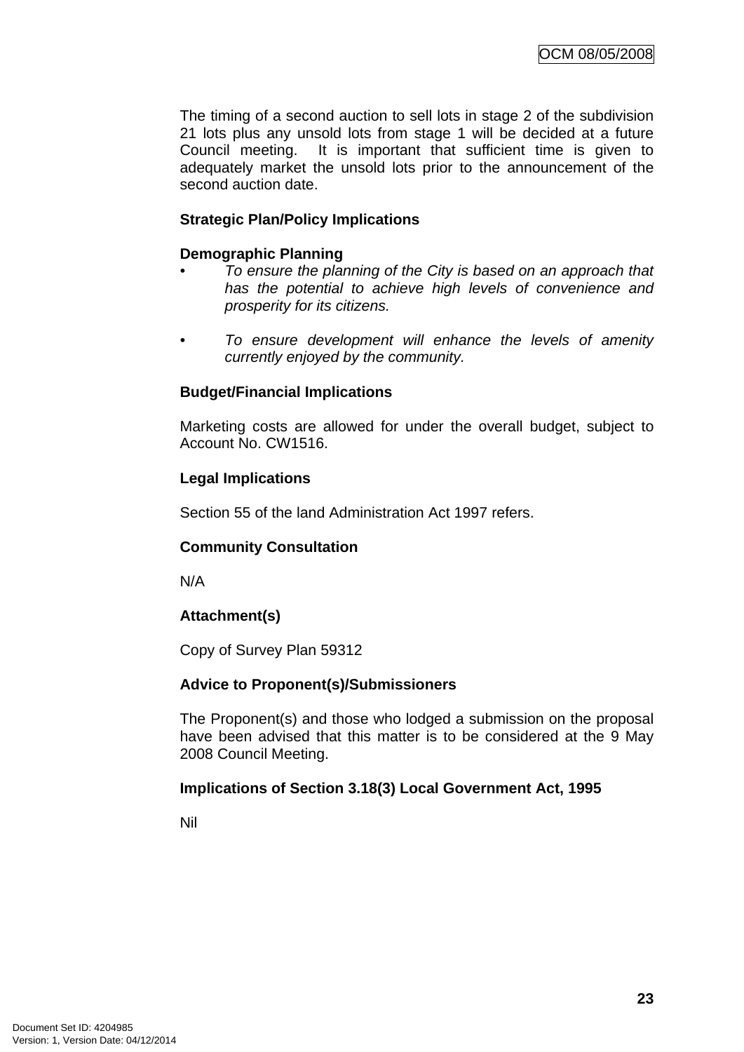The timing of a second auction to sell lots in stage 2 of the subdivision 21 lots plus any unsold lots from stage 1 will be decided at a future Council meeting. It is important that sufficient time is given to adequately market the unsold lots prior to the announcement of the second auction date.

**Strategic Plan/Policy Implications**

**Demographic Planning**

- *To ensure the planning of the City is based on an approach that has the potential to achieve high levels of convenience and prosperity for its citizens.*
- *To ensure development will enhance the levels of amenity currently enjoyed by the community.*

**Budget/Financial Implications**

Marketing costs are allowed for under the overall budget, subject to Account No. CW1516.

**Legal Implications**

Section 55 of the land Administration Act 1997 refers.

**Community Consultation**

N/A

**Attachment(s)**

Copy of Survey Plan 59312

**Advice to Proponent(s)/Submissioners**

The Proponent(s) and those who lodged a submission on the proposal have been advised that this matter is to be considered at the 9 May 2008 Council Meeting.

**Implications of Section 3.18(3) Local Government Act, 1995**

Nil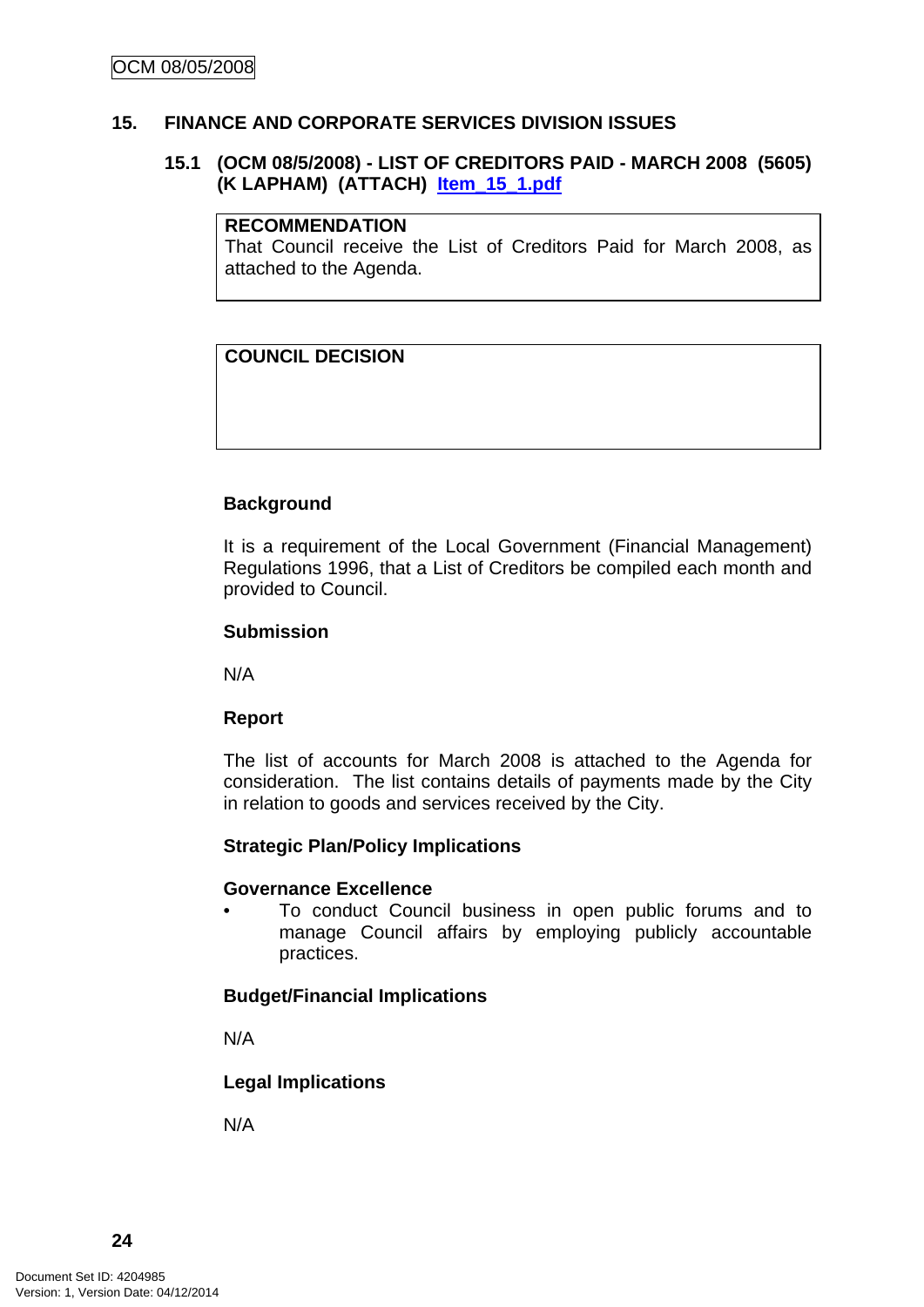## 15. FINANCE AND CORPORATE SERVICES DIVISION ISSUES

### 15.1 (OCM 08/5/2008) - LIST OF CREDITORS PAID - MARCH 2008 (5605) (K LAPHAM) (ATTACH) Item_15_1.pdf

| **RECOMMENDATION** |
|---|
| That Council receive the List of Creditors Paid for March 2008, as attached to the Agenda. |

| **COUNCIL DECISION** |
|---|
| |

**Background**

It is a requirement of the Local Government (Financial Management) Regulations 1996, that a List of Creditors be compiled each month and provided to Council.

**Submission**

N/A

**Report**

The list of accounts for March 2008 is attached to the Agenda for consideration. The list contains details of payments made by the City in relation to goods and services received by the City.

**Strategic Plan/Policy Implications**

**Governance Excellence**

- To conduct Council business in open public forums and to manage Council affairs by employing publicly accountable practices.

**Budget/Financial Implications**

N/A

**Legal Implications**

N/A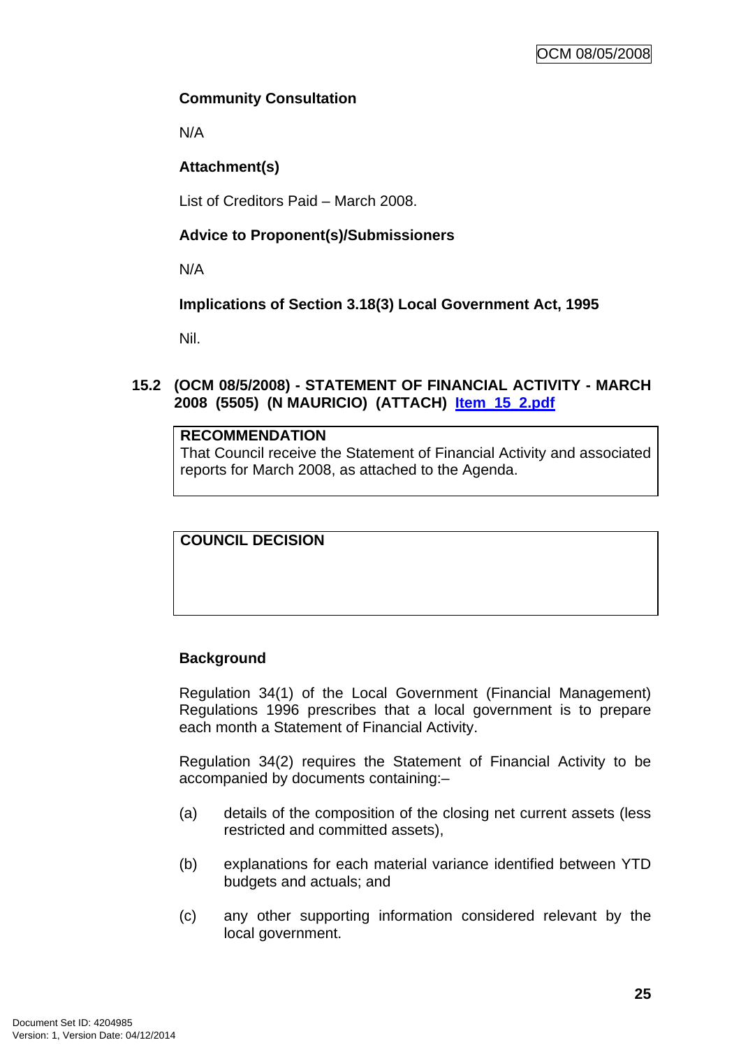**Community Consultation**

N/A

**Attachment(s)**

List of Creditors Paid – March 2008.

**Advice to Proponent(s)/Submissioners**

N/A

**Implications of Section 3.18(3) Local Government Act, 1995**

Nil.

### 15.2 (OCM 08/5/2008) - STATEMENT OF FINANCIAL ACTIVITY - MARCH 2008 (5505) (N MAURICIO) (ATTACH) Item_15_2.pdf

| **RECOMMENDATION** |
|---|
| That Council receive the Statement of Financial Activity and associated reports for March 2008, as attached to the Agenda. |

| **COUNCIL DECISION** |
|---|
| |

**Background**

Regulation 34(1) of the Local Government (Financial Management) Regulations 1996 prescribes that a local government is to prepare each month a Statement of Financial Activity.

Regulation 34(2) requires the Statement of Financial Activity to be accompanied by documents containing:–

(a) details of the composition of the closing net current assets (less restricted and committed assets),

(b) explanations for each material variance identified between YTD budgets and actuals; and

(c) any other supporting information considered relevant by the local government.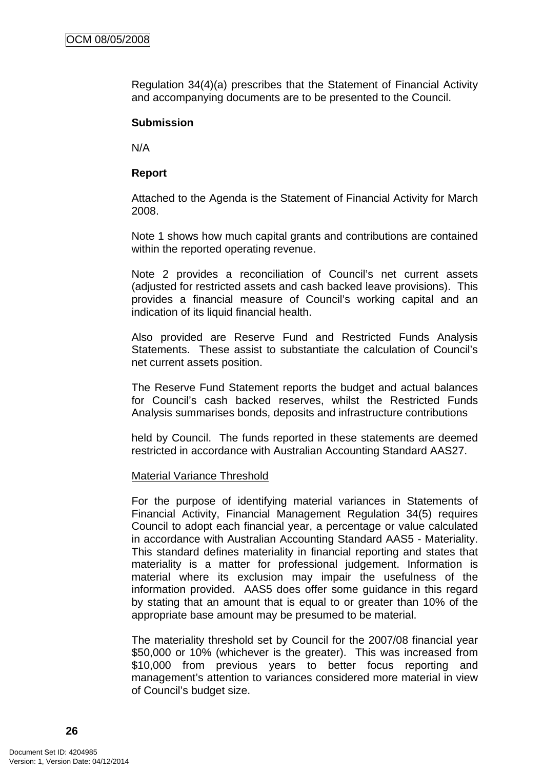Regulation 34(4)(a) prescribes that the Statement of Financial Activity and accompanying documents are to be presented to the Council.

**Submission**

N/A

**Report**

Attached to the Agenda is the Statement of Financial Activity for March 2008.

Note 1 shows how much capital grants and contributions are contained within the reported operating revenue.

Note 2 provides a reconciliation of Council's net current assets (adjusted for restricted assets and cash backed leave provisions). This provides a financial measure of Council's working capital and an indication of its liquid financial health.

Also provided are Reserve Fund and Restricted Funds Analysis Statements. These assist to substantiate the calculation of Council's net current assets position.

The Reserve Fund Statement reports the budget and actual balances for Council's cash backed reserves, whilst the Restricted Funds Analysis summarises bonds, deposits and infrastructure contributions

held by Council. The funds reported in these statements are deemed restricted in accordance with Australian Accounting Standard AAS27.

Material Variance Threshold

For the purpose of identifying material variances in Statements of Financial Activity, Financial Management Regulation 34(5) requires Council to adopt each financial year, a percentage or value calculated in accordance with Australian Accounting Standard AAS5 - Materiality. This standard defines materiality in financial reporting and states that materiality is a matter for professional judgement. Information is material where its exclusion may impair the usefulness of the information provided. AAS5 does offer some guidance in this regard by stating that an amount that is equal to or greater than 10% of the appropriate base amount may be presumed to be material.

The materiality threshold set by Council for the 2007/08 financial year $50,000 or 10% (whichever is the greater). This was increased from $10,000 from previous years to better focus reporting and management's attention to variances considered more material in view of Council's budget size.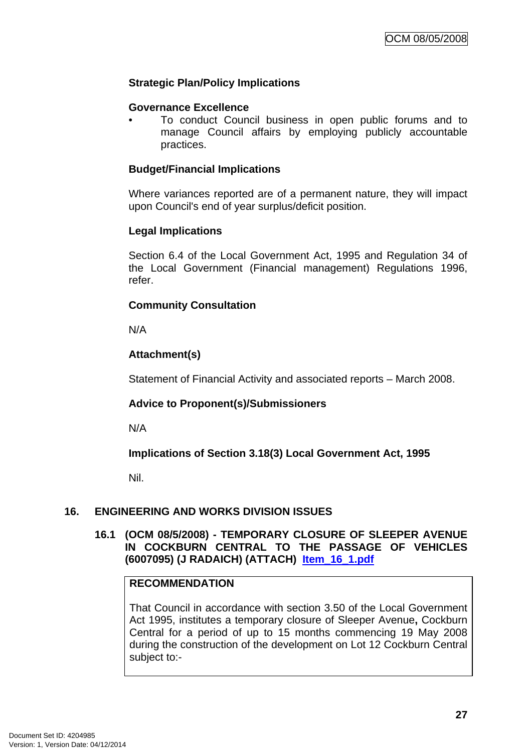**Strategic Plan/Policy Implications**

**Governance Excellence**

- To conduct Council business in open public forums and to manage Council affairs by employing publicly accountable practices.

**Budget/Financial Implications**

Where variances reported are of a permanent nature, they will impact upon Council's end of year surplus/deficit position.

**Legal Implications**

Section 6.4 of the Local Government Act, 1995 and Regulation 34 of the Local Government (Financial management) Regulations 1996, refer.

**Community Consultation**

N/A

**Attachment(s)**

Statement of Financial Activity and associated reports – March 2008.

**Advice to Proponent(s)/Submissioners**

N/A

**Implications of Section 3.18(3) Local Government Act, 1995**

Nil.

## 16. ENGINEERING AND WORKS DIVISION ISSUES

### 16.1 (OCM 08/5/2008) - TEMPORARY CLOSURE OF SLEEPER AVENUE IN COCKBURN CENTRAL TO THE PASSAGE OF VEHICLES (6007095) (J RADAICH) (ATTACH) Item_16_1.pdf

**RECOMMENDATION**

That Council in accordance with section 3.50 of the Local Government Act 1995, institutes a temporary closure of Sleeper Avenue**,** Cockburn Central for a period of up to 15 months commencing 19 May 2008 during the construction of the development on Lot 12 Cockburn Central subject to:-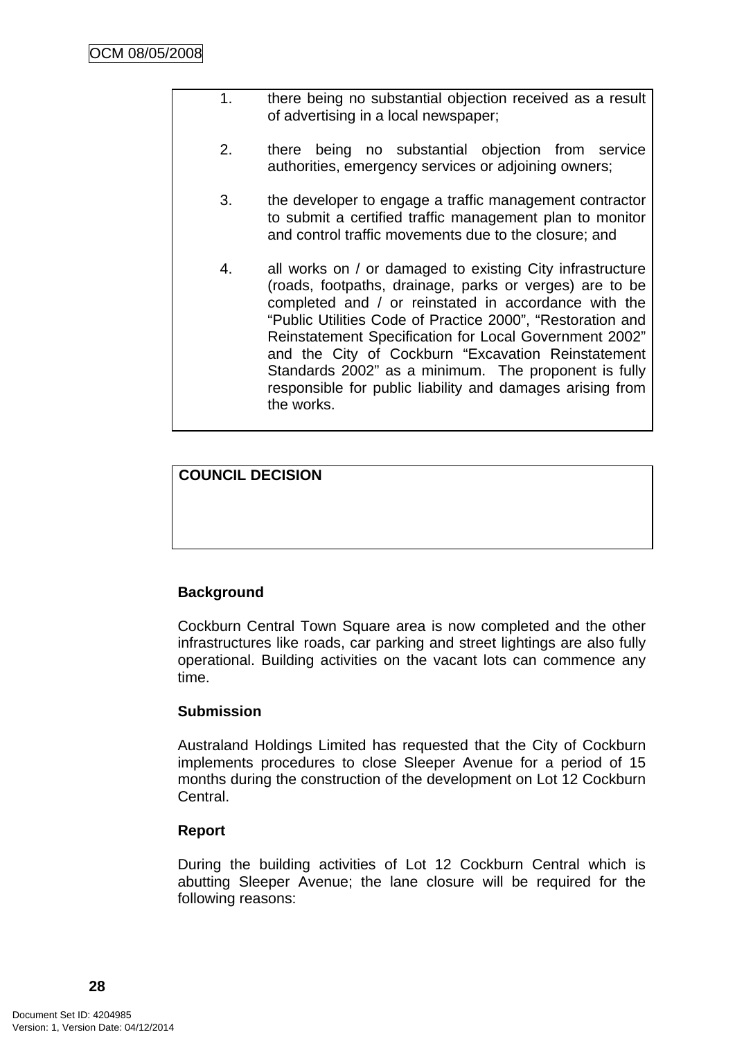1. there being no substantial objection received as a result of advertising in a local newspaper;

2. there being no substantial objection from service authorities, emergency services or adjoining owners;

3. the developer to engage a traffic management contractor to submit a certified traffic management plan to monitor and control traffic movements due to the closure; and

4. all works on / or damaged to existing City infrastructure (roads, footpaths, drainage, parks or verges) are to be completed and / or reinstated in accordance with the "Public Utilities Code of Practice 2000", "Restoration and Reinstatement Specification for Local Government 2002" and the City of Cockburn "Excavation Reinstatement Standards 2002" as a minimum. The proponent is fully responsible for public liability and damages arising from the works.

**COUNCIL DECISION**

**Background**

Cockburn Central Town Square area is now completed and the other infrastructures like roads, car parking and street lightings are also fully operational. Building activities on the vacant lots can commence any time.

**Submission**

Australand Holdings Limited has requested that the City of Cockburn implements procedures to close Sleeper Avenue for a period of 15 months during the construction of the development on Lot 12 Cockburn Central.

**Report**

During the building activities of Lot 12 Cockburn Central which is abutting Sleeper Avenue; the lane closure will be required for the following reasons: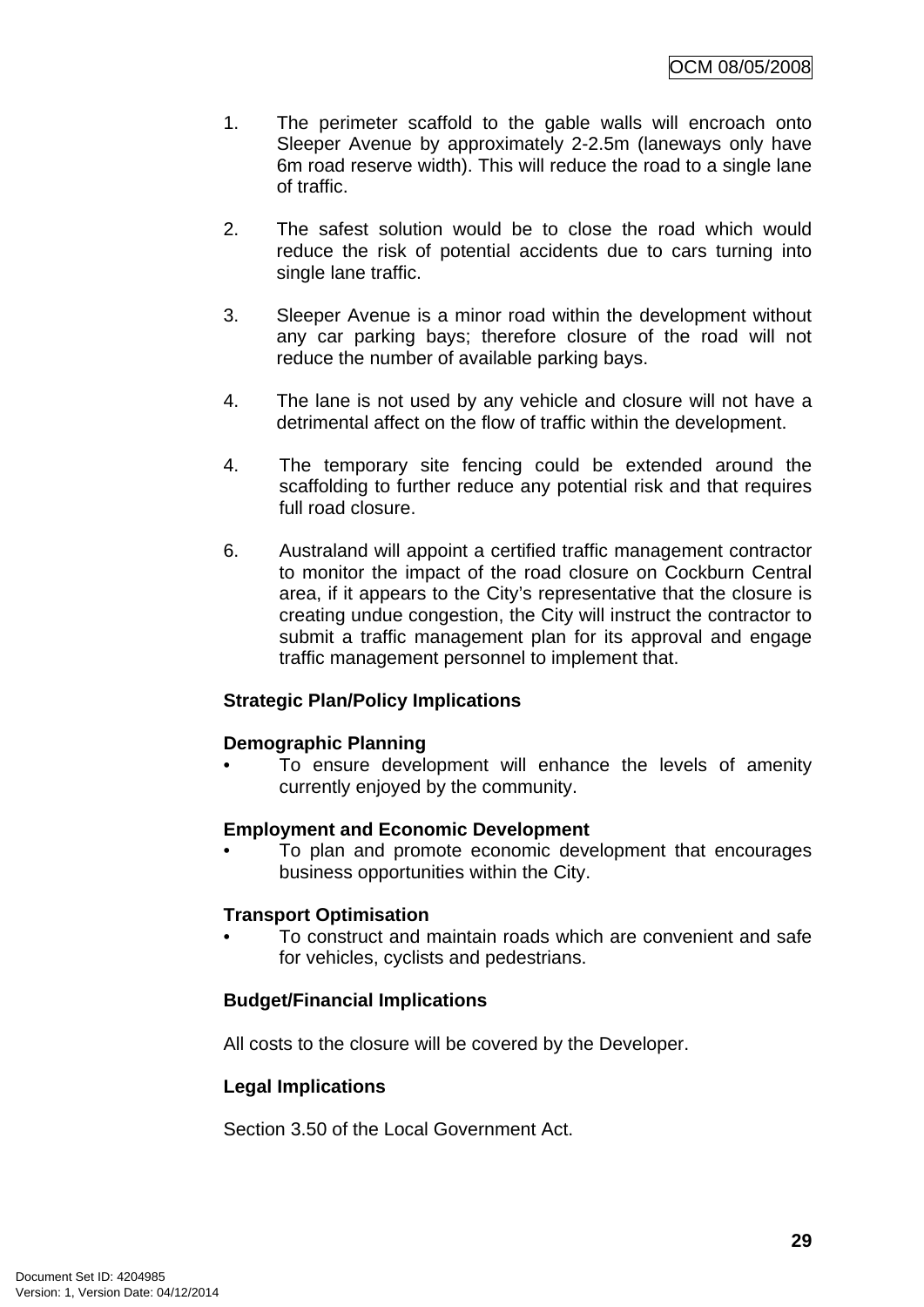1. The perimeter scaffold to the gable walls will encroach onto Sleeper Avenue by approximately 2-2.5m (laneways only have 6m road reserve width). This will reduce the road to a single lane of traffic.

2. The safest solution would be to close the road which would reduce the risk of potential accidents due to cars turning into single lane traffic.

3. Sleeper Avenue is a minor road within the development without any car parking bays; therefore closure of the road will not reduce the number of available parking bays.

4. The lane is not used by any vehicle and closure will not have a detrimental affect on the flow of traffic within the development.

4. The temporary site fencing could be extended around the scaffolding to further reduce any potential risk and that requires full road closure.

6. Australand will appoint a certified traffic management contractor to monitor the impact of the road closure on Cockburn Central area, if it appears to the City's representative that the closure is creating undue congestion, the City will instruct the contractor to submit a traffic management plan for its approval and engage traffic management personnel to implement that.

**Strategic Plan/Policy Implications**

**Demographic Planning**

- To ensure development will enhance the levels of amenity currently enjoyed by the community.

**Employment and Economic Development**

- To plan and promote economic development that encourages business opportunities within the City.

**Transport Optimisation**

- To construct and maintain roads which are convenient and safe for vehicles, cyclists and pedestrians.

**Budget/Financial Implications**

All costs to the closure will be covered by the Developer.

**Legal Implications**

Section 3.50 of the Local Government Act.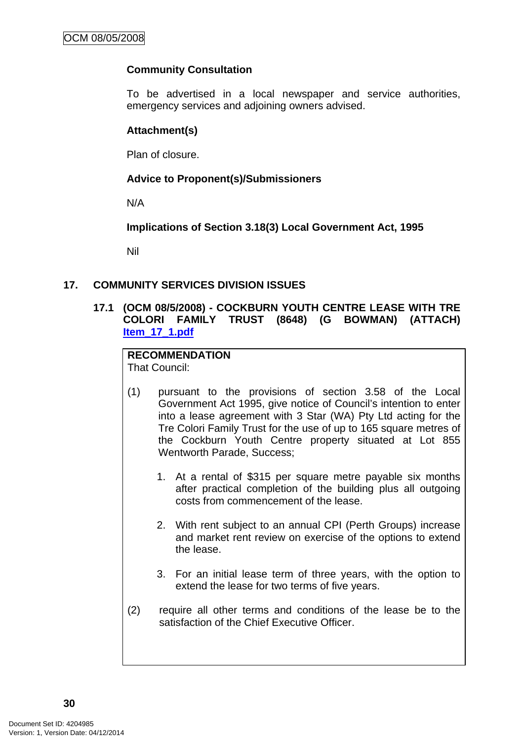**Community Consultation**

To be advertised in a local newspaper and service authorities, emergency services and adjoining owners advised.

**Attachment(s)**

Plan of closure.

**Advice to Proponent(s)/Submissioners**

N/A

**Implications of Section 3.18(3) Local Government Act, 1995**

Nil

## 17. COMMUNITY SERVICES DIVISION ISSUES

### 17.1 (OCM 08/5/2008) - COCKBURN YOUTH CENTRE LEASE WITH TRE COLORI FAMILY TRUST (8648) (G BOWMAN) (ATTACH) Item_17_1.pdf

**RECOMMENDATION**
That Council:

(1) pursuant to the provisions of section 3.58 of the Local Government Act 1995, give notice of Council's intention to enter into a lease agreement with 3 Star (WA) Pty Ltd acting for the Tre Colori Family Trust for the use of up to 165 square metres of the Cockburn Youth Centre property situated at Lot 855 Wentworth Parade, Success;

1. At a rental of $315 per square metre payable six months after practical completion of the building plus all outgoing costs from commencement of the lease.

2. With rent subject to an annual CPI (Perth Groups) increase and market rent review on exercise of the options to extend the lease.

3. For an initial lease term of three years, with the option to extend the lease for two terms of five years.

(2) require all other terms and conditions of the lease be to the satisfaction of the Chief Executive Officer.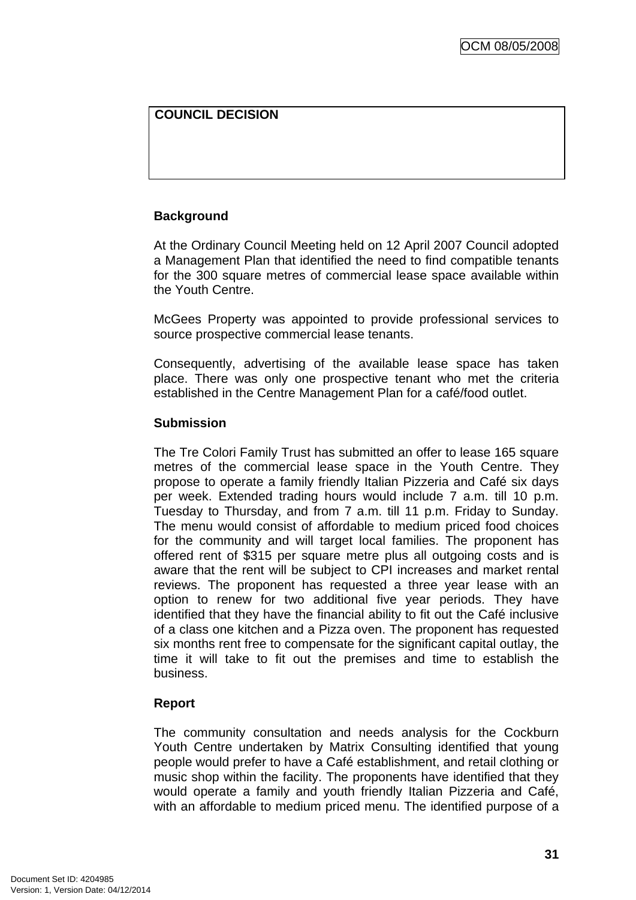| COUNCIL DECISION |
| --- |
| |

**Background**

At the Ordinary Council Meeting held on 12 April 2007 Council adopted a Management Plan that identified the need to find compatible tenants for the 300 square metres of commercial lease space available within the Youth Centre.

McGees Property was appointed to provide professional services to source prospective commercial lease tenants.

Consequently, advertising of the available lease space has taken place. There was only one prospective tenant who met the criteria established in the Centre Management Plan for a café/food outlet.

**Submission**

The Tre Colori Family Trust has submitted an offer to lease 165 square metres of the commercial lease space in the Youth Centre. They propose to operate a family friendly Italian Pizzeria and Café six days per week. Extended trading hours would include 7 a.m. till 10 p.m. Tuesday to Thursday, and from 7 a.m. till 11 p.m. Friday to Sunday. The menu would consist of affordable to medium priced food choices for the community and will target local families. The proponent has offered rent of $315 per square metre plus all outgoing costs and is aware that the rent will be subject to CPI increases and market rental reviews. The proponent has requested a three year lease with an option to renew for two additional five year periods. They have identified that they have the financial ability to fit out the Café inclusive of a class one kitchen and a Pizza oven. The proponent has requested six months rent free to compensate for the significant capital outlay, the time it will take to fit out the premises and time to establish the business.

**Report**

The community consultation and needs analysis for the Cockburn Youth Centre undertaken by Matrix Consulting identified that young people would prefer to have a Café establishment, and retail clothing or music shop within the facility. The proponents have identified that they would operate a family and youth friendly Italian Pizzeria and Café, with an affordable to medium priced menu. The identified purpose of a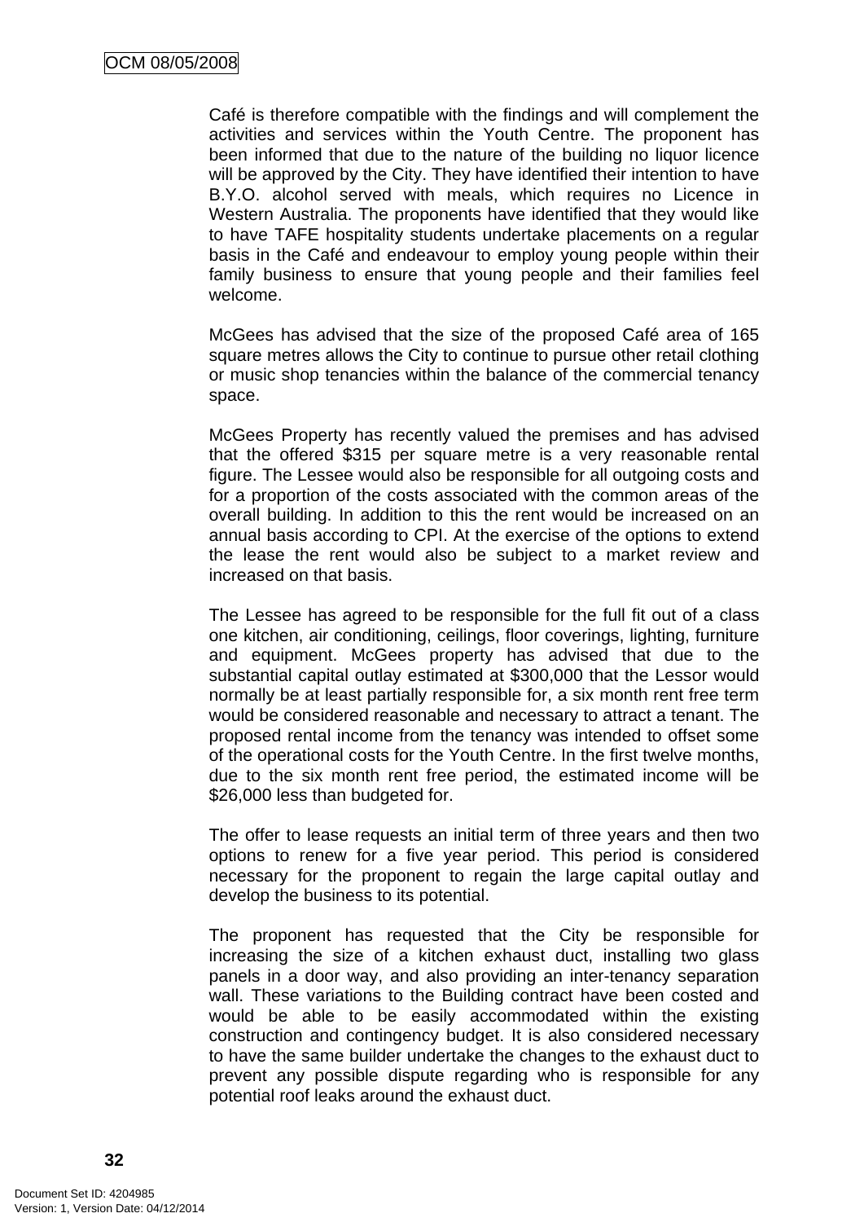Café is therefore compatible with the findings and will complement the activities and services within the Youth Centre. The proponent has been informed that due to the nature of the building no liquor licence will be approved by the City. They have identified their intention to have B.Y.O. alcohol served with meals, which requires no Licence in Western Australia. The proponents have identified that they would like to have TAFE hospitality students undertake placements on a regular basis in the Café and endeavour to employ young people within their family business to ensure that young people and their families feel welcome.

McGees has advised that the size of the proposed Café area of 165 square metres allows the City to continue to pursue other retail clothing or music shop tenancies within the balance of the commercial tenancy space.

McGees Property has recently valued the premises and has advised that the offered $315 per square metre is a very reasonable rental figure. The Lessee would also be responsible for all outgoing costs and for a proportion of the costs associated with the common areas of the overall building. In addition to this the rent would be increased on an annual basis according to CPI. At the exercise of the options to extend the lease the rent would also be subject to a market review and increased on that basis.

The Lessee has agreed to be responsible for the full fit out of a class one kitchen, air conditioning, ceilings, floor coverings, lighting, furniture and equipment. McGees property has advised that due to the substantial capital outlay estimated at $300,000 that the Lessor would normally be at least partially responsible for, a six month rent free term would be considered reasonable and necessary to attract a tenant. The proposed rental income from the tenancy was intended to offset some of the operational costs for the Youth Centre. In the first twelve months, due to the six month rent free period, the estimated income will be $26,000 less than budgeted for.

The offer to lease requests an initial term of three years and then two options to renew for a five year period. This period is considered necessary for the proponent to regain the large capital outlay and develop the business to its potential.

The proponent has requested that the City be responsible for increasing the size of a kitchen exhaust duct, installing two glass panels in a door way, and also providing an inter-tenancy separation wall. These variations to the Building contract have been costed and would be able to be easily accommodated within the existing construction and contingency budget. It is also considered necessary to have the same builder undertake the changes to the exhaust duct to prevent any possible dispute regarding who is responsible for any potential roof leaks around the exhaust duct.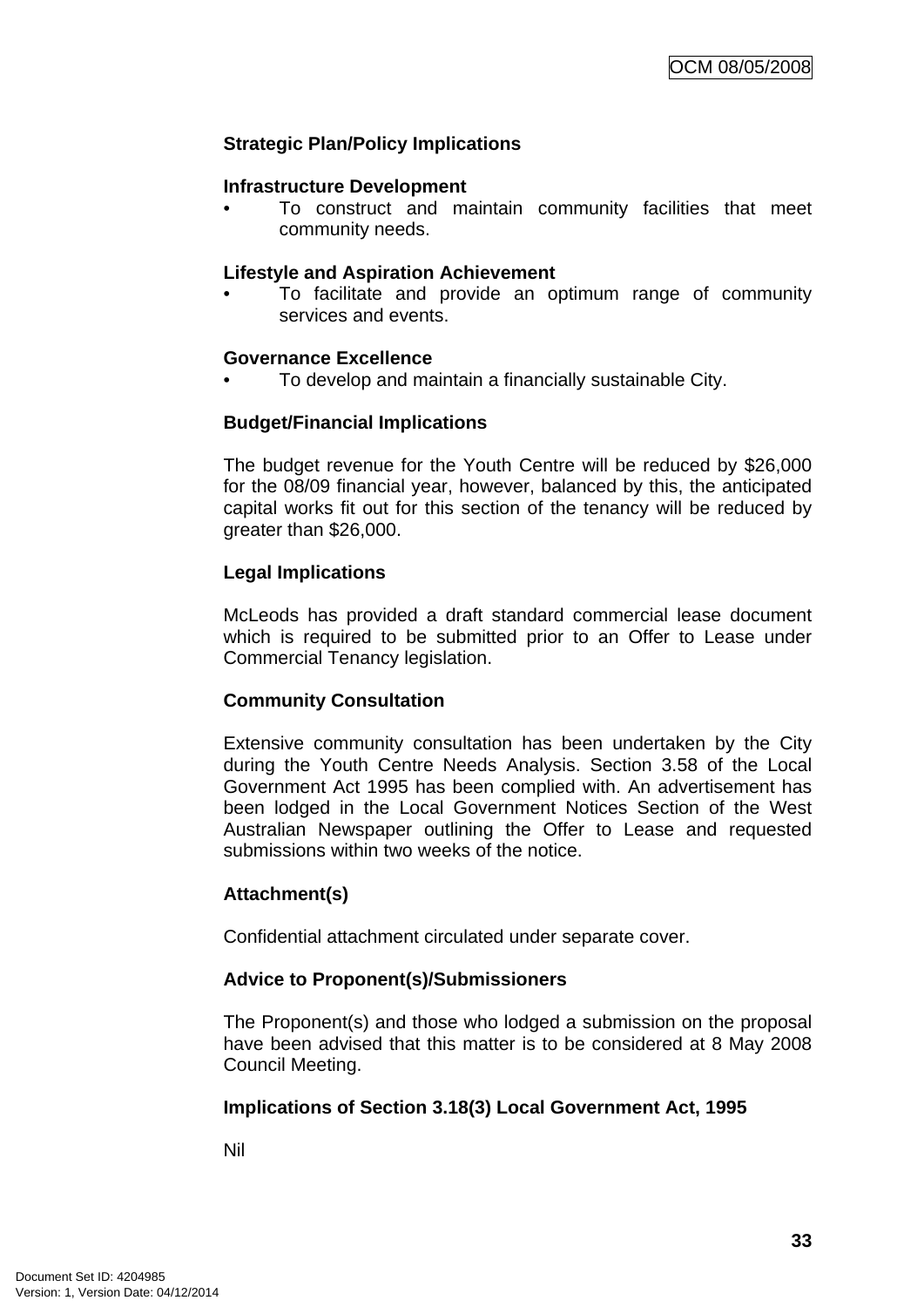**Strategic Plan/Policy Implications**

**Infrastructure Development**

- To construct and maintain community facilities that meet community needs.

**Lifestyle and Aspiration Achievement**

- To facilitate and provide an optimum range of community services and events.

**Governance Excellence**

- To develop and maintain a financially sustainable City.

**Budget/Financial Implications**

The budget revenue for the Youth Centre will be reduced by $26,000 for the 08/09 financial year, however, balanced by this, the anticipated capital works fit out for this section of the tenancy will be reduced by greater than $26,000.

**Legal Implications**

McLeods has provided a draft standard commercial lease document which is required to be submitted prior to an Offer to Lease under Commercial Tenancy legislation.

**Community Consultation**

Extensive community consultation has been undertaken by the City during the Youth Centre Needs Analysis. Section 3.58 of the Local Government Act 1995 has been complied with. An advertisement has been lodged in the Local Government Notices Section of the West Australian Newspaper outlining the Offer to Lease and requested submissions within two weeks of the notice.

**Attachment(s)**

Confidential attachment circulated under separate cover.

**Advice to Proponent(s)/Submissioners**

The Proponent(s) and those who lodged a submission on the proposal have been advised that this matter is to be considered at 8 May 2008 Council Meeting.

**Implications of Section 3.18(3) Local Government Act, 1995**

Nil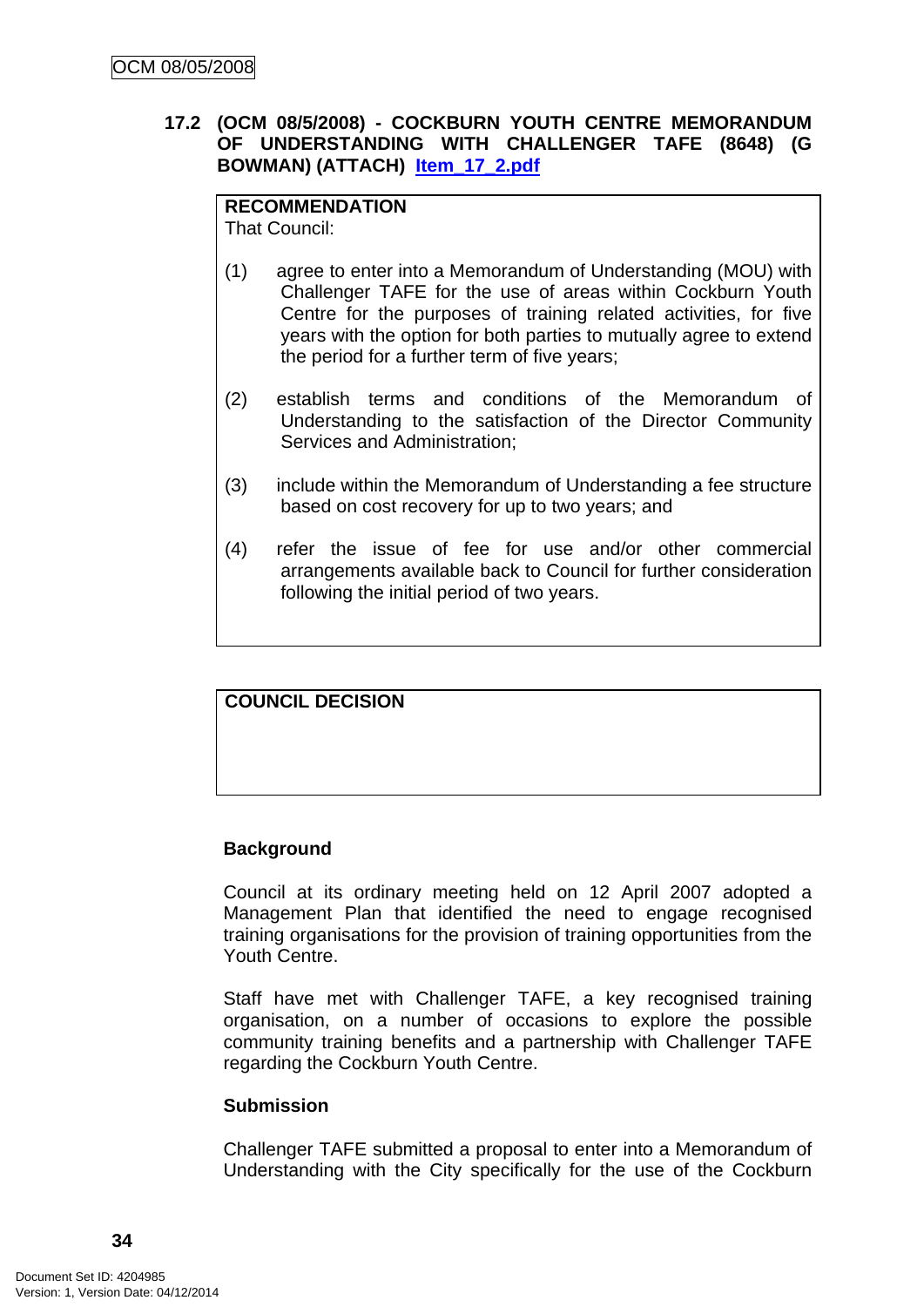### 17.2 (OCM 08/5/2008) - COCKBURN YOUTH CENTRE MEMORANDUM OF UNDERSTANDING WITH CHALLENGER TAFE (8648) (G BOWMAN) (ATTACH) Item_17_2.pdf

**RECOMMENDATION**
That Council:

(1) agree to enter into a Memorandum of Understanding (MOU) with Challenger TAFE for the use of areas within Cockburn Youth Centre for the purposes of training related activities, for five years with the option for both parties to mutually agree to extend the period for a further term of five years;

(2) establish terms and conditions of the Memorandum of Understanding to the satisfaction of the Director Community Services and Administration;

(3) include within the Memorandum of Understanding a fee structure based on cost recovery for up to two years; and

(4) refer the issue of fee for use and/or other commercial arrangements available back to Council for further consideration following the initial period of two years.

**COUNCIL DECISION**

**Background**

Council at its ordinary meeting held on 12 April 2007 adopted a Management Plan that identified the need to engage recognised training organisations for the provision of training opportunities from the Youth Centre.

Staff have met with Challenger TAFE, a key recognised training organisation, on a number of occasions to explore the possible community training benefits and a partnership with Challenger TAFE regarding the Cockburn Youth Centre.

**Submission**

Challenger TAFE submitted a proposal to enter into a Memorandum of Understanding with the City specifically for the use of the Cockburn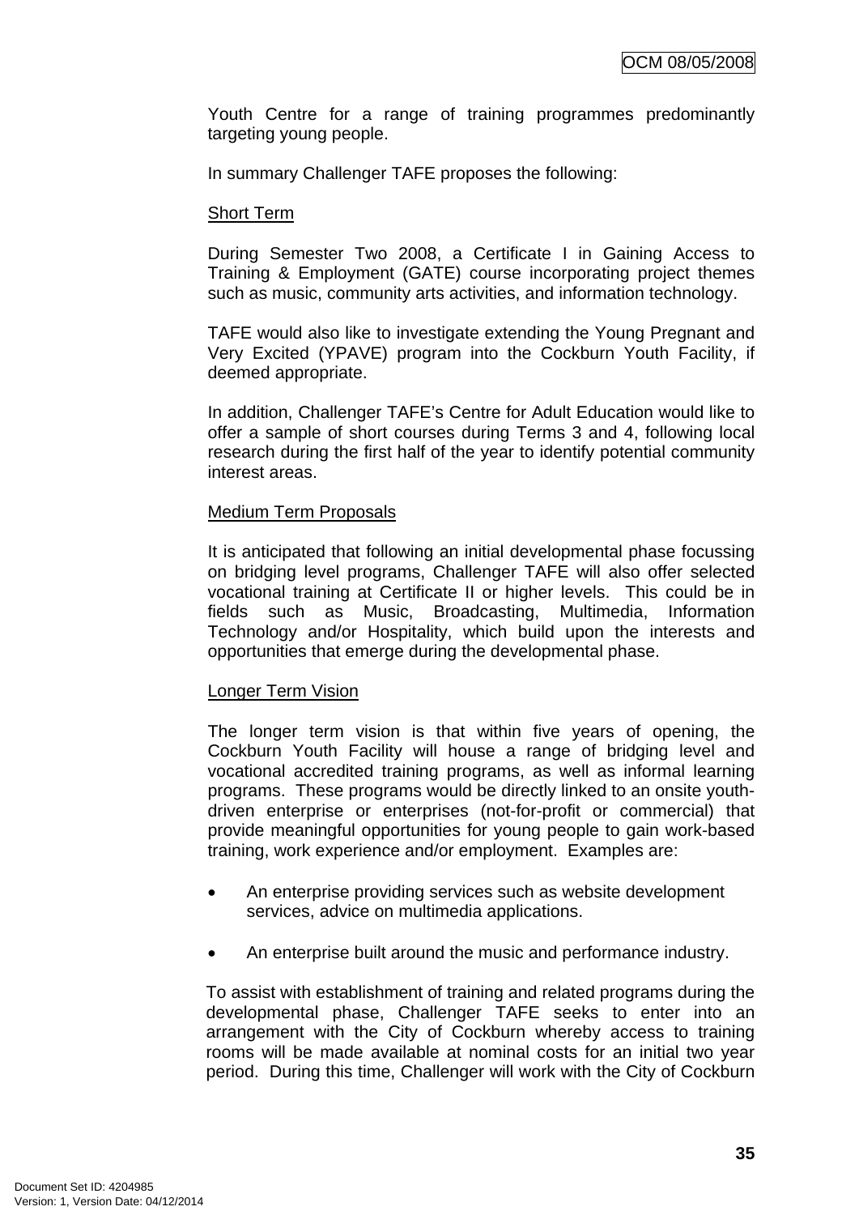Youth Centre for a range of training programmes predominantly targeting young people.

In summary Challenger TAFE proposes the following:

Short Term

During Semester Two 2008, a Certificate I in Gaining Access to Training & Employment (GATE) course incorporating project themes such as music, community arts activities, and information technology.

TAFE would also like to investigate extending the Young Pregnant and Very Excited (YPAVE) program into the Cockburn Youth Facility, if deemed appropriate.

In addition, Challenger TAFE's Centre for Adult Education would like to offer a sample of short courses during Terms 3 and 4, following local research during the first half of the year to identify potential community interest areas.

Medium Term Proposals

It is anticipated that following an initial developmental phase focussing on bridging level programs, Challenger TAFE will also offer selected vocational training at Certificate II or higher levels. This could be in fields such as Music, Broadcasting, Multimedia, Information Technology and/or Hospitality, which build upon the interests and opportunities that emerge during the developmental phase.

Longer Term Vision

The longer term vision is that within five years of opening, the Cockburn Youth Facility will house a range of bridging level and vocational accredited training programs, as well as informal learning programs. These programs would be directly linked to an onsite youth-driven enterprise or enterprises (not-for-profit or commercial) that provide meaningful opportunities for young people to gain work-based training, work experience and/or employment. Examples are:

- An enterprise providing services such as website development services, advice on multimedia applications.
- An enterprise built around the music and performance industry.

To assist with establishment of training and related programs during the developmental phase, Challenger TAFE seeks to enter into an arrangement with the City of Cockburn whereby access to training rooms will be made available at nominal costs for an initial two year period. During this time, Challenger will work with the City of Cockburn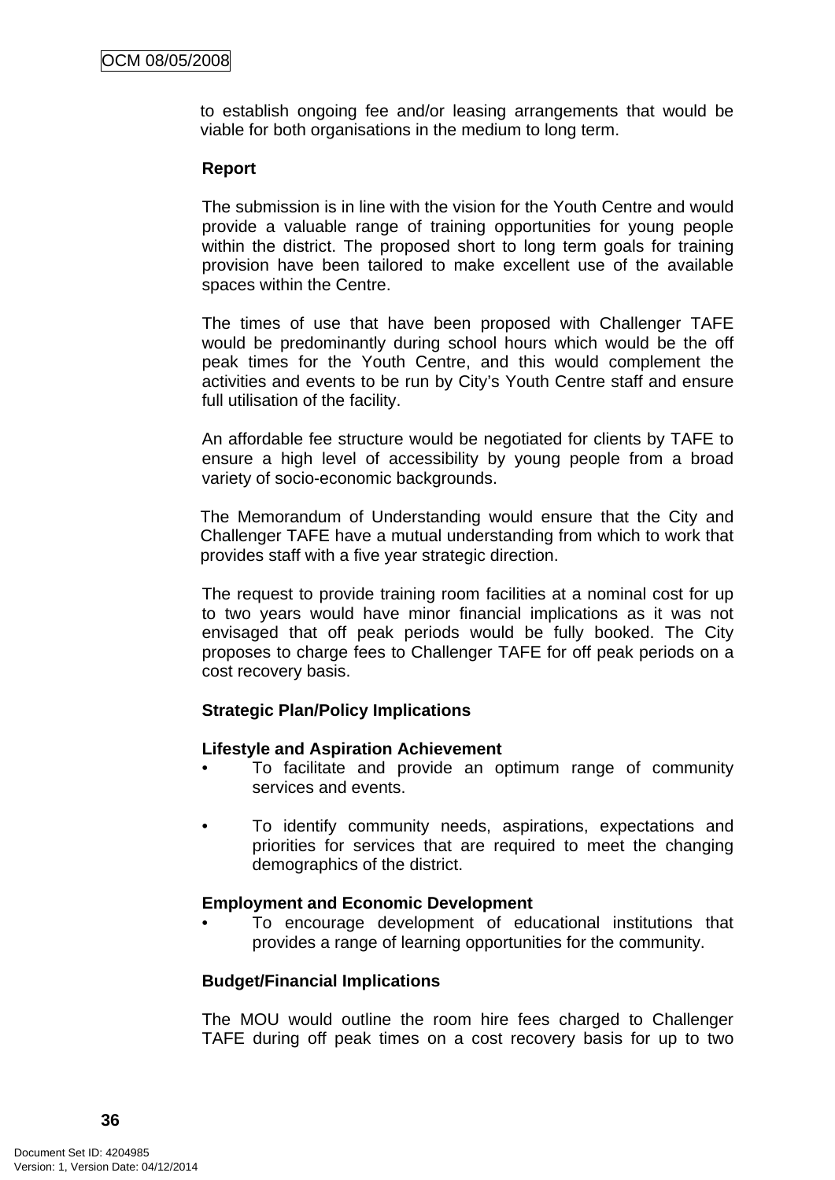to establish ongoing fee and/or leasing arrangements that would be viable for both organisations in the medium to long term.

**Report**

The submission is in line with the vision for the Youth Centre and would provide a valuable range of training opportunities for young people within the district. The proposed short to long term goals for training provision have been tailored to make excellent use of the available spaces within the Centre.

The times of use that have been proposed with Challenger TAFE would be predominantly during school hours which would be the off peak times for the Youth Centre, and this would complement the activities and events to be run by City's Youth Centre staff and ensure full utilisation of the facility.

An affordable fee structure would be negotiated for clients by TAFE to ensure a high level of accessibility by young people from a broad variety of socio-economic backgrounds.

The Memorandum of Understanding would ensure that the City and Challenger TAFE have a mutual understanding from which to work that provides staff with a five year strategic direction.

The request to provide training room facilities at a nominal cost for up to two years would have minor financial implications as it was not envisaged that off peak periods would be fully booked. The City proposes to charge fees to Challenger TAFE for off peak periods on a cost recovery basis.

**Strategic Plan/Policy Implications**

**Lifestyle and Aspiration Achievement**

- To facilitate and provide an optimum range of community services and events.

- To identify community needs, aspirations, expectations and priorities for services that are required to meet the changing demographics of the district.

**Employment and Economic Development**

- To encourage development of educational institutions that provides a range of learning opportunities for the community.

**Budget/Financial Implications**

The MOU would outline the room hire fees charged to Challenger TAFE during off peak times on a cost recovery basis for up to two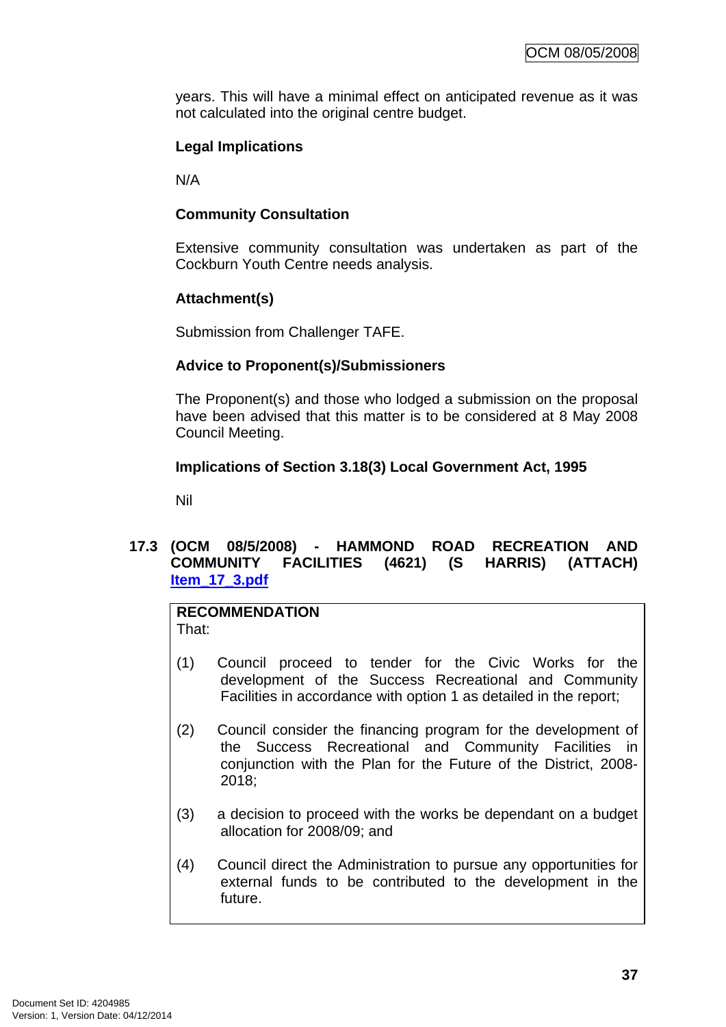years. This will have a minimal effect on anticipated revenue as it was not calculated into the original centre budget.

**Legal Implications**

N/A

**Community Consultation**

Extensive community consultation was undertaken as part of the Cockburn Youth Centre needs analysis.

**Attachment(s)**

Submission from Challenger TAFE.

**Advice to Proponent(s)/Submissioners**

The Proponent(s) and those who lodged a submission on the proposal have been advised that this matter is to be considered at 8 May 2008 Council Meeting.

**Implications of Section 3.18(3) Local Government Act, 1995**

Nil

### 17.3 (OCM 08/5/2008) - HAMMOND ROAD RECREATION AND COMMUNITY FACILITIES (4621) (S HARRIS) (ATTACH) Item_17_3.pdf

**RECOMMENDATION**
That:

(1) Council proceed to tender for the Civic Works for the development of the Success Recreational and Community Facilities in accordance with option 1 as detailed in the report;

(2) Council consider the financing program for the development of the Success Recreational and Community Facilities in conjunction with the Plan for the Future of the District, 2008-2018;

(3) a decision to proceed with the works be dependant on a budget allocation for 2008/09; and

(4) Council direct the Administration to pursue any opportunities for external funds to be contributed to the development in the future.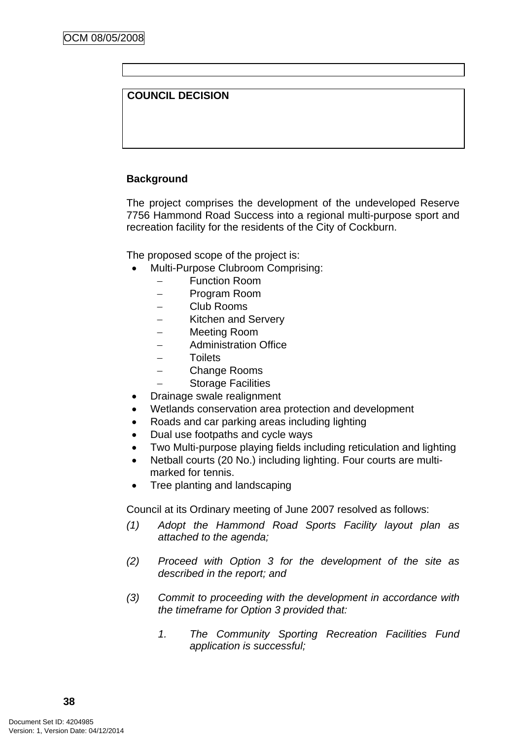| |
|---|

| COUNCIL DECISION |
|---|
| |

**Background**

The project comprises the development of the undeveloped Reserve 7756 Hammond Road Success into a regional multi-purpose sport and recreation facility for the residents of the City of Cockburn.

The proposed scope of the project is:

- Multi-Purpose Clubroom Comprising:
  - Function Room
  - Program Room
  - Club Rooms
  - Kitchen and Servery
  - Meeting Room
  - Administration Office
  - Toilets
  - Change Rooms
  - Storage Facilities
- Drainage swale realignment
- Wetlands conservation area protection and development
- Roads and car parking areas including lighting
- Dual use footpaths and cycle ways
- Two Multi-purpose playing fields including reticulation and lighting
- Netball courts (20 No.) including lighting. Four courts are multi-marked for tennis.
- Tree planting and landscaping

Council at its Ordinary meeting of June 2007 resolved as follows:

*(1) Adopt the Hammond Road Sports Facility layout plan as attached to the agenda;*

*(2) Proceed with Option 3 for the development of the site as described in the report; and*

*(3) Commit to proceeding with the development in accordance with the timeframe for Option 3 provided that:*

*1. The Community Sporting Recreation Facilities Fund application is successful;*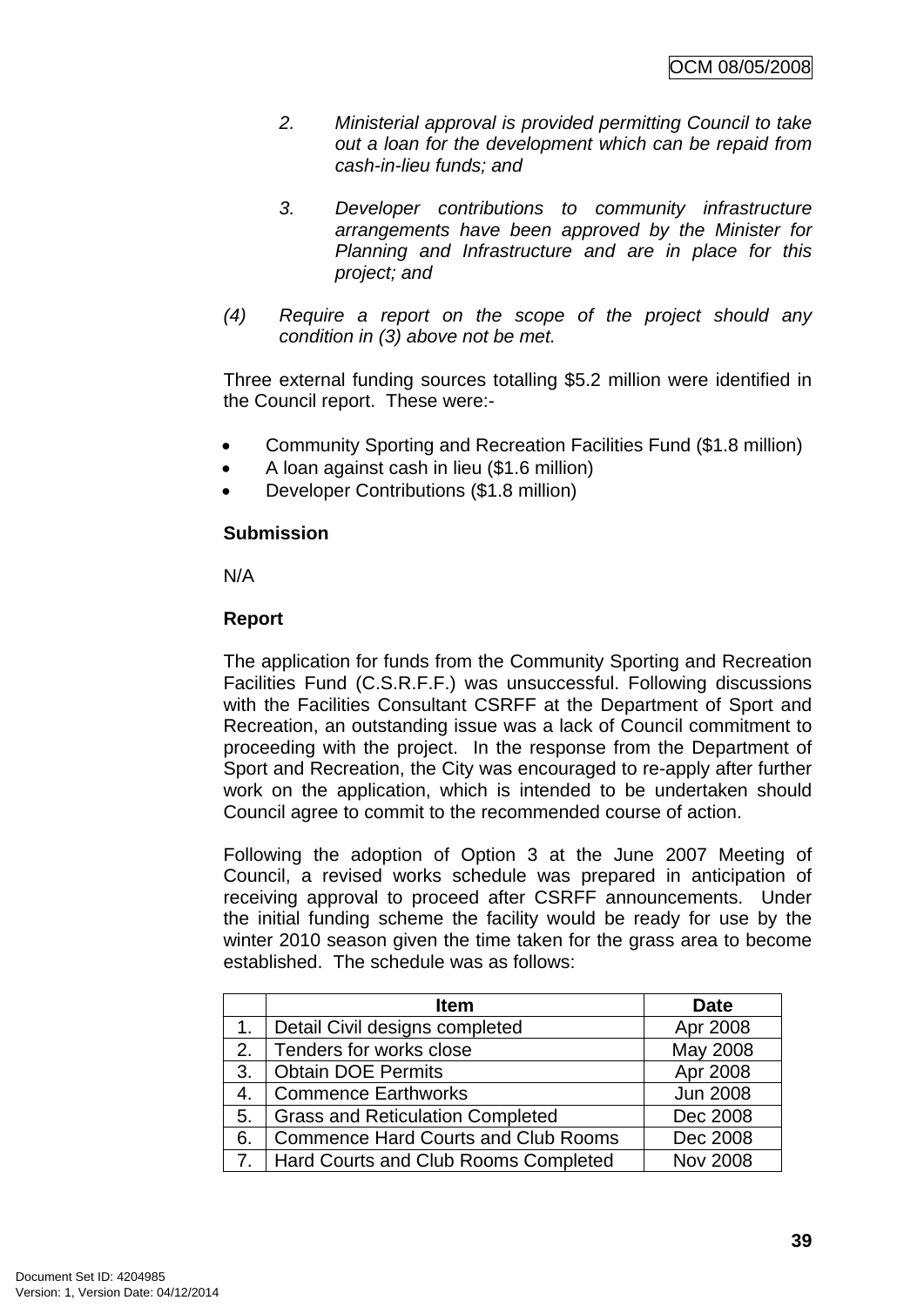*2. Ministerial approval is provided permitting Council to take out a loan for the development which can be repaid from cash-in-lieu funds; and*

*3. Developer contributions to community infrastructure arrangements have been approved by the Minister for Planning and Infrastructure and are in place for this project; and*

*(4) Require a report on the scope of the project should any condition in (3) above not be met.*

Three external funding sources totalling $5.2 million were identified in the Council report. These were:-

- Community Sporting and Recreation Facilities Fund ($1.8 million)
- A loan against cash in lieu ($1.6 million)
- Developer Contributions ($1.8 million)

**Submission**

N/A

**Report**

The application for funds from the Community Sporting and Recreation Facilities Fund (C.S.R.F.F.) was unsuccessful. Following discussions with the Facilities Consultant CSRFF at the Department of Sport and Recreation, an outstanding issue was a lack of Council commitment to proceeding with the project. In the response from the Department of Sport and Recreation, the City was encouraged to re-apply after further work on the application, which is intended to be undertaken should Council agree to commit to the recommended course of action.

Following the adoption of Option 3 at the June 2007 Meeting of Council, a revised works schedule was prepared in anticipation of receiving approval to proceed after CSRFF announcements. Under the initial funding scheme the facility would be ready for use by the winter 2010 season given the time taken for the grass area to become established. The schedule was as follows:

| | Item | Date |
|---|---|---|
| 1. | Detail Civil designs completed | Apr 2008 |
| 2. | Tenders for works close | May 2008 |
| 3. | Obtain DOE Permits | Apr 2008 |
| 4. | Commence Earthworks | Jun 2008 |
| 5. | Grass and Reticulation Completed | Dec 2008 |
| 6. | Commence Hard Courts and Club Rooms | Dec 2008 |
| 7. | Hard Courts and Club Rooms Completed | Nov 2008 |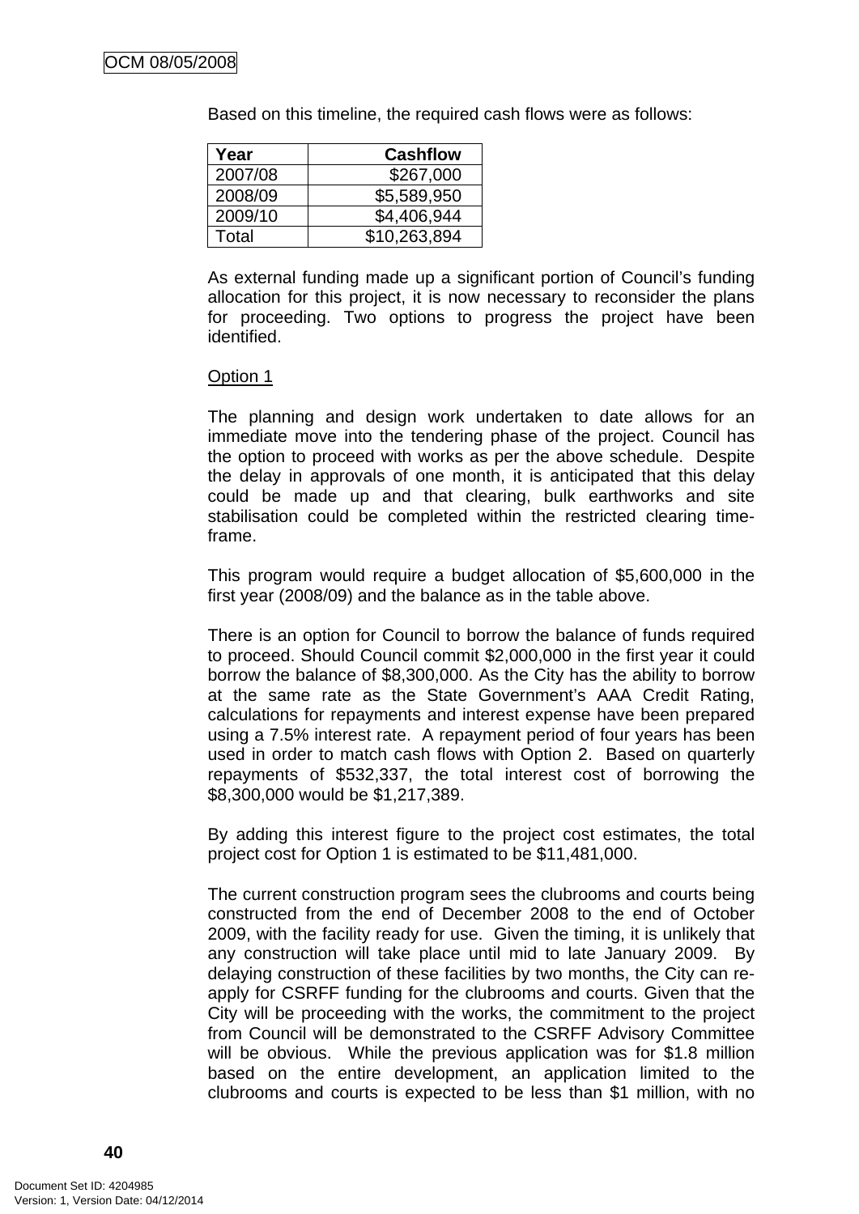Based on this timeline, the required cash flows were as follows:

| Year | Cashflow |
|---|---|
| 2007/08 | $267,000 |
| 2008/09 | $5,589,950 |
| 2009/10 | $4,406,944 |
| Total | $10,263,894 |

As external funding made up a significant portion of Council's funding allocation for this project, it is now necessary to reconsider the plans for proceeding. Two options to progress the project have been identified.

Option 1

The planning and design work undertaken to date allows for an immediate move into the tendering phase of the project. Council has the option to proceed with works as per the above schedule. Despite the delay in approvals of one month, it is anticipated that this delay could be made up and that clearing, bulk earthworks and site stabilisation could be completed within the restricted clearing time-frame.

This program would require a budget allocation of $5,600,000 in the first year (2008/09) and the balance as in the table above.

There is an option for Council to borrow the balance of funds required to proceed. Should Council commit $2,000,000 in the first year it could borrow the balance of $8,300,000. As the City has the ability to borrow at the same rate as the State Government's AAA Credit Rating, calculations for repayments and interest expense have been prepared using a 7.5% interest rate. A repayment period of four years has been used in order to match cash flows with Option 2. Based on quarterly repayments of $532,337, the total interest cost of borrowing the $8,300,000 would be $1,217,389.

By adding this interest figure to the project cost estimates, the total project cost for Option 1 is estimated to be $11,481,000.

The current construction program sees the clubrooms and courts being constructed from the end of December 2008 to the end of October 2009, with the facility ready for use. Given the timing, it is unlikely that any construction will take place until mid to late January 2009. By delaying construction of these facilities by two months, the City can re-apply for CSRFF funding for the clubrooms and courts. Given that the City will be proceeding with the works, the commitment to the project from Council will be demonstrated to the CSRFF Advisory Committee will be obvious. While the previous application was for $1.8 million based on the entire development, an application limited to the clubrooms and courts is expected to be less than $1 million, with no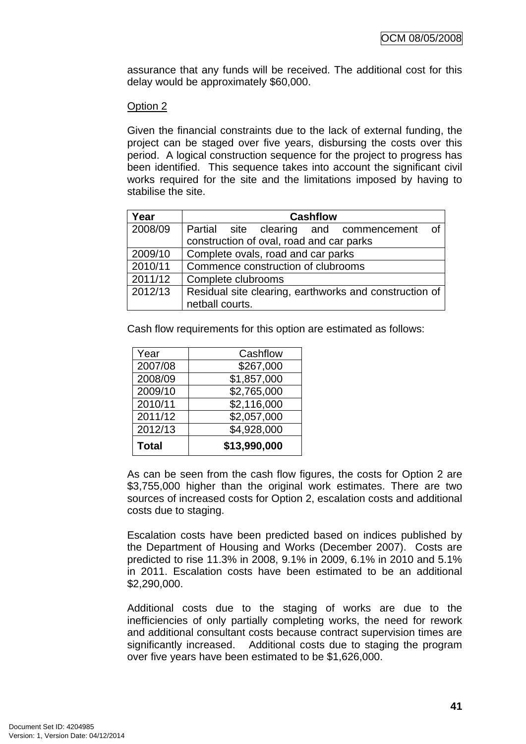assurance that any funds will be received. The additional cost for this delay would be approximately $60,000.

Option 2

Given the financial constraints due to the lack of external funding, the project can be staged over five years, disbursing the costs over this period. A logical construction sequence for the project to progress has been identified. This sequence takes into account the significant civil works required for the site and the limitations imposed by having to stabilise the site.

| Year | Cashflow |
|---|---|
| 2008/09 | Partial site clearing and commencement of construction of oval, road and car parks |
| 2009/10 | Complete ovals, road and car parks |
| 2010/11 | Commence construction of clubrooms |
| 2011/12 | Complete clubrooms |
| 2012/13 | Residual site clearing, earthworks and construction of netball courts. |

Cash flow requirements for this option are estimated as follows:

| Year | Cashflow |
|---|---:|
| 2007/08 | $267,000 |
| 2008/09 | $1,857,000 |
| 2009/10 | $2,765,000 |
| 2010/11 | $2,116,000 |
| 2011/12 | $2,057,000 |
| 2012/13 | $4,928,000 |
| **Total** | **$13,990,000** |

As can be seen from the cash flow figures, the costs for Option 2 are $3,755,000 higher than the original work estimates. There are two sources of increased costs for Option 2, escalation costs and additional costs due to staging.

Escalation costs have been predicted based on indices published by the Department of Housing and Works (December 2007). Costs are predicted to rise 11.3% in 2008, 9.1% in 2009, 6.1% in 2010 and 5.1% in 2011. Escalation costs have been estimated to be an additional $2,290,000.

Additional costs due to the staging of works are due to the inefficiencies of only partially completing works, the need for rework and additional consultant costs because contract supervision times are significantly increased. Additional costs due to staging the program over five years have been estimated to be $1,626,000.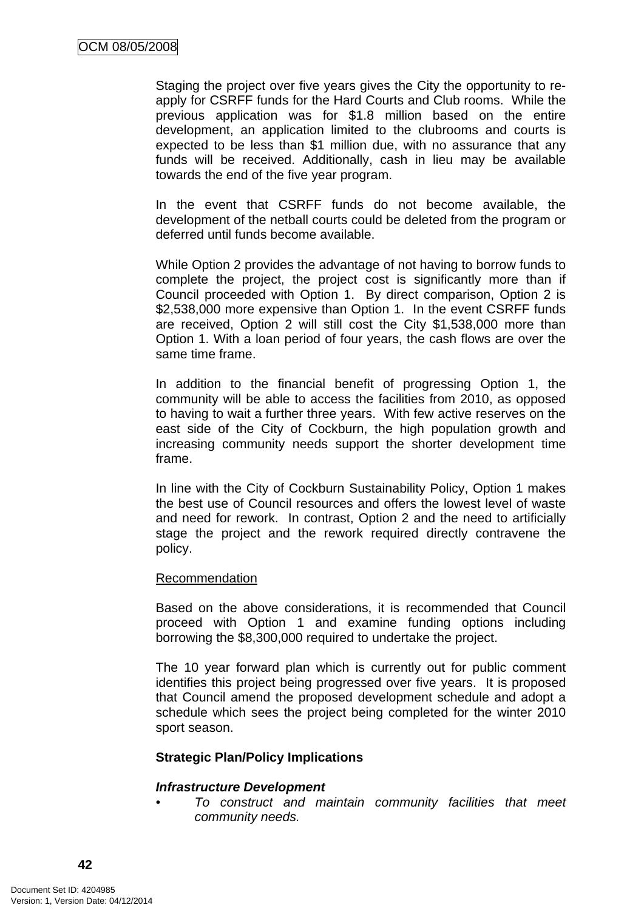Staging the project over five years gives the City the opportunity to re-apply for CSRFF funds for the Hard Courts and Club rooms. While the previous application was for $1.8 million based on the entire development, an application limited to the clubrooms and courts is expected to be less than $1 million due, with no assurance that any funds will be received. Additionally, cash in lieu may be available towards the end of the five year program.

In the event that CSRFF funds do not become available, the development of the netball courts could be deleted from the program or deferred until funds become available.

While Option 2 provides the advantage of not having to borrow funds to complete the project, the project cost is significantly more than if Council proceeded with Option 1. By direct comparison, Option 2 is $2,538,000 more expensive than Option 1. In the event CSRFF funds are received, Option 2 will still cost the City $1,538,000 more than Option 1. With a loan period of four years, the cash flows are over the same time frame.

In addition to the financial benefit of progressing Option 1, the community will be able to access the facilities from 2010, as opposed to having to wait a further three years. With few active reserves on the east side of the City of Cockburn, the high population growth and increasing community needs support the shorter development time frame.

In line with the City of Cockburn Sustainability Policy, Option 1 makes the best use of Council resources and offers the lowest level of waste and need for rework. In contrast, Option 2 and the need to artificially stage the project and the rework required directly contravene the policy.

<u>Recommendation</u>

Based on the above considerations, it is recommended that Council proceed with Option 1 and examine funding options including borrowing the $8,300,000 required to undertake the project.

The 10 year forward plan which is currently out for public comment identifies this project being progressed over five years. It is proposed that Council amend the proposed development schedule and adopt a schedule which sees the project being completed for the winter 2010 sport season.

**Strategic Plan/Policy Implications**

***Infrastructure Development***

- *To construct and maintain community facilities that meet community needs.*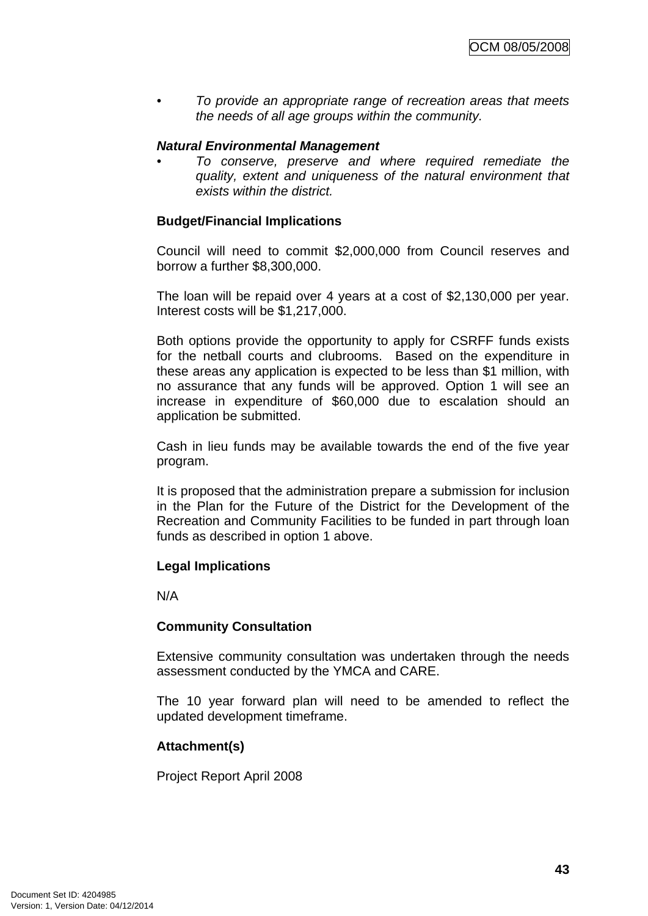- *To provide an appropriate range of recreation areas that meets the needs of all age groups within the community.*

***Natural Environmental Management***

- *To conserve, preserve and where required remediate the quality, extent and uniqueness of the natural environment that exists within the district.*

**Budget/Financial Implications**

Council will need to commit $2,000,000 from Council reserves and borrow a further $8,300,000.

The loan will be repaid over 4 years at a cost of $2,130,000 per year. Interest costs will be $1,217,000.

Both options provide the opportunity to apply for CSRFF funds exists for the netball courts and clubrooms. Based on the expenditure in these areas any application is expected to be less than $1 million, with no assurance that any funds will be approved. Option 1 will see an increase in expenditure of $60,000 due to escalation should an application be submitted.

Cash in lieu funds may be available towards the end of the five year program.

It is proposed that the administration prepare a submission for inclusion in the Plan for the Future of the District for the Development of the Recreation and Community Facilities to be funded in part through loan funds as described in option 1 above.

**Legal Implications**

N/A

**Community Consultation**

Extensive community consultation was undertaken through the needs assessment conducted by the YMCA and CARE.

The 10 year forward plan will need to be amended to reflect the updated development timeframe.

**Attachment(s)**

Project Report April 2008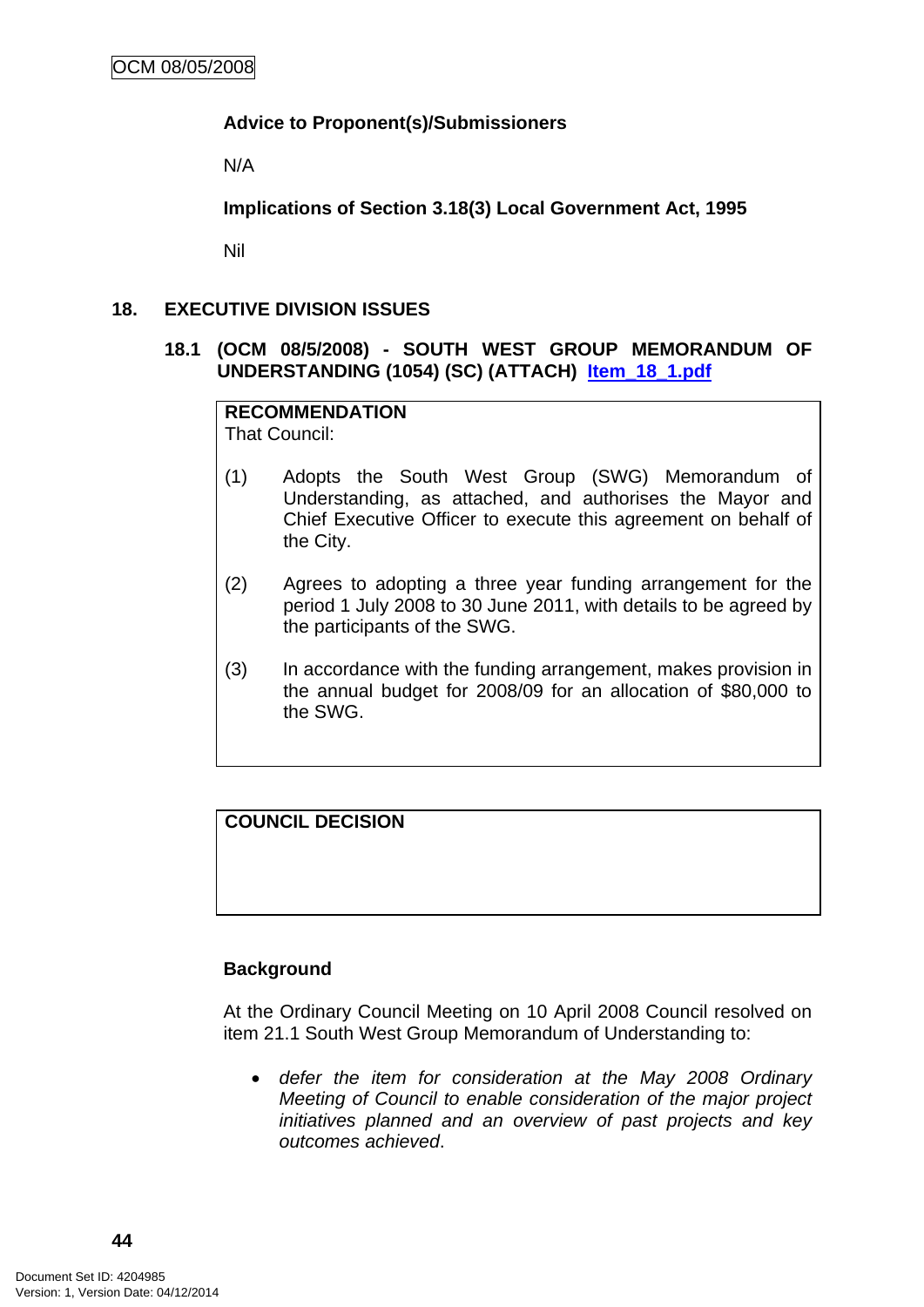**Advice to Proponent(s)/Submissioners**

N/A

**Implications of Section 3.18(3) Local Government Act, 1995**

Nil

## 18. EXECUTIVE DIVISION ISSUES

### 18.1 (OCM 08/5/2008) - SOUTH WEST GROUP MEMORANDUM OF UNDERSTANDING (1054) (SC) (ATTACH) Item_18_1.pdf

**RECOMMENDATION**

That Council:

(1) Adopts the South West Group (SWG) Memorandum of Understanding, as attached, and authorises the Mayor and Chief Executive Officer to execute this agreement on behalf of the City.

(2) Agrees to adopting a three year funding arrangement for the period 1 July 2008 to 30 June 2011, with details to be agreed by the participants of the SWG.

(3) In accordance with the funding arrangement, makes provision in the annual budget for 2008/09 for an allocation of $80,000 to the SWG.

**COUNCIL DECISION**

**Background**

At the Ordinary Council Meeting on 10 April 2008 Council resolved on item 21.1 South West Group Memorandum of Understanding to:

- *defer the item for consideration at the May 2008 Ordinary Meeting of Council to enable consideration of the major project initiatives planned and an overview of past projects and key outcomes achieved*.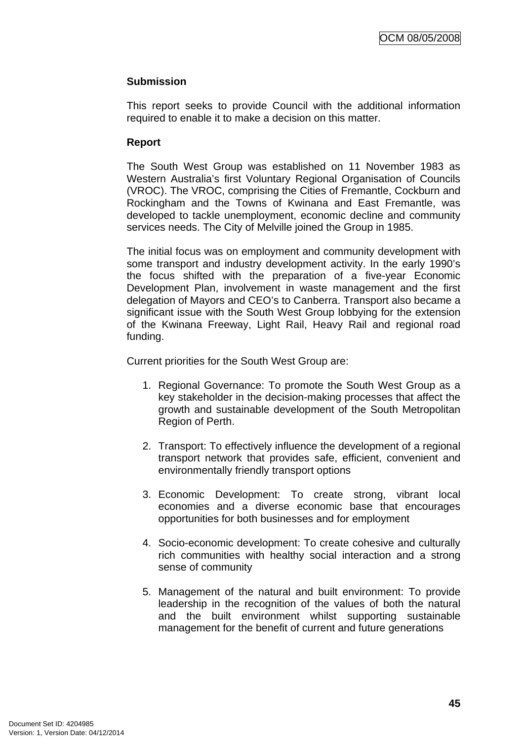**Submission**

This report seeks to provide Council with the additional information required to enable it to make a decision on this matter.

**Report**

The South West Group was established on 11 November 1983 as Western Australia's first Voluntary Regional Organisation of Councils (VROC). The VROC, comprising the Cities of Fremantle, Cockburn and Rockingham and the Towns of Kwinana and East Fremantle, was developed to tackle unemployment, economic decline and community services needs. The City of Melville joined the Group in 1985.

The initial focus was on employment and community development with some transport and industry development activity. In the early 1990's the focus shifted with the preparation of a five-year Economic Development Plan, involvement in waste management and the first delegation of Mayors and CEO's to Canberra. Transport also became a significant issue with the South West Group lobbying for the extension of the Kwinana Freeway, Light Rail, Heavy Rail and regional road funding.

Current priorities for the South West Group are:

1. Regional Governance: To promote the South West Group as a key stakeholder in the decision-making processes that affect the growth and sustainable development of the South Metropolitan Region of Perth.

2. Transport: To effectively influence the development of a regional transport network that provides safe, efficient, convenient and environmentally friendly transport options

3. Economic Development: To create strong, vibrant local economies and a diverse economic base that encourages opportunities for both businesses and for employment

4. Socio-economic development: To create cohesive and culturally rich communities with healthy social interaction and a strong sense of community

5. Management of the natural and built environment: To provide leadership in the recognition of the values of both the natural and the built environment whilst supporting sustainable management for the benefit of current and future generations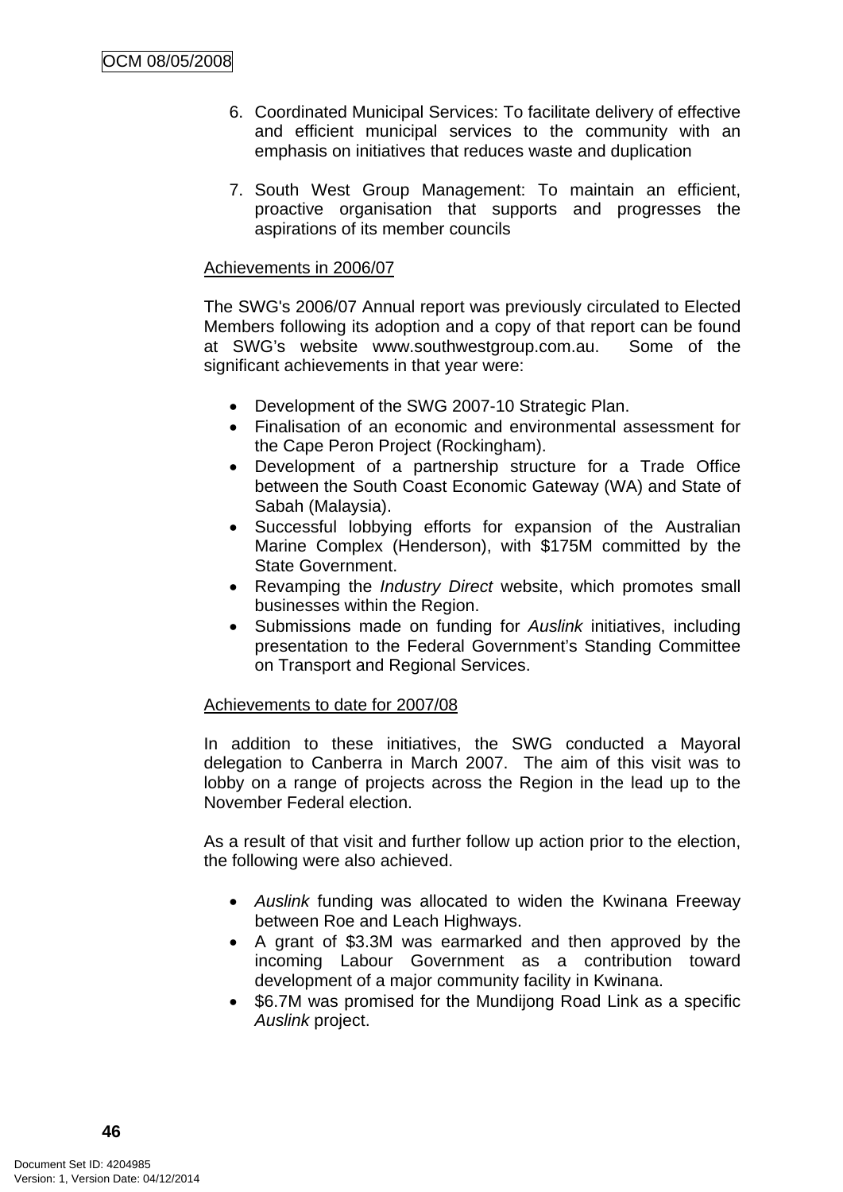6. Coordinated Municipal Services: To facilitate delivery of effective and efficient municipal services to the community with an emphasis on initiatives that reduces waste and duplication

7. South West Group Management: To maintain an efficient, proactive organisation that supports and progresses the aspirations of its member councils

<u>Achievements in 2006/07</u>

The SWG's 2006/07 Annual report was previously circulated to Elected Members following its adoption and a copy of that report can be found at SWG's website www.southwestgroup.com.au. Some of the significant achievements in that year were:

- Development of the SWG 2007-10 Strategic Plan.
- Finalisation of an economic and environmental assessment for the Cape Peron Project (Rockingham).
- Development of a partnership structure for a Trade Office between the South Coast Economic Gateway (WA) and State of Sabah (Malaysia).
- Successful lobbying efforts for expansion of the Australian Marine Complex (Henderson), with $175M committed by the State Government.
- Revamping the *Industry Direct* website, which promotes small businesses within the Region.
- Submissions made on funding for *Auslink* initiatives, including presentation to the Federal Government's Standing Committee on Transport and Regional Services.

<u>Achievements to date for 2007/08</u>

In addition to these initiatives, the SWG conducted a Mayoral delegation to Canberra in March 2007. The aim of this visit was to lobby on a range of projects across the Region in the lead up to the November Federal election.

As a result of that visit and further follow up action prior to the election, the following were also achieved.

- *Auslink* funding was allocated to widen the Kwinana Freeway between Roe and Leach Highways.
- A grant of $3.3M was earmarked and then approved by the incoming Labour Government as a contribution toward development of a major community facility in Kwinana.
- $6.7M was promised for the Mundijong Road Link as a specific *Auslink* project.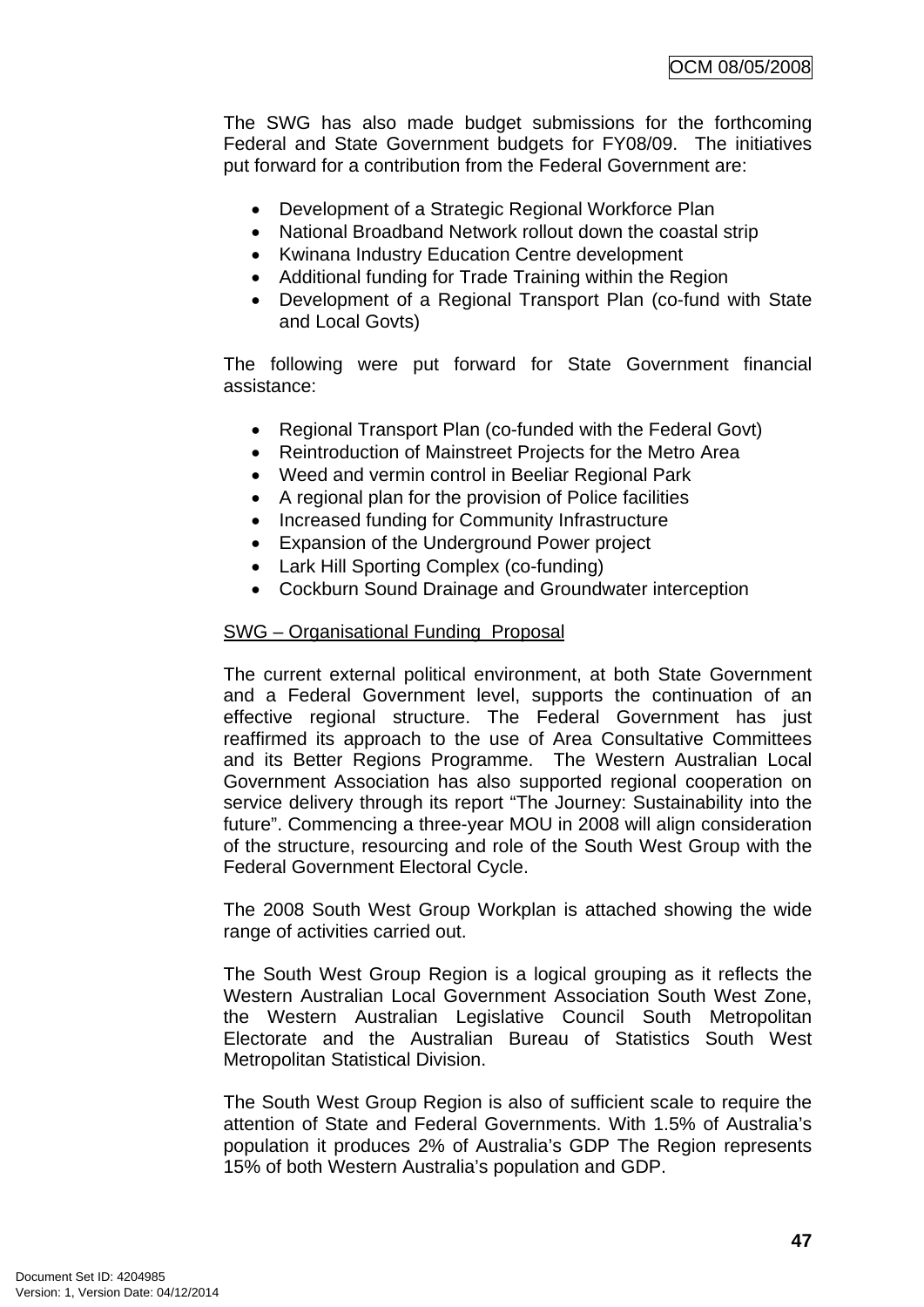The SWG has also made budget submissions for the forthcoming Federal and State Government budgets for FY08/09. The initiatives put forward for a contribution from the Federal Government are:

- Development of a Strategic Regional Workforce Plan
- National Broadband Network rollout down the coastal strip
- Kwinana Industry Education Centre development
- Additional funding for Trade Training within the Region
- Development of a Regional Transport Plan (co-fund with State and Local Govts)

The following were put forward for State Government financial assistance:

- Regional Transport Plan (co-funded with the Federal Govt)
- Reintroduction of Mainstreet Projects for the Metro Area
- Weed and vermin control in Beeliar Regional Park
- A regional plan for the provision of Police facilities
- Increased funding for Community Infrastructure
- Expansion of the Underground Power project
- Lark Hill Sporting Complex (co-funding)
- Cockburn Sound Drainage and Groundwater interception

<u>SWG – Organisational Funding Proposal</u>

The current external political environment, at both State Government and a Federal Government level, supports the continuation of an effective regional structure. The Federal Government has just reaffirmed its approach to the use of Area Consultative Committees and its Better Regions Programme. The Western Australian Local Government Association has also supported regional cooperation on service delivery through its report "The Journey: Sustainability into the future". Commencing a three-year MOU in 2008 will align consideration of the structure, resourcing and role of the South West Group with the Federal Government Electoral Cycle.

The 2008 South West Group Workplan is attached showing the wide range of activities carried out.

The South West Group Region is a logical grouping as it reflects the Western Australian Local Government Association South West Zone, the Western Australian Legislative Council South Metropolitan Electorate and the Australian Bureau of Statistics South West Metropolitan Statistical Division.

The South West Group Region is also of sufficient scale to require the attention of State and Federal Governments. With 1.5% of Australia's population it produces 2% of Australia's GDP The Region represents 15% of both Western Australia's population and GDP.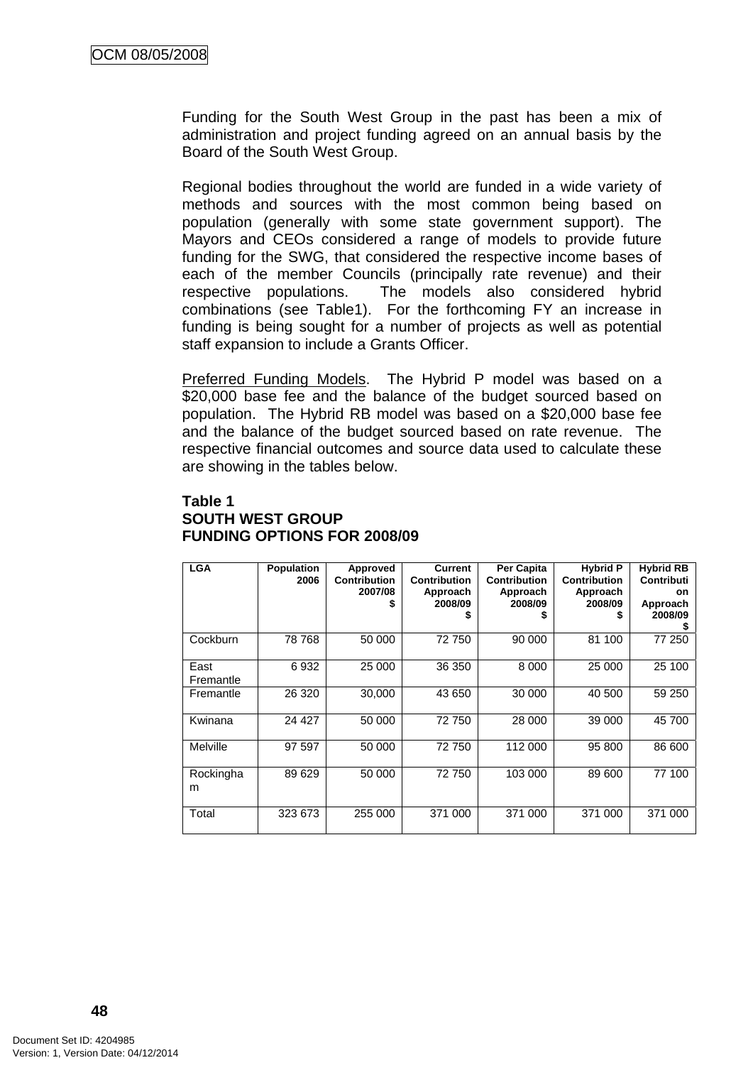Funding for the South West Group in the past has been a mix of administration and project funding agreed on an annual basis by the Board of the South West Group.

Regional bodies throughout the world are funded in a wide variety of methods and sources with the most common being based on population (generally with some state government support). The Mayors and CEOs considered a range of models to provide future funding for the SWG, that considered the respective income bases of each of the member Councils (principally rate revenue) and their respective populations. The models also considered hybrid combinations (see Table1). For the forthcoming FY an increase in funding is being sought for a number of projects as well as potential staff expansion to include a Grants Officer.

Preferred Funding Models. The Hybrid P model was based on a \$20,000 base fee and the balance of the budget sourced based on population. The Hybrid RB model was based on a \$20,000 base fee and the balance of the budget sourced based on rate revenue. The respective financial outcomes and source data used to calculate these are showing in the tables below.

**Table 1**
**SOUTH WEST GROUP**
**FUNDING OPTIONS FOR 2008/09**

| LGA | Population 2006 | Approved Contribution 2007/08 $ | Current Contribution Approach 2008/09 $ | Per Capita Contribution Approach 2008/09 $ | Hybrid P Contribution Approach 2008/09 $ | Hybrid RB Contribution Approach 2008/09 $ |
|---|---|---|---|---|---|---|
| Cockburn | 78 768 | 50 000 | 72 750 | 90 000 | 81 100 | 77 250 |
| East Fremantle | 6 932 | 25 000 | 36 350 | 8 000 | 25 000 | 25 100 |
| Fremantle | 26 320 | 30,000 | 43 650 | 30 000 | 40 500 | 59 250 |
| Kwinana | 24 427 | 50 000 | 72 750 | 28 000 | 39 000 | 45 700 |
| Melville | 97 597 | 50 000 | 72 750 | 112 000 | 95 800 | 86 600 |
| Rockingham | 89 629 | 50 000 | 72 750 | 103 000 | 89 600 | 77 100 |
| Total | 323 673 | 255 000 | 371 000 | 371 000 | 371 000 | 371 000 |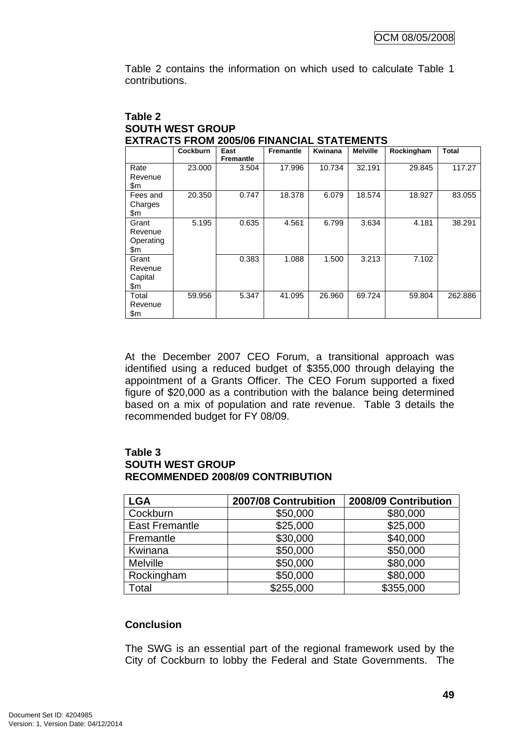Table 2 contains the information on which used to calculate Table 1 contributions.

**Table 2**
**SOUTH WEST GROUP**
**EXTRACTS FROM 2005/06 FINANCIAL STATEMENTS**

| | Cockburn | East Fremantle | Fremantle | Kwinana | Melville | Rockingham | Total |
|---|---|---|---|---|---|---|---|
| Rate Revenue $m | 23.000 | 3.504 | 17.996 | 10.734 | 32.191 | 29.845 | 117.27 |
| Fees and Charges $m | 20.350 | 0.747 | 18.378 | 6.079 | 18.574 | 18.927 | 83.055 |
| Grant Revenue Operating $m | 5.195 | 0.635 | 4.561 | 6.799 | 3.634 | 4.181 | 38.291 |
| Grant Revenue Capital $m | | 0.383 | 1.088 | 1.500 | 3.213 | 7.102 | |
| Total Revenue $m | 59.956 | 5.347 | 41.095 | 26.960 | 69.724 | 59.804 | 262.886 |

At the December 2007 CEO Forum, a transitional approach was identified using a reduced budget of $355,000 through delaying the appointment of a Grants Officer. The CEO Forum supported a fixed figure of $20,000 as a contribution with the balance being determined based on a mix of population and rate revenue. Table 3 details the recommended budget for FY 08/09.

**Table 3**
**SOUTH WEST GROUP**
**RECOMMENDED 2008/09 CONTRIBUTION**

| LGA | 2007/08 Contrubition | 2008/09 Contribution |
|---|---|---|
| Cockburn | $50,000 | $80,000 |
| East Fremantle | $25,000 | $25,000 |
| Fremantle | $30,000 | $40,000 |
| Kwinana | $50,000 | $50,000 |
| Melville | $50,000 | $80,000 |
| Rockingham | $50,000 | $80,000 |
| Total | $255,000 | $355,000 |

**Conclusion**

The SWG is an essential part of the regional framework used by the City of Cockburn to lobby the Federal and State Governments. The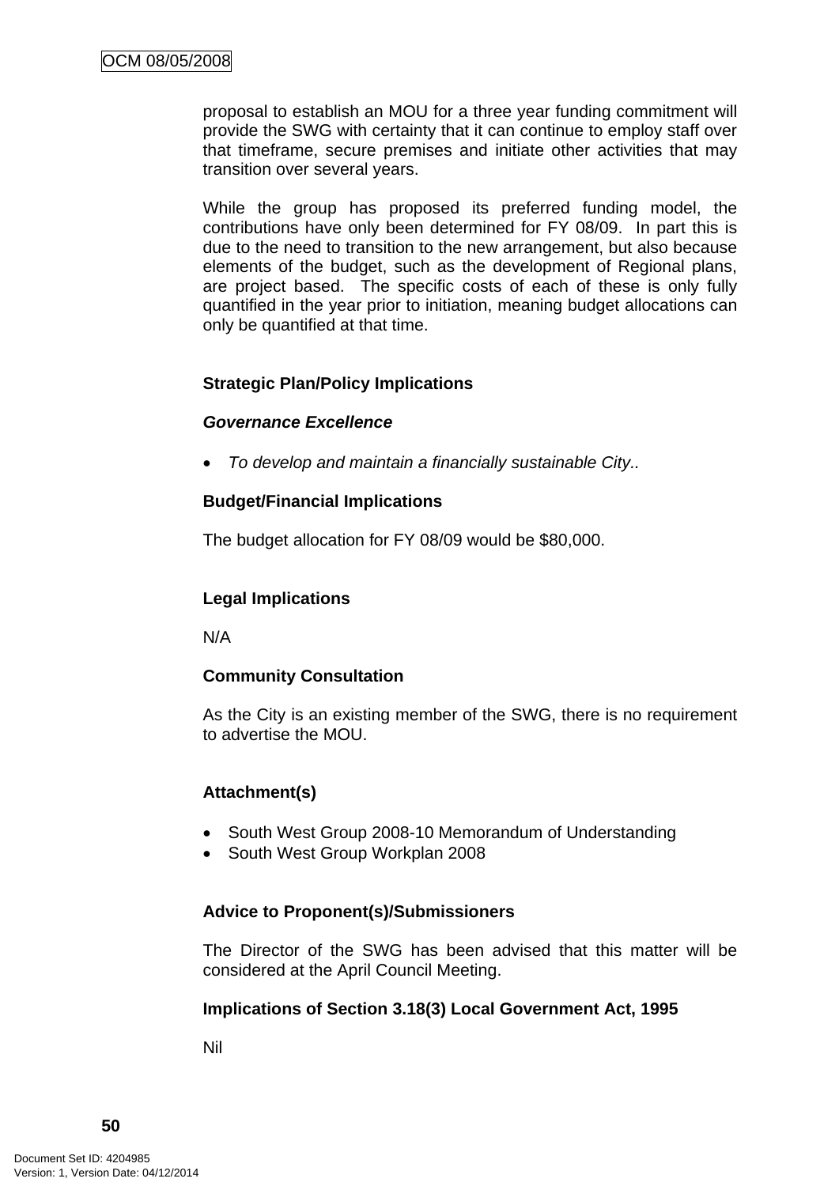proposal to establish an MOU for a three year funding commitment will provide the SWG with certainty that it can continue to employ staff over that timeframe, secure premises and initiate other activities that may transition over several years.

While the group has proposed its preferred funding model, the contributions have only been determined for FY 08/09. In part this is due to the need to transition to the new arrangement, but also because elements of the budget, such as the development of Regional plans, are project based. The specific costs of each of these is only fully quantified in the year prior to initiation, meaning budget allocations can only be quantified at that time.

**Strategic Plan/Policy Implications**

***Governance Excellence***

- *To develop and maintain a financially sustainable City..*

**Budget/Financial Implications**

The budget allocation for FY 08/09 would be $80,000.

**Legal Implications**

N/A

**Community Consultation**

As the City is an existing member of the SWG, there is no requirement to advertise the MOU.

**Attachment(s)**

- South West Group 2008-10 Memorandum of Understanding
- South West Group Workplan 2008

**Advice to Proponent(s)/Submissioners**

The Director of the SWG has been advised that this matter will be considered at the April Council Meeting.

**Implications of Section 3.18(3) Local Government Act, 1995**

Nil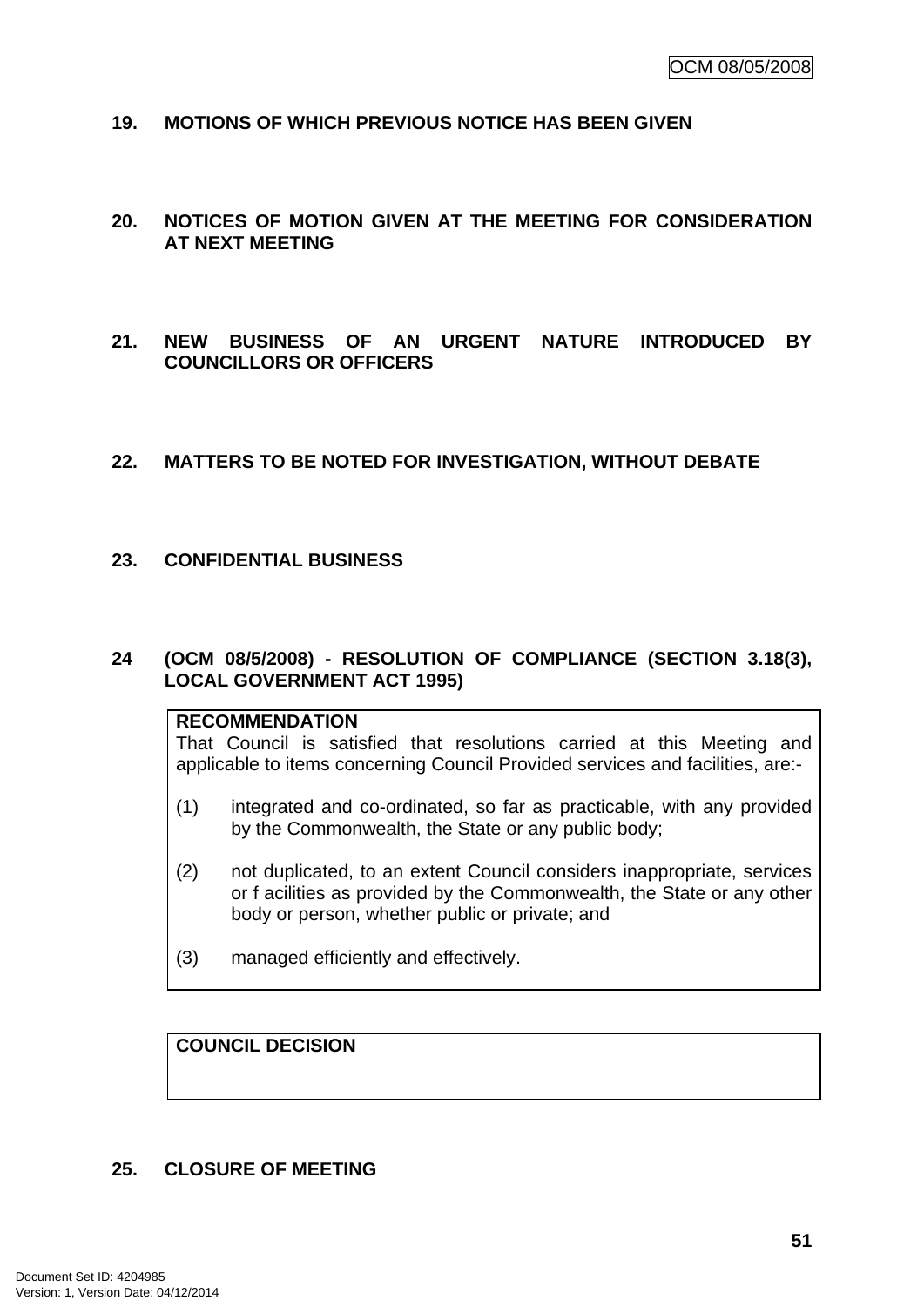## 19. MOTIONS OF WHICH PREVIOUS NOTICE HAS BEEN GIVEN

## 20. NOTICES OF MOTION GIVEN AT THE MEETING FOR CONSIDERATION AT NEXT MEETING

## 21. NEW BUSINESS OF AN URGENT NATURE INTRODUCED BY COUNCILLORS OR OFFICERS

## 22. MATTERS TO BE NOTED FOR INVESTIGATION, WITHOUT DEBATE

## 23. CONFIDENTIAL BUSINESS

## 24 (OCM 08/5/2008) - RESOLUTION OF COMPLIANCE (SECTION 3.18(3), LOCAL GOVERNMENT ACT 1995)

**RECOMMENDATION**

That Council is satisfied that resolutions carried at this Meeting and applicable to items concerning Council Provided services and facilities, are:-

(1) integrated and co-ordinated, so far as practicable, with any provided by the Commonwealth, the State or any public body;

(2) not duplicated, to an extent Council considers inappropriate, services or f acilities as provided by the Commonwealth, the State or any other body or person, whether public or private; and

(3) managed efficiently and effectively.

**COUNCIL DECISION**

## 25. CLOSURE OF MEETING

Document Set ID: 4204985
Version: 1, Version Date: 04/12/2014